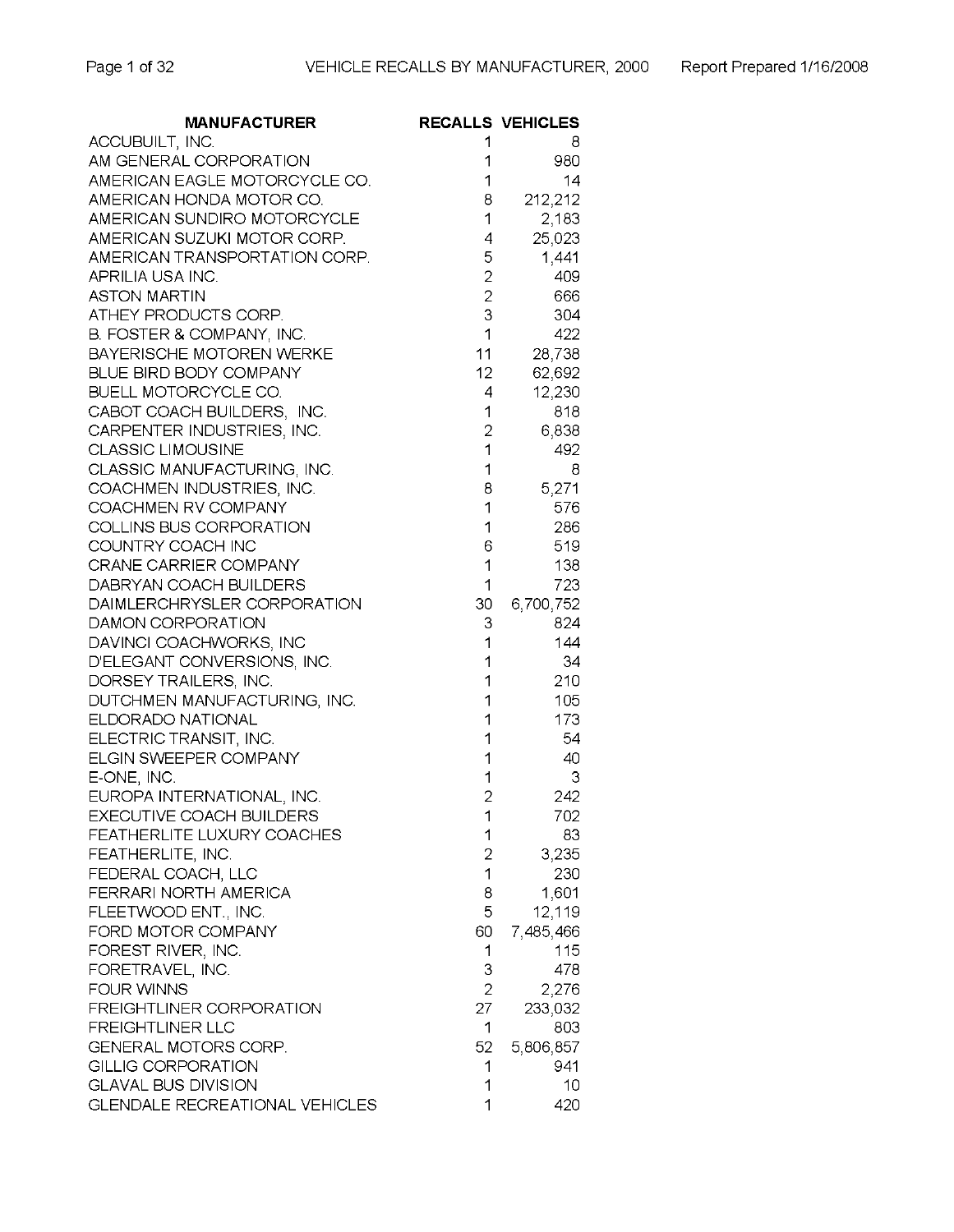| MANUFACTURER | RECALLS | VEHICLES |
|---|---|---|
| ACCUBUILT, INC. | 1 | 8 |
| AM GENERAL CORPORATION | 1 | 980 |
| AMERICAN EAGLE MOTORCYCLE CO. | 1 | 14 |
| AMERICAN HONDA MOTOR CO. | 8 | 212,212 |
| AMERICAN SUNDIRO MOTORCYCLE | 1 | 2,183 |
| AMERICAN SUZUKI MOTOR CORP. | 4 | 25,023 |
| AMERICAN TRANSPORTATION CORP. | 5 | 1,441 |
| APRILIA USA INC. | 2 | 409 |
| ASTON MARTIN | 2 | 666 |
| ATHEY PRODUCTS CORP. | 3 | 304 |
| B. FOSTER & COMPANY, INC. | 1 | 422 |
| BAYERISCHE MOTOREN WERKE | 11 | 28,738 |
| BLUE BIRD BODY COMPANY | 12 | 62,692 |
| BUELL MOTORCYCLE CO. | 4 | 12,230 |
| CABOT COACH BUILDERS, INC. | 1 | 818 |
| CARPENTER INDUSTRIES, INC. | 2 | 6,838 |
| CLASSIC LIMOUSINE | 1 | 492 |
| CLASSIC MANUFACTURING, INC. | 1 | 8 |
| COACHMEN INDUSTRIES, INC. | 8 | 5,271 |
| COACHMEN RV COMPANY | 1 | 576 |
| COLLINS BUS CORPORATION | 1 | 286 |
| COUNTRY COACH INC | 6 | 519 |
| CRANE CARRIER COMPANY | 1 | 138 |
| DABRYAN COACH BUILDERS | 1 | 723 |
| DAIMLERCHRYSLER CORPORATION | 30 | 6,700,752 |
| DAMON CORPORATION | 3 | 824 |
| DAVINCI COACHWORKS, INC | 1 | 144 |
| D'ELEGANT CONVERSIONS, INC. | 1 | 34 |
| DORSEY TRAILERS, INC. | 1 | 210 |
| DUTCHMEN MANUFACTURING, INC. | 1 | 105 |
| ELDORADO NATIONAL | 1 | 173 |
| ELECTRIC TRANSIT, INC. | 1 | 54 |
| ELGIN SWEEPER COMPANY | 1 | 40 |
| E-ONE, INC. | 1 | 3 |
| EUROPA INTERNATIONAL, INC. | 2 | 242 |
| EXECUTIVE COACH BUILDERS | 1 | 702 |
| FEATHERLITE LUXURY COACHES | 1 | 83 |
| FEATHERLITE, INC. | 2 | 3,235 |
| FEDERAL COACH, LLC | 1 | 230 |
| FERRARI NORTH AMERICA | 8 | 1,601 |
| FLEETWOOD ENT., INC. | 5 | 12,119 |
| FORD MOTOR COMPANY | 60 | 7,485,466 |
| FOREST RIVER, INC. | 1 | 115 |
| FORETRAVEL, INC. | 3 | 478 |
| FOUR WINNS | 2 | 2,276 |
| FREIGHTLINER CORPORATION | 27 | 233,032 |
| FREIGHTLINER LLC | 1 | 803 |
| GENERAL MOTORS CORP. | 52 | 5,806,857 |
| GILLIG CORPORATION | 1 | 941 |
| GLAVAL BUS DIVISION | 1 | 10 |
| GLENDALE RECREATIONAL VEHICLES | 1 | 420 |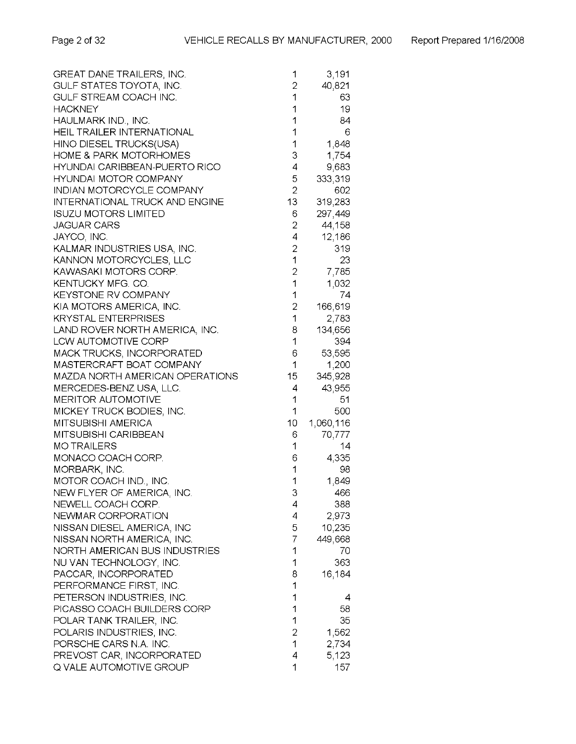| | | |
|---|---|---|
| GREAT DANE TRAILERS, INC. | 1 | 3,191 |
| GULF STATES TOYOTA, INC. | 2 | 40,821 |
| GULF STREAM COACH INC. | 1 | 63 |
| HACKNEY | 1 | 19 |
| HAULMARK IND., INC. | 1 | 84 |
| HEIL TRAILER INTERNATIONAL | 1 | 6 |
| HINO DIESEL TRUCKS(USA) | 1 | 1,848 |
| HOME & PARK MOTORHOMES | 3 | 1,754 |
| HYUNDAI CARIBBEAN-PUERTO RICO | 4 | 9,683 |
| HYUNDAI MOTOR COMPANY | 5 | 333,319 |
| INDIAN MOTORCYCLE COMPANY | 2 | 602 |
| INTERNATIONAL TRUCK AND ENGINE | 13 | 319,283 |
| ISUZU MOTORS LIMITED | 6 | 297,449 |
| JAGUAR CARS | 2 | 44,158 |
| JAYCO, INC. | 4 | 12,186 |
| KALMAR INDUSTRIES USA, INC. | 2 | 319 |
| KANNON MOTORCYCLES, LLC | 1 | 23 |
| KAWASAKI MOTORS CORP. | 2 | 7,785 |
| KENTUCKY MFG. CO. | 1 | 1,032 |
| KEYSTONE RV COMPANY | 1 | 74 |
| KIA MOTORS AMERICA, INC. | 2 | 166,619 |
| KRYSTAL ENTERPRISES | 1 | 2,783 |
| LAND ROVER NORTH AMERICA, INC. | 8 | 134,656 |
| LCW AUTOMOTIVE CORP | 1 | 394 |
| MACK TRUCKS, INCORPORATED | 6 | 53,595 |
| MASTERCRAFT BOAT COMPANY | 1 | 1,200 |
| MAZDA NORTH AMERICAN OPERATIONS | 15 | 345,928 |
| MERCEDES-BENZ USA, LLC. | 4 | 43,955 |
| MERITOR AUTOMOTIVE | 1 | 51 |
| MICKEY TRUCK BODIES, INC. | 1 | 500 |
| MITSUBISHI AMERICA | 10 | 1,060,116 |
| MITSUBISHI CARIBBEAN | 6 | 70,777 |
| MO TRAILERS | 1 | 14 |
| MONACO COACH CORP. | 6 | 4,335 |
| MORBARK, INC. | 1 | 98 |
| MOTOR COACH IND., INC. | 1 | 1,849 |
| NEW FLYER OF AMERICA, INC. | 3 | 466 |
| NEWELL COACH CORP. | 4 | 388 |
| NEWMAR CORPORATION | 4 | 2,973 |
| NISSAN DIESEL AMERICA, INC | 5 | 10,235 |
| NISSAN NORTH AMERICA, INC. | 7 | 449,668 |
| NORTH AMERICAN BUS INDUSTRIES | 1 | 70 |
| NU VAN TECHNOLOGY, INC. | 1 | 363 |
| PACCAR, INCORPORATED | 8 | 16,184 |
| PERFORMANCE FIRST, INC. | 1 | |
| PETERSON INDUSTRIES, INC. | 1 | 4 |
| PICASSO COACH BUILDERS CORP | 1 | 58 |
| POLAR TANK TRAILER, INC. | 1 | 35 |
| POLARIS INDUSTRIES, INC. | 2 | 1,562 |
| PORSCHE CARS N.A. INC. | 1 | 2,734 |
| PREVOST CAR, INCORPORATED | 4 | 5,123 |
| Q VALE AUTOMOTIVE GROUP | 1 | 157 |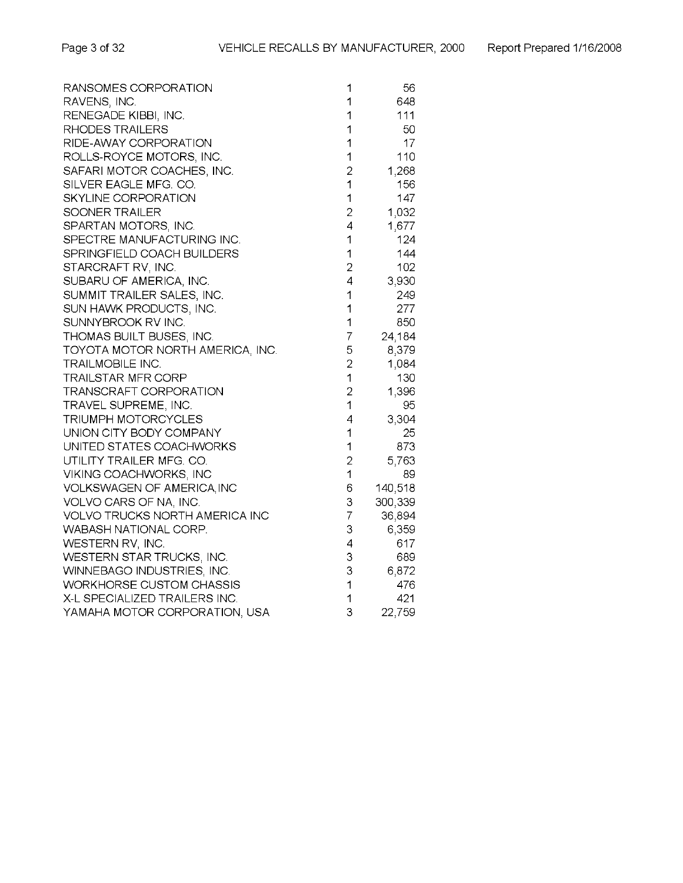| | | |
|---|---|---|
| RANSOMES CORPORATION | 1 | 56 |
| RAVENS, INC. | 1 | 648 |
| RENEGADE KIBBI, INC. | 1 | 111 |
| RHODES TRAILERS | 1 | 50 |
| RIDE-AWAY CORPORATION | 1 | 17 |
| ROLLS-ROYCE MOTORS, INC. | 1 | 110 |
| SAFARI MOTOR COACHES, INC. | 2 | 1,268 |
| SILVER EAGLE MFG. CO. | 1 | 156 |
| SKYLINE CORPORATION | 1 | 147 |
| SOONER TRAILER | 2 | 1,032 |
| SPARTAN MOTORS, INC. | 4 | 1,677 |
| SPECTRE MANUFACTURING INC. | 1 | 124 |
| SPRINGFIELD COACH BUILDERS | 1 | 144 |
| STARCRAFT RV, INC. | 2 | 102 |
| SUBARU OF AMERICA, INC. | 4 | 3,930 |
| SUMMIT TRAILER SALES, INC. | 1 | 249 |
| SUN HAWK PRODUCTS, INC. | 1 | 277 |
| SUNNYBROOK RV INC. | 1 | 850 |
| THOMAS BUILT BUSES, INC. | 7 | 24,184 |
| TOYOTA MOTOR NORTH AMERICA, INC. | 5 | 8,379 |
| TRAILMOBILE INC. | 2 | 1,084 |
| TRAILSTAR MFR CORP | 1 | 130 |
| TRANSCRAFT CORPORATION | 2 | 1,396 |
| TRAVEL SUPREME, INC. | 1 | 95 |
| TRIUMPH MOTORCYCLES | 4 | 3,304 |
| UNION CITY BODY COMPANY | 1 | 25 |
| UNITED STATES COACHWORKS | 1 | 873 |
| UTILITY TRAILER MFG. CO. | 2 | 5,763 |
| VIKING COACHWORKS, INC | 1 | 89 |
| VOLKSWAGEN OF AMERICA,INC | 6 | 140,518 |
| VOLVO CARS OF NA, INC. | 3 | 300,339 |
| VOLVO TRUCKS NORTH AMERICA INC | 7 | 36,894 |
| WABASH NATIONAL CORP. | 3 | 6,359 |
| WESTERN RV, INC. | 4 | 617 |
| WESTERN STAR TRUCKS, INC. | 3 | 689 |
| WINNEBAGO INDUSTRIES, INC. | 3 | 6,872 |
| WORKHORSE CUSTOM CHASSIS | 1 | 476 |
| X-L SPECIALIZED TRAILERS INC. | 1 | 421 |
| YAMAHA MOTOR CORPORATION, USA | 3 | 22,759 |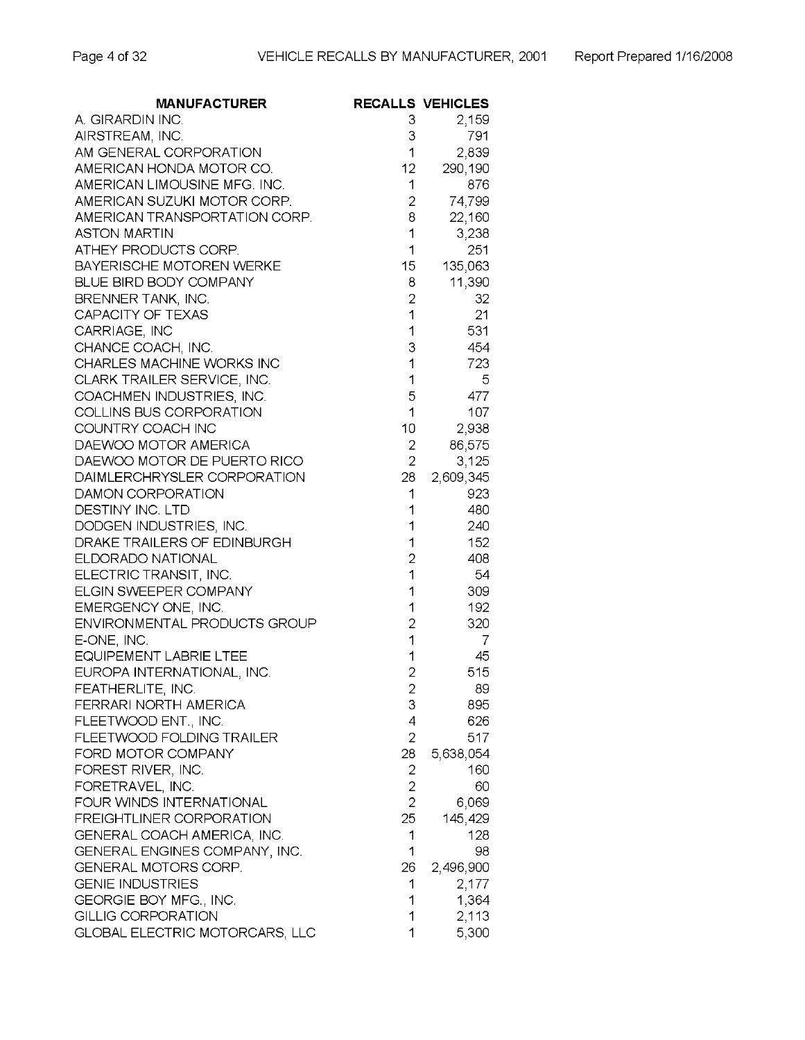| MANUFACTURER | RECALLS | VEHICLES |
|---|---|---|
| A. GIRARDIN INC. | 3 | 2,159 |
| AIRSTREAM, INC. | 3 | 791 |
| AM GENERAL CORPORATION | 1 | 2,839 |
| AMERICAN HONDA MOTOR CO. | 12 | 290,190 |
| AMERICAN LIMOUSINE MFG. INC. | 1 | 876 |
| AMERICAN SUZUKI MOTOR CORP. | 2 | 74,799 |
| AMERICAN TRANSPORTATION CORP. | 8 | 22,160 |
| ASTON MARTIN | 1 | 3,238 |
| ATHEY PRODUCTS CORP. | 1 | 251 |
| BAYERISCHE MOTOREN WERKE | 15 | 135,063 |
| BLUE BIRD BODY COMPANY | 8 | 11,390 |
| BRENNER TANK, INC. | 2 | 32 |
| CAPACITY OF TEXAS | 1 | 21 |
| CARRIAGE, INC | 1 | 531 |
| CHANCE COACH, INC. | 3 | 454 |
| CHARLES MACHINE WORKS INC | 1 | 723 |
| CLARK TRAILER SERVICE, INC. | 1 | 5 |
| COACHMEN INDUSTRIES, INC. | 5 | 477 |
| COLLINS BUS CORPORATION | 1 | 107 |
| COUNTRY COACH INC | 10 | 2,938 |
| DAEWOO MOTOR AMERICA | 2 | 86,575 |
| DAEWOO MOTOR DE PUERTO RICO | 2 | 3,125 |
| DAIMLERCHRYSLER CORPORATION | 28 | 2,609,345 |
| DAMON CORPORATION | 1 | 923 |
| DESTINY INC. LTD | 1 | 480 |
| DODGEN INDUSTRIES, INC. | 1 | 240 |
| DRAKE TRAILERS OF EDINBURGH | 1 | 152 |
| ELDORADO NATIONAL | 2 | 408 |
| ELECTRIC TRANSIT, INC. | 1 | 54 |
| ELGIN SWEEPER COMPANY | 1 | 309 |
| EMERGENCY ONE, INC. | 1 | 192 |
| ENVIRONMENTAL PRODUCTS GROUP | 2 | 320 |
| E-ONE, INC. | 1 | 7 |
| EQUIPEMENT LABRIE LTEE | 1 | 45 |
| EUROPA INTERNATIONAL, INC. | 2 | 515 |
| FEATHERLITE, INC. | 2 | 89 |
| FERRARI NORTH AMERICA | 3 | 895 |
| FLEETWOOD ENT., INC. | 4 | 626 |
| FLEETWOOD FOLDING TRAILER | 2 | 517 |
| FORD MOTOR COMPANY | 28 | 5,638,054 |
| FOREST RIVER, INC. | 2 | 160 |
| FORETRAVEL, INC. | 2 | 60 |
| FOUR WINDS INTERNATIONAL | 2 | 6,069 |
| FREIGHTLINER CORPORATION | 25 | 145,429 |
| GENERAL COACH AMERICA, INC. | 1 | 128 |
| GENERAL ENGINES COMPANY, INC. | 1 | 98 |
| GENERAL MOTORS CORP. | 26 | 2,496,900 |
| GENIE INDUSTRIES | 1 | 2,177 |
| GEORGIE BOY MFG., INC. | 1 | 1,364 |
| GILLIG CORPORATION | 1 | 2,113 |
| GLOBAL ELECTRIC MOTORCARS, LLC | 1 | 5,300 |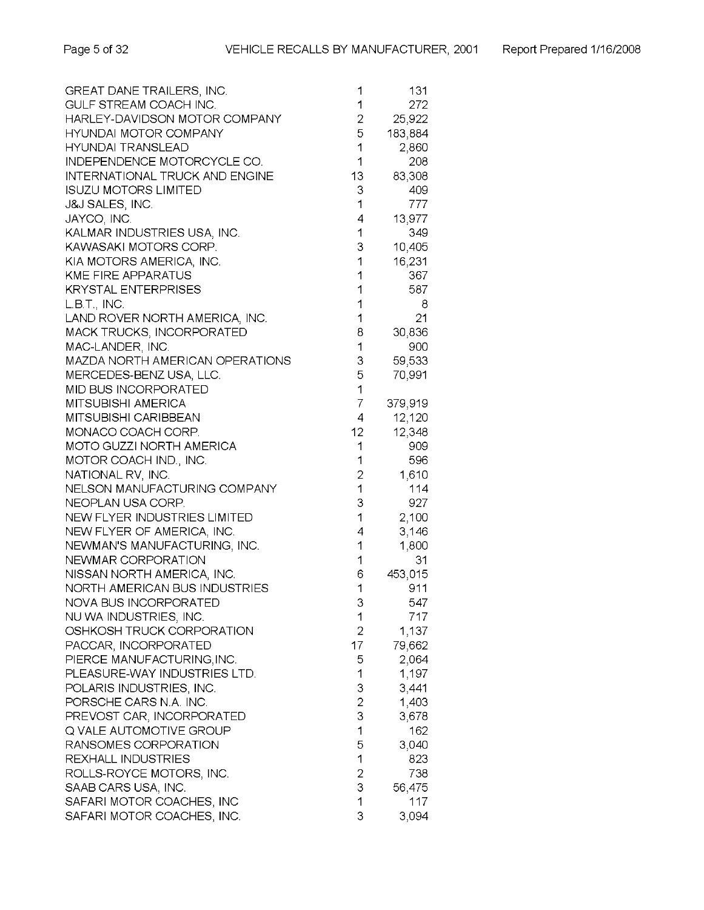| | | |
|---|---|---|
| GREAT DANE TRAILERS, INC. | 1 | 131 |
| GULF STREAM COACH INC. | 1 | 272 |
| HARLEY-DAVIDSON MOTOR COMPANY | 2 | 25,922 |
| HYUNDAI MOTOR COMPANY | 5 | 183,884 |
| HYUNDAI TRANSLEAD | 1 | 2,860 |
| INDEPENDENCE MOTORCYCLE CO. | 1 | 208 |
| INTERNATIONAL TRUCK AND ENGINE | 13 | 83,308 |
| ISUZU MOTORS LIMITED | 3 | 409 |
| J&J SALES, INC. | 1 | 777 |
| JAYCO, INC. | 4 | 13,977 |
| KALMAR INDUSTRIES USA, INC. | 1 | 349 |
| KAWASAKI MOTORS CORP. | 3 | 10,405 |
| KIA MOTORS AMERICA, INC. | 1 | 16,231 |
| KME FIRE APPARATUS | 1 | 367 |
| KRYSTAL ENTERPRISES | 1 | 587 |
| L.B.T., INC. | 1 | 8 |
| LAND ROVER NORTH AMERICA, INC. | 1 | 21 |
| MACK TRUCKS, INCORPORATED | 8 | 30,836 |
| MAC-LANDER, INC. | 1 | 900 |
| MAZDA NORTH AMERICAN OPERATIONS | 3 | 59,533 |
| MERCEDES-BENZ USA, LLC. | 5 | 70,991 |
| MID BUS INCORPORATED | 1 | |
| MITSUBISHI AMERICA | 7 | 379,919 |
| MITSUBISHI CARIBBEAN | 4 | 12,120 |
| MONACO COACH CORP. | 12 | 12,348 |
| MOTO GUZZI NORTH AMERICA | 1 | 909 |
| MOTOR COACH IND., INC. | 1 | 596 |
| NATIONAL RV, INC. | 2 | 1,610 |
| NELSON MANUFACTURING COMPANY | 1 | 114 |
| NEOPLAN USA CORP. | 3 | 927 |
| NEW FLYER INDUSTRIES LIMITED | 1 | 2,100 |
| NEW FLYER OF AMERICA, INC. | 4 | 3,146 |
| NEWMAN'S MANUFACTURING, INC. | 1 | 1,800 |
| NEWMAR CORPORATION | 1 | 31 |
| NISSAN NORTH AMERICA, INC. | 6 | 453,015 |
| NORTH AMERICAN BUS INDUSTRIES | 1 | 911 |
| NOVA BUS INCORPORATED | 3 | 547 |
| NU WA INDUSTRIES, INC. | 1 | 717 |
| OSHKOSH TRUCK CORPORATION | 2 | 1,137 |
| PACCAR, INCORPORATED | 17 | 79,662 |
| PIERCE MANUFACTURING,INC. | 5 | 2,064 |
| PLEASURE-WAY INDUSTRIES LTD. | 1 | 1,197 |
| POLARIS INDUSTRIES, INC. | 3 | 3,441 |
| PORSCHE CARS N.A. INC. | 2 | 1,403 |
| PREVOST CAR, INCORPORATED | 3 | 3,678 |
| Q VALE AUTOMOTIVE GROUP | 1 | 162 |
| RANSOMES CORPORATION | 5 | 3,040 |
| REXHALL INDUSTRIES | 1 | 823 |
| ROLLS-ROYCE MOTORS, INC. | 2 | 738 |
| SAAB CARS USA, INC. | 3 | 56,475 |
| SAFARI MOTOR COACHES, INC | 1 | 117 |
| SAFARI MOTOR COACHES, INC. | 3 | 3,094 |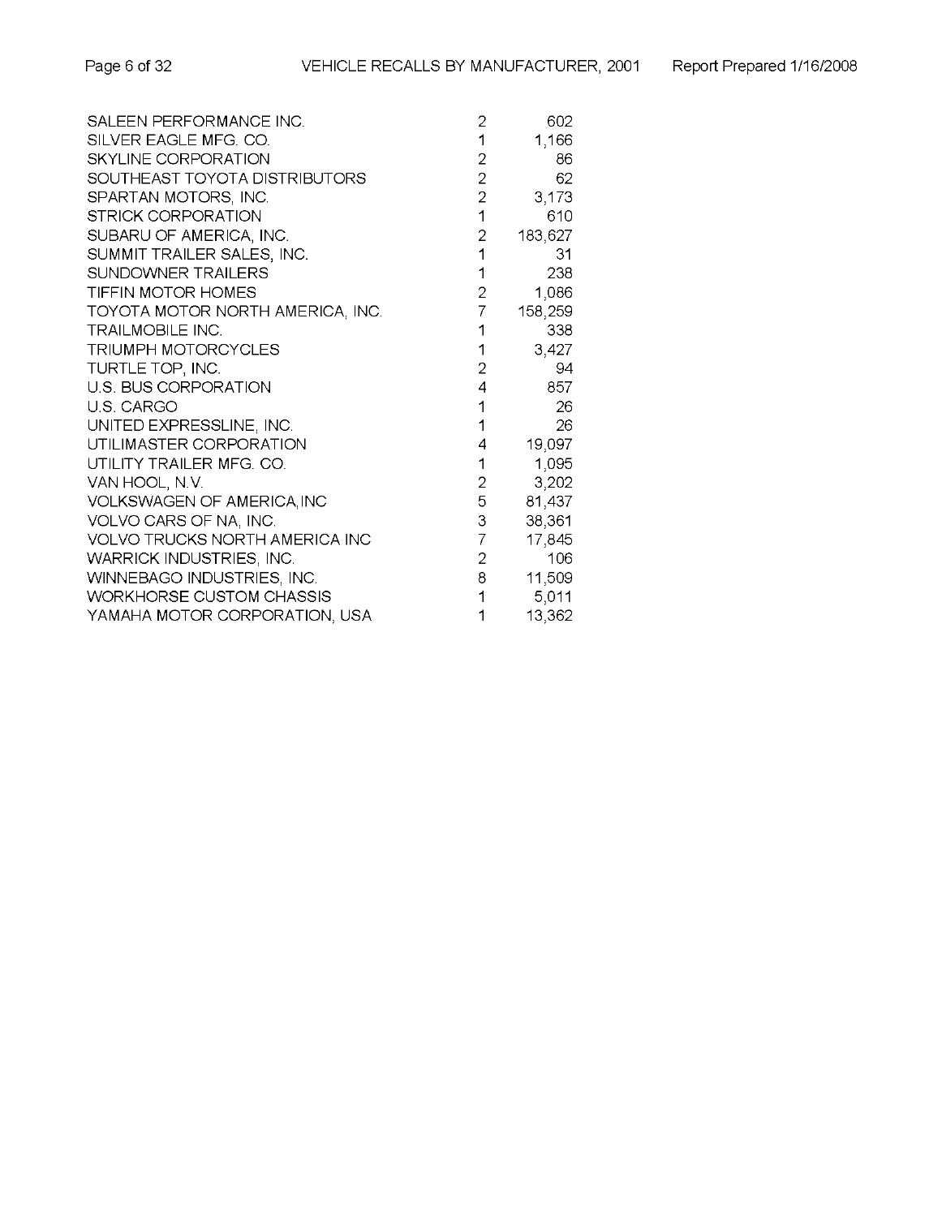| | | |
|---|---|---|
| SALEEN PERFORMANCE INC. | 2 | 602 |
| SILVER EAGLE MFG. CO. | 1 | 1,166 |
| SKYLINE CORPORATION | 2 | 86 |
| SOUTHEAST TOYOTA DISTRIBUTORS | 2 | 62 |
| SPARTAN MOTORS, INC. | 2 | 3,173 |
| STRICK CORPORATION | 1 | 610 |
| SUBARU OF AMERICA, INC. | 2 | 183,627 |
| SUMMIT TRAILER SALES, INC. | 1 | 31 |
| SUNDOWNER TRAILERS | 1 | 238 |
| TIFFIN MOTOR HOMES | 2 | 1,086 |
| TOYOTA MOTOR NORTH AMERICA, INC. | 7 | 158,259 |
| TRAILMOBILE INC. | 1 | 338 |
| TRIUMPH MOTORCYCLES | 1 | 3,427 |
| TURTLE TOP, INC. | 2 | 94 |
| U.S. BUS CORPORATION | 4 | 857 |
| U.S. CARGO | 1 | 26 |
| UNITED EXPRESSLINE, INC. | 1 | 26 |
| UTILIMASTER CORPORATION | 4 | 19,097 |
| UTILITY TRAILER MFG. CO. | 1 | 1,095 |
| VAN HOOL, N.V. | 2 | 3,202 |
| VOLKSWAGEN OF AMERICA,INC | 5 | 81,437 |
| VOLVO CARS OF NA, INC. | 3 | 38,361 |
| VOLVO TRUCKS NORTH AMERICA INC | 7 | 17,845 |
| WARRICK INDUSTRIES, INC. | 2 | 106 |
| WINNEBAGO INDUSTRIES, INC. | 8 | 11,509 |
| WORKHORSE CUSTOM CHASSIS | 1 | 5,011 |
| YAMAHA MOTOR CORPORATION, USA | 1 | 13,362 |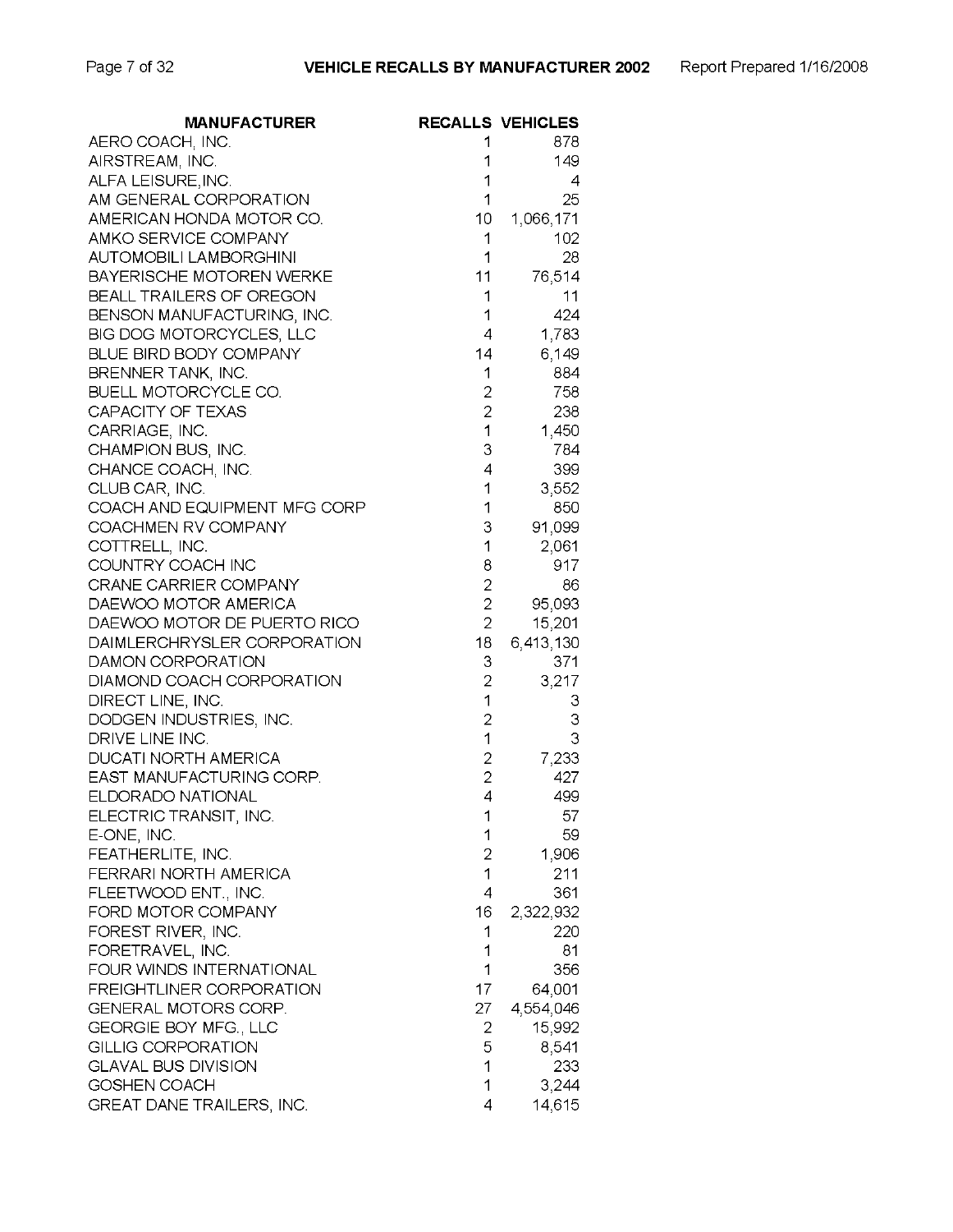| MANUFACTURER | RECALLS | VEHICLES |
|---|---|---|
| AERO COACH, INC. | 1 | 878 |
| AIRSTREAM, INC. | 1 | 149 |
| ALFA LEISURE,INC. | 1 | 4 |
| AM GENERAL CORPORATION | 1 | 25 |
| AMERICAN HONDA MOTOR CO. | 10 | 1,066,171 |
| AMKO SERVICE COMPANY | 1 | 102 |
| AUTOMOBILI LAMBORGHINI | 1 | 28 |
| BAYERISCHE MOTOREN WERKE | 11 | 76,514 |
| BEALL TRAILERS OF OREGON | 1 | 11 |
| BENSON MANUFACTURING, INC. | 1 | 424 |
| BIG DOG MOTORCYCLES, LLC | 4 | 1,783 |
| BLUE BIRD BODY COMPANY | 14 | 6,149 |
| BRENNER TANK, INC. | 1 | 884 |
| BUELL MOTORCYCLE CO. | 2 | 758 |
| CAPACITY OF TEXAS | 2 | 238 |
| CARRIAGE, INC. | 1 | 1,450 |
| CHAMPION BUS, INC. | 3 | 784 |
| CHANCE COACH, INC. | 4 | 399 |
| CLUB CAR, INC. | 1 | 3,552 |
| COACH AND EQUIPMENT MFG CORP | 1 | 850 |
| COACHMEN RV COMPANY | 3 | 91,099 |
| COTTRELL, INC. | 1 | 2,061 |
| COUNTRY COACH INC | 8 | 917 |
| CRANE CARRIER COMPANY | 2 | 86 |
| DAEWOO MOTOR AMERICA | 2 | 95,093 |
| DAEWOO MOTOR DE PUERTO RICO | 2 | 15,201 |
| DAIMLERCHRYSLER CORPORATION | 18 | 6,413,130 |
| DAMON CORPORATION | 3 | 371 |
| DIAMOND COACH CORPORATION | 2 | 3,217 |
| DIRECT LINE, INC. | 1 | 3 |
| DODGEN INDUSTRIES, INC. | 2 | 3 |
| DRIVE LINE INC. | 1 | 3 |
| DUCATI NORTH AMERICA | 2 | 7,233 |
| EAST MANUFACTURING CORP. | 2 | 427 |
| ELDORADO NATIONAL | 4 | 499 |
| ELECTRIC TRANSIT, INC. | 1 | 57 |
| E-ONE, INC. | 1 | 59 |
| FEATHERLITE, INC. | 2 | 1,906 |
| FERRARI NORTH AMERICA | 1 | 211 |
| FLEETWOOD ENT., INC. | 4 | 361 |
| FORD MOTOR COMPANY | 16 | 2,322,932 |
| FOREST RIVER, INC. | 1 | 220 |
| FORETRAVEL, INC. | 1 | 81 |
| FOUR WINDS INTERNATIONAL | 1 | 356 |
| FREIGHTLINER CORPORATION | 17 | 64,001 |
| GENERAL MOTORS CORP. | 27 | 4,554,046 |
| GEORGIE BOY MFG., LLC | 2 | 15,992 |
| GILLIG CORPORATION | 5 | 8,541 |
| GLAVAL BUS DIVISION | 1 | 233 |
| GOSHEN COACH | 1 | 3,244 |
| GREAT DANE TRAILERS, INC. | 4 | 14,615 |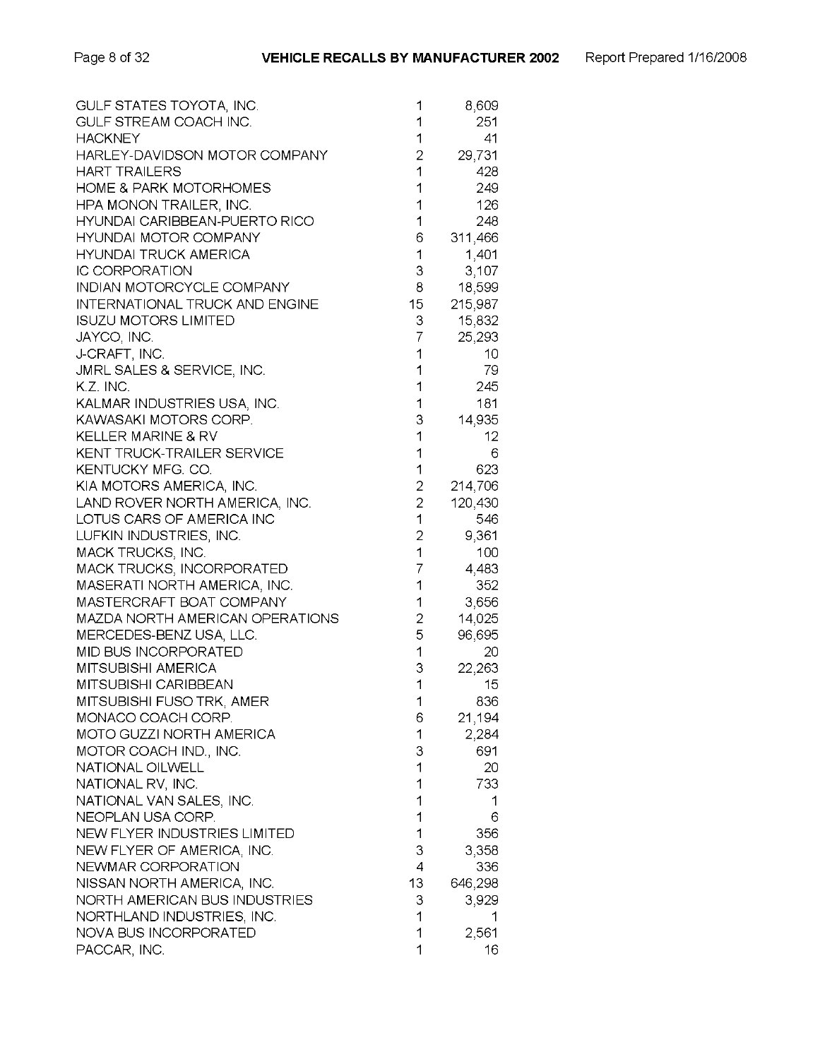| Manufacturer | Recalls | Vehicles |
| --- | --- | --- |
| GULF STATES TOYOTA, INC. | 1 | 8,609 |
| GULF STREAM COACH INC. | 1 | 251 |
| HACKNEY | 1 | 41 |
| HARLEY-DAVIDSON MOTOR COMPANY | 2 | 29,731 |
| HART TRAILERS | 1 | 428 |
| HOME & PARK MOTORHOMES | 1 | 249 |
| HPA MONON TRAILER, INC. | 1 | 126 |
| HYUNDAI CARIBBEAN-PUERTO RICO | 1 | 248 |
| HYUNDAI MOTOR COMPANY | 6 | 311,466 |
| HYUNDAI TRUCK AMERICA | 1 | 1,401 |
| IC CORPORATION | 3 | 3,107 |
| INDIAN MOTORCYCLE COMPANY | 8 | 18,599 |
| INTERNATIONAL TRUCK AND ENGINE | 15 | 215,987 |
| ISUZU MOTORS LIMITED | 3 | 15,832 |
| JAYCO, INC. | 7 | 25,293 |
| J-CRAFT, INC. | 1 | 10 |
| JMRL SALES & SERVICE, INC. | 1 | 79 |
| K.Z. INC. | 1 | 245 |
| KALMAR INDUSTRIES USA, INC. | 1 | 181 |
| KAWASAKI MOTORS CORP. | 3 | 14,935 |
| KELLER MARINE & RV | 1 | 12 |
| KENT TRUCK-TRAILER SERVICE | 1 | 6 |
| KENTUCKY MFG. CO. | 1 | 623 |
| KIA MOTORS AMERICA, INC. | 2 | 214,706 |
| LAND ROVER NORTH AMERICA, INC. | 2 | 120,430 |
| LOTUS CARS OF AMERICA INC | 1 | 546 |
| LUFKIN INDUSTRIES, INC. | 2 | 9,361 |
| MACK TRUCKS, INC. | 1 | 100 |
| MACK TRUCKS, INCORPORATED | 7 | 4,483 |
| MASERATI NORTH AMERICA, INC. | 1 | 352 |
| MASTERCRAFT BOAT COMPANY | 1 | 3,656 |
| MAZDA NORTH AMERICAN OPERATIONS | 2 | 14,025 |
| MERCEDES-BENZ USA, LLC. | 5 | 96,695 |
| MID BUS INCORPORATED | 1 | 20 |
| MITSUBISHI AMERICA | 3 | 22,263 |
| MITSUBISHI CARIBBEAN | 1 | 15 |
| MITSUBISHI FUSO TRK, AMER | 1 | 836 |
| MONACO COACH CORP. | 6 | 21,194 |
| MOTO GUZZI NORTH AMERICA | 1 | 2,284 |
| MOTOR COACH IND., INC. | 3 | 691 |
| NATIONAL OILWELL | 1 | 20 |
| NATIONAL RV, INC. | 1 | 733 |
| NATIONAL VAN SALES, INC. | 1 | 1 |
| NEOPLAN USA CORP. | 1 | 6 |
| NEW FLYER INDUSTRIES LIMITED | 1 | 356 |
| NEW FLYER OF AMERICA, INC. | 3 | 3,358 |
| NEWMAR CORPORATION | 4 | 336 |
| NISSAN NORTH AMERICA, INC. | 13 | 646,298 |
| NORTH AMERICAN BUS INDUSTRIES | 3 | 3,929 |
| NORTHLAND INDUSTRIES, INC. | 1 | 1 |
| NOVA BUS INCORPORATED | 1 | 2,561 |
| PACCAR, INC. | 1 | 16 |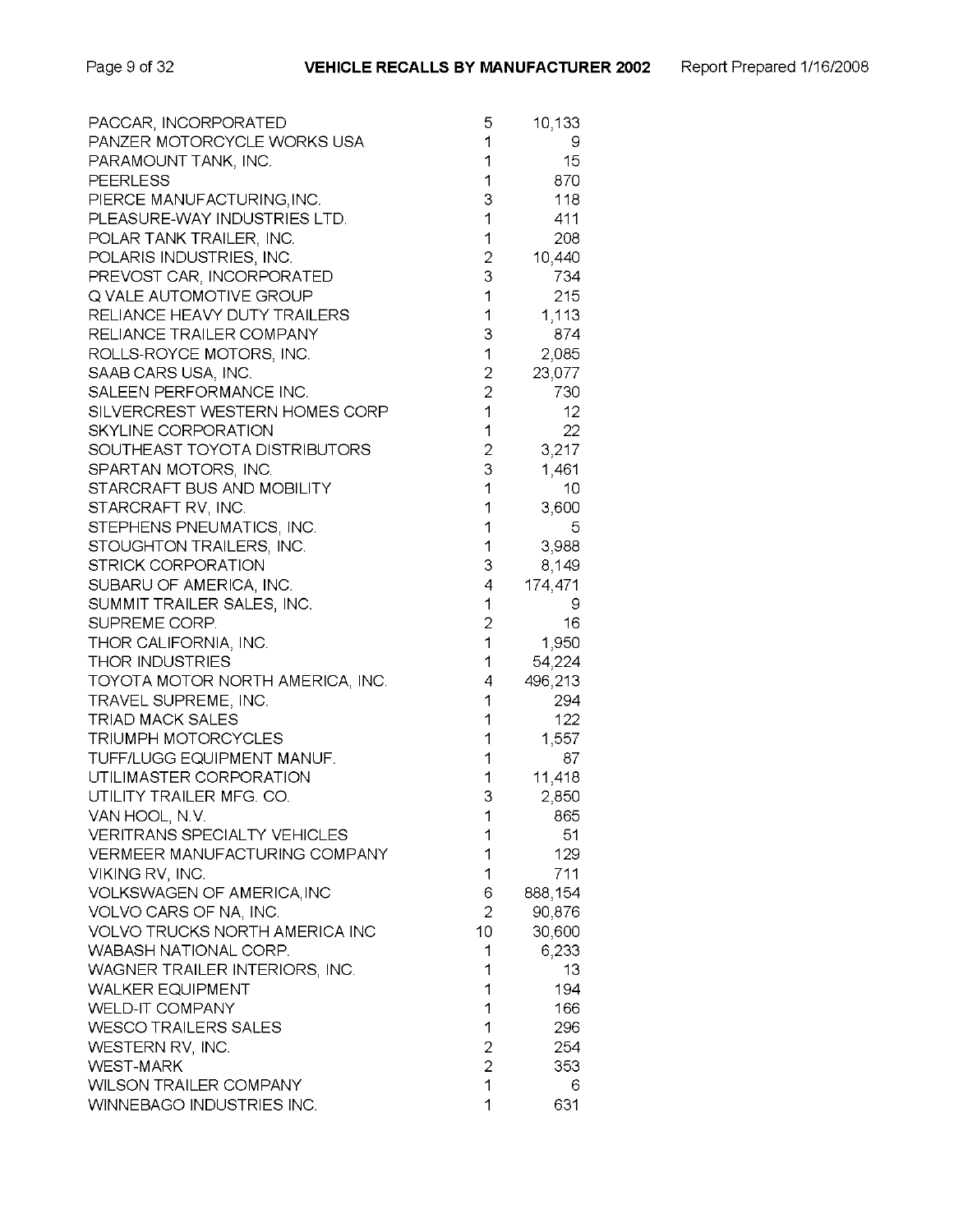| PACCAR, INCORPORATED | 5 | 10,133 |
|---|---|---|
| PANZER MOTORCYCLE WORKS USA | 1 | 9 |
| PARAMOUNT TANK, INC. | 1 | 15 |
| PEERLESS | 1 | 870 |
| PIERCE MANUFACTURING,INC. | 3 | 118 |
| PLEASURE-WAY INDUSTRIES LTD. | 1 | 411 |
| POLAR TANK TRAILER, INC. | 1 | 208 |
| POLARIS INDUSTRIES, INC. | 2 | 10,440 |
| PREVOST CAR, INCORPORATED | 3 | 734 |
| Q VALE AUTOMOTIVE GROUP | 1 | 215 |
| RELIANCE HEAVY DUTY TRAILERS | 1 | 1,113 |
| RELIANCE TRAILER COMPANY | 3 | 874 |
| ROLLS-ROYCE MOTORS, INC. | 1 | 2,085 |
| SAAB CARS USA, INC. | 2 | 23,077 |
| SALEEN PERFORMANCE INC. | 2 | 730 |
| SILVERCREST WESTERN HOMES CORP | 1 | 12 |
| SKYLINE CORPORATION | 1 | 22 |
| SOUTHEAST TOYOTA DISTRIBUTORS | 2 | 3,217 |
| SPARTAN MOTORS, INC. | 3 | 1,461 |
| STARCRAFT BUS AND MOBILITY | 1 | 10 |
| STARCRAFT RV, INC. | 1 | 3,600 |
| STEPHENS PNEUMATICS, INC. | 1 | 5 |
| STOUGHTON TRAILERS, INC. | 1 | 3,988 |
| STRICK CORPORATION | 3 | 8,149 |
| SUBARU OF AMERICA, INC. | 4 | 174,471 |
| SUMMIT TRAILER SALES, INC. | 1 | 9 |
| SUPREME CORP. | 2 | 16 |
| THOR CALIFORNIA, INC. | 1 | 1,950 |
| THOR INDUSTRIES | 1 | 54,224 |
| TOYOTA MOTOR NORTH AMERICA, INC. | 4 | 496,213 |
| TRAVEL SUPREME, INC. | 1 | 294 |
| TRIAD MACK SALES | 1 | 122 |
| TRIUMPH MOTORCYCLES | 1 | 1,557 |
| TUFF/LUGG EQUIPMENT MANUF. | 1 | 87 |
| UTILIMASTER CORPORATION | 1 | 11,418 |
| UTILITY TRAILER MFG. CO. | 3 | 2,850 |
| VAN HOOL, N.V. | 1 | 865 |
| VERITRANS SPECIALTY VEHICLES | 1 | 51 |
| VERMEER MANUFACTURING COMPANY | 1 | 129 |
| VIKING RV, INC. | 1 | 711 |
| VOLKSWAGEN OF AMERICA,INC | 6 | 888,154 |
| VOLVO CARS OF NA, INC. | 2 | 90,876 |
| VOLVO TRUCKS NORTH AMERICA INC | 10 | 30,600 |
| WABASH NATIONAL CORP. | 1 | 6,233 |
| WAGNER TRAILER INTERIORS, INC. | 1 | 13 |
| WALKER EQUIPMENT | 1 | 194 |
| WELD-IT COMPANY | 1 | 166 |
| WESCO TRAILERS SALES | 1 | 296 |
| WESTERN RV, INC. | 2 | 254 |
| WEST-MARK | 2 | 353 |
| WILSON TRAILER COMPANY | 1 | 6 |
| WINNEBAGO INDUSTRIES INC. | 1 | 631 |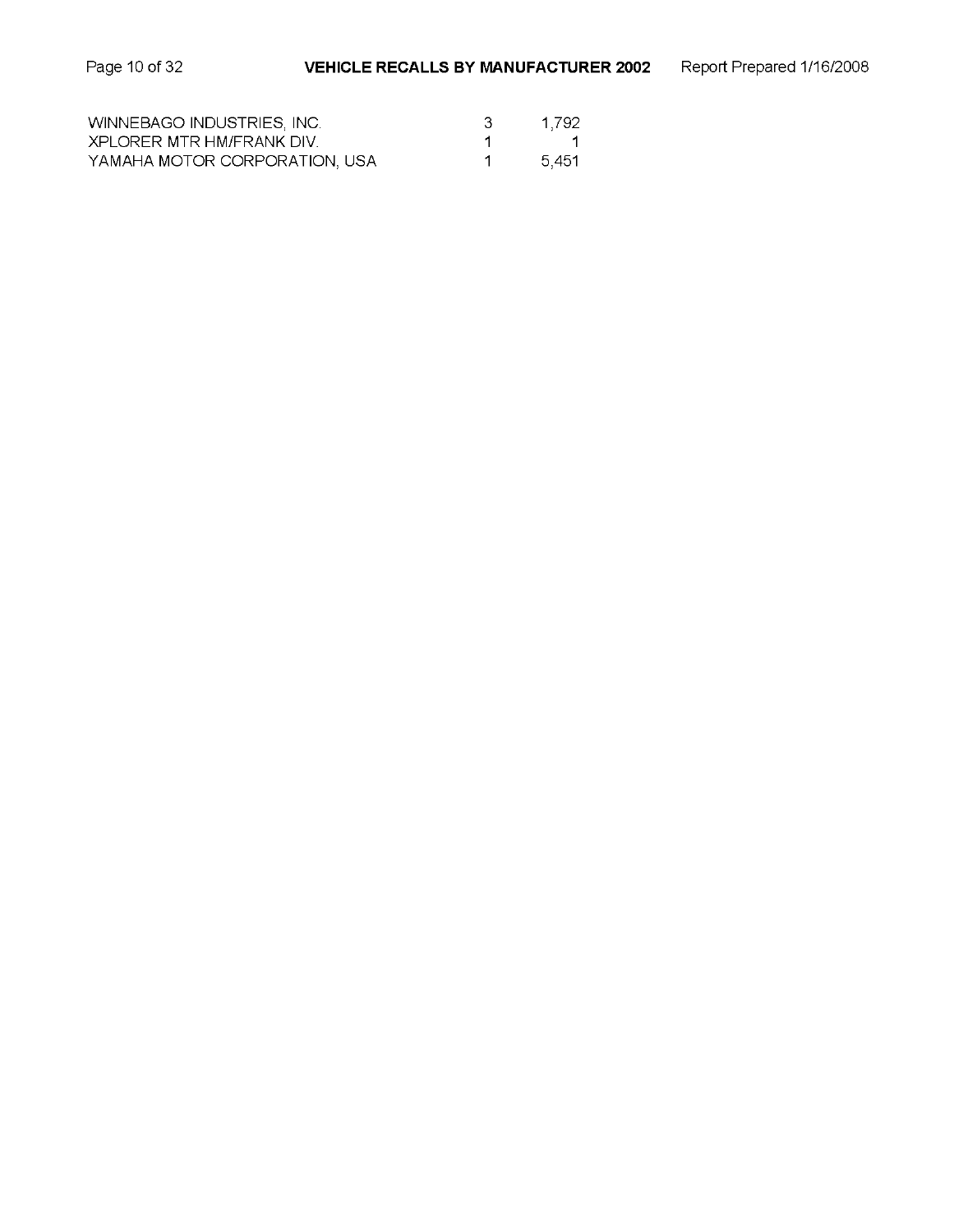| | | |
|---|---|---|
| WINNEBAGO INDUSTRIES, INC. | 3 | 1,792 |
| XPLORER MTR HM/FRANK DIV. | 1 | 1 |
| YAMAHA MOTOR CORPORATION, USA | 1 | 5,451 |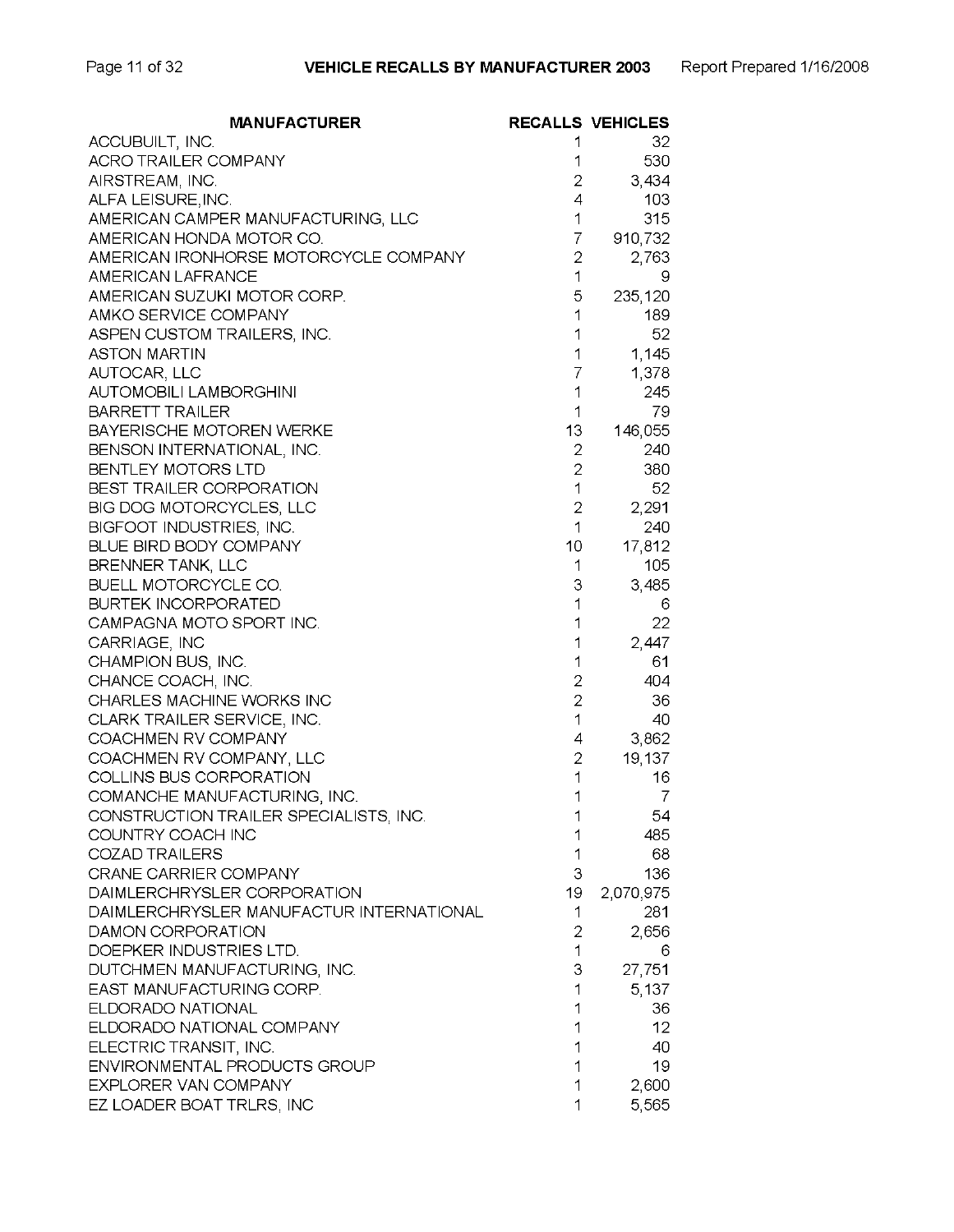| MANUFACTURER | RECALLS | VEHICLES |
|---|---|---|
| ACCUBUILT, INC. | 1 | 32 |
| ACRO TRAILER COMPANY | 1 | 530 |
| AIRSTREAM, INC. | 2 | 3,434 |
| ALFA LEISURE,INC. | 4 | 103 |
| AMERICAN CAMPER MANUFACTURING, LLC | 1 | 315 |
| AMERICAN HONDA MOTOR CO. | 7 | 910,732 |
| AMERICAN IRONHORSE MOTORCYCLE COMPANY | 2 | 2,763 |
| AMERICAN LAFRANCE | 1 | 9 |
| AMERICAN SUZUKI MOTOR CORP. | 5 | 235,120 |
| AMKO SERVICE COMPANY | 1 | 189 |
| ASPEN CUSTOM TRAILERS, INC. | 1 | 52 |
| ASTON MARTIN | 1 | 1,145 |
| AUTOCAR, LLC | 7 | 1,378 |
| AUTOMOBILI LAMBORGHINI | 1 | 245 |
| BARRETT TRAILER | 1 | 79 |
| BAYERISCHE MOTOREN WERKE | 13 | 146,055 |
| BENSON INTERNATIONAL, INC. | 2 | 240 |
| BENTLEY MOTORS LTD | 2 | 380 |
| BEST TRAILER CORPORATION | 1 | 52 |
| BIG DOG MOTORCYCLES, LLC | 2 | 2,291 |
| BIGFOOT INDUSTRIES, INC. | 1 | 240 |
| BLUE BIRD BODY COMPANY | 10 | 17,812 |
| BRENNER TANK, LLC | 1 | 105 |
| BUELL MOTORCYCLE CO. | 3 | 3,485 |
| BURTEK INCORPORATED | 1 | 6 |
| CAMPAGNA MOTO SPORT INC. | 1 | 22 |
| CARRIAGE, INC | 1 | 2,447 |
| CHAMPION BUS, INC. | 1 | 61 |
| CHANCE COACH, INC. | 2 | 404 |
| CHARLES MACHINE WORKS INC | 2 | 36 |
| CLARK TRAILER SERVICE, INC. | 1 | 40 |
| COACHMEN RV COMPANY | 4 | 3,862 |
| COACHMEN RV COMPANY, LLC | 2 | 19,137 |
| COLLINS BUS CORPORATION | 1 | 16 |
| COMANCHE MANUFACTURING, INC. | 1 | 7 |
| CONSTRUCTION TRAILER SPECIALISTS, INC. | 1 | 54 |
| COUNTRY COACH INC | 1 | 485 |
| COZAD TRAILERS | 1 | 68 |
| CRANE CARRIER COMPANY | 3 | 136 |
| DAIMLERCHRYSLER CORPORATION | 19 | 2,070,975 |
| DAIMLERCHRYSLER MANUFACTUR INTERNATIONAL | 1 | 281 |
| DAMON CORPORATION | 2 | 2,656 |
| DOEPKER INDUSTRIES LTD. | 1 | 6 |
| DUTCHMEN MANUFACTURING, INC. | 3 | 27,751 |
| EAST MANUFACTURING CORP. | 1 | 5,137 |
| ELDORADO NATIONAL | 1 | 36 |
| ELDORADO NATIONAL COMPANY | 1 | 12 |
| ELECTRIC TRANSIT, INC. | 1 | 40 |
| ENVIRONMENTAL PRODUCTS GROUP | 1 | 19 |
| EXPLORER VAN COMPANY | 1 | 2,600 |
| EZ LOADER BOAT TRLRS, INC | 1 | 5,565 |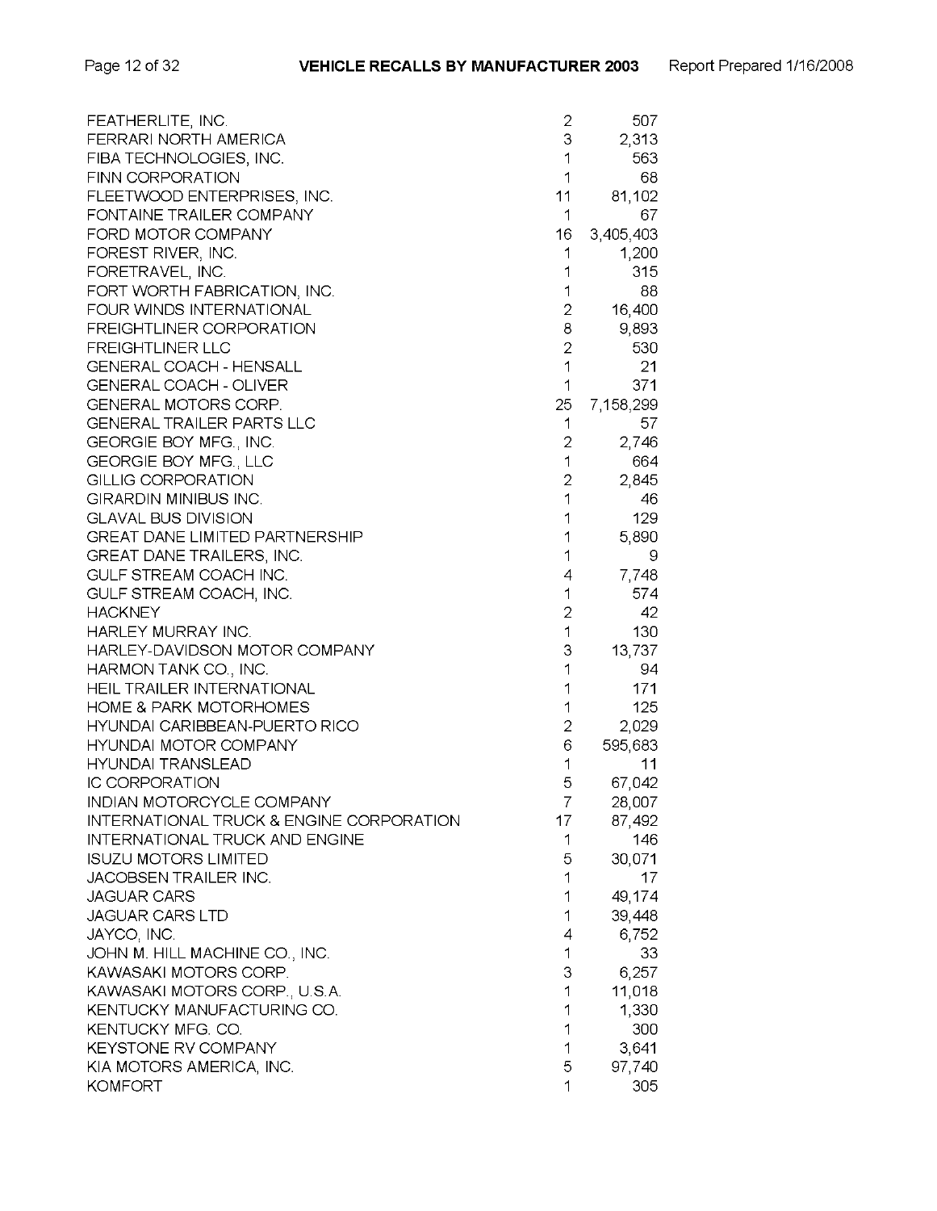| Manufacturer | Recalls | Vehicles |
|---|---|---|
| FEATHERLITE, INC. | 2 | 507 |
| FERRARI NORTH AMERICA | 3 | 2,313 |
| FIBA TECHNOLOGIES, INC. | 1 | 563 |
| FINN CORPORATION | 1 | 68 |
| FLEETWOOD ENTERPRISES, INC. | 11 | 81,102 |
| FONTAINE TRAILER COMPANY | 1 | 67 |
| FORD MOTOR COMPANY | 16 | 3,405,403 |
| FOREST RIVER, INC. | 1 | 1,200 |
| FORETRAVEL, INC. | 1 | 315 |
| FORT WORTH FABRICATION, INC. | 1 | 88 |
| FOUR WINDS INTERNATIONAL | 2 | 16,400 |
| FREIGHTLINER CORPORATION | 8 | 9,893 |
| FREIGHTLINER LLC | 2 | 530 |
| GENERAL COACH - HENSALL | 1 | 21 |
| GENERAL COACH - OLIVER | 1 | 371 |
| GENERAL MOTORS CORP. | 25 | 7,158,299 |
| GENERAL TRAILER PARTS LLC | 1 | 57 |
| GEORGIE BOY MFG., INC. | 2 | 2,746 |
| GEORGIE BOY MFG., LLC | 1 | 664 |
| GILLIG CORPORATION | 2 | 2,845 |
| GIRARDIN MINIBUS INC. | 1 | 46 |
| GLAVAL BUS DIVISION | 1 | 129 |
| GREAT DANE LIMITED PARTNERSHIP | 1 | 5,890 |
| GREAT DANE TRAILERS, INC. | 1 | 9 |
| GULF STREAM COACH INC. | 4 | 7,748 |
| GULF STREAM COACH, INC. | 1 | 574 |
| HACKNEY | 2 | 42 |
| HARLEY MURRAY INC. | 1 | 130 |
| HARLEY-DAVIDSON MOTOR COMPANY | 3 | 13,737 |
| HARMON TANK CO., INC. | 1 | 94 |
| HEIL TRAILER INTERNATIONAL | 1 | 171 |
| HOME & PARK MOTORHOMES | 1 | 125 |
| HYUNDAI CARIBBEAN-PUERTO RICO | 2 | 2,029 |
| HYUNDAI MOTOR COMPANY | 6 | 595,683 |
| HYUNDAI TRANSLEAD | 1 | 11 |
| IC CORPORATION | 5 | 67,042 |
| INDIAN MOTORCYCLE COMPANY | 7 | 28,007 |
| INTERNATIONAL TRUCK & ENGINE CORPORATION | 17 | 87,492 |
| INTERNATIONAL TRUCK AND ENGINE | 1 | 146 |
| ISUZU MOTORS LIMITED | 5 | 30,071 |
| JACOBSEN TRAILER INC. | 1 | 17 |
| JAGUAR CARS | 1 | 49,174 |
| JAGUAR CARS LTD | 1 | 39,448 |
| JAYCO, INC. | 4 | 6,752 |
| JOHN M. HILL MACHINE CO., INC. | 1 | 33 |
| KAWASAKI MOTORS CORP. | 3 | 6,257 |
| KAWASAKI MOTORS CORP., U.S.A. | 1 | 11,018 |
| KENTUCKY MANUFACTURING CO. | 1 | 1,330 |
| KENTUCKY MFG. CO. | 1 | 300 |
| KEYSTONE RV COMPANY | 1 | 3,641 |
| KIA MOTORS AMERICA, INC. | 5 | 97,740 |
| KOMFORT | 1 | 305 |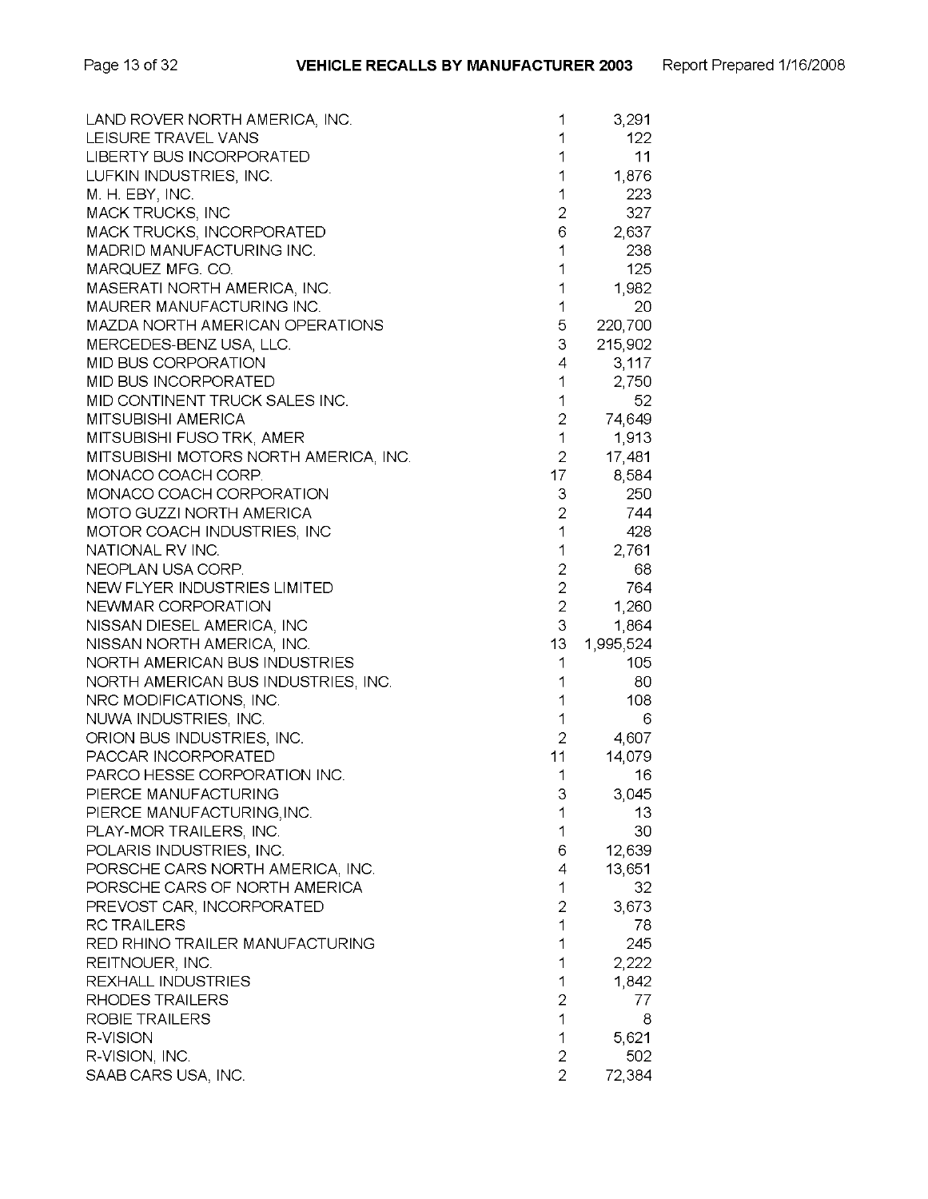| | | |
|---|---|---|
| LAND ROVER NORTH AMERICA, INC. | 1 | 3,291 |
| LEISURE TRAVEL VANS | 1 | 122 |
| LIBERTY BUS INCORPORATED | 1 | 11 |
| LUFKIN INDUSTRIES, INC. | 1 | 1,876 |
| M. H. EBY, INC. | 1 | 223 |
| MACK TRUCKS, INC | 2 | 327 |
| MACK TRUCKS, INCORPORATED | 6 | 2,637 |
| MADRID MANUFACTURING INC. | 1 | 238 |
| MARQUEZ MFG. CO. | 1 | 125 |
| MASERATI NORTH AMERICA, INC. | 1 | 1,982 |
| MAURER MANUFACTURING INC. | 1 | 20 |
| MAZDA NORTH AMERICAN OPERATIONS | 5 | 220,700 |
| MERCEDES-BENZ USA, LLC. | 3 | 215,902 |
| MID BUS CORPORATION | 4 | 3,117 |
| MID BUS INCORPORATED | 1 | 2,750 |
| MID CONTINENT TRUCK SALES INC. | 1 | 52 |
| MITSUBISHI AMERICA | 2 | 74,649 |
| MITSUBISHI FUSO TRK, AMER | 1 | 1,913 |
| MITSUBISHI MOTORS NORTH AMERICA, INC. | 2 | 17,481 |
| MONACO COACH CORP. | 17 | 8,584 |
| MONACO COACH CORPORATION | 3 | 250 |
| MOTO GUZZI NORTH AMERICA | 2 | 744 |
| MOTOR COACH INDUSTRIES, INC | 1 | 428 |
| NATIONAL RV INC. | 1 | 2,761 |
| NEOPLAN USA CORP. | 2 | 68 |
| NEW FLYER INDUSTRIES LIMITED | 2 | 764 |
| NEWMAR CORPORATION | 2 | 1,260 |
| NISSAN DIESEL AMERICA, INC | 3 | 1,864 |
| NISSAN NORTH AMERICA, INC. | 13 | 1,995,524 |
| NORTH AMERICAN BUS INDUSTRIES | 1 | 105 |
| NORTH AMERICAN BUS INDUSTRIES, INC. | 1 | 80 |
| NRC MODIFICATIONS, INC. | 1 | 108 |
| NUWA INDUSTRIES, INC. | 1 | 6 |
| ORION BUS INDUSTRIES, INC. | 2 | 4,607 |
| PACCAR INCORPORATED | 11 | 14,079 |
| PARCO HESSE CORPORATION INC. | 1 | 16 |
| PIERCE MANUFACTURING | 3 | 3,045 |
| PIERCE MANUFACTURING,INC. | 1 | 13 |
| PLAY-MOR TRAILERS, INC. | 1 | 30 |
| POLARIS INDUSTRIES, INC. | 6 | 12,639 |
| PORSCHE CARS NORTH AMERICA, INC. | 4 | 13,651 |
| PORSCHE CARS OF NORTH AMERICA | 1 | 32 |
| PREVOST CAR, INCORPORATED | 2 | 3,673 |
| RC TRAILERS | 1 | 78 |
| RED RHINO TRAILER MANUFACTURING | 1 | 245 |
| REITNOUER, INC. | 1 | 2,222 |
| REXHALL INDUSTRIES | 1 | 1,842 |
| RHODES TRAILERS | 2 | 77 |
| ROBIE TRAILERS | 1 | 8 |
| R-VISION | 1 | 5,621 |
| R-VISION, INC. | 2 | 502 |
| SAAB CARS USA, INC. | 2 | 72,384 |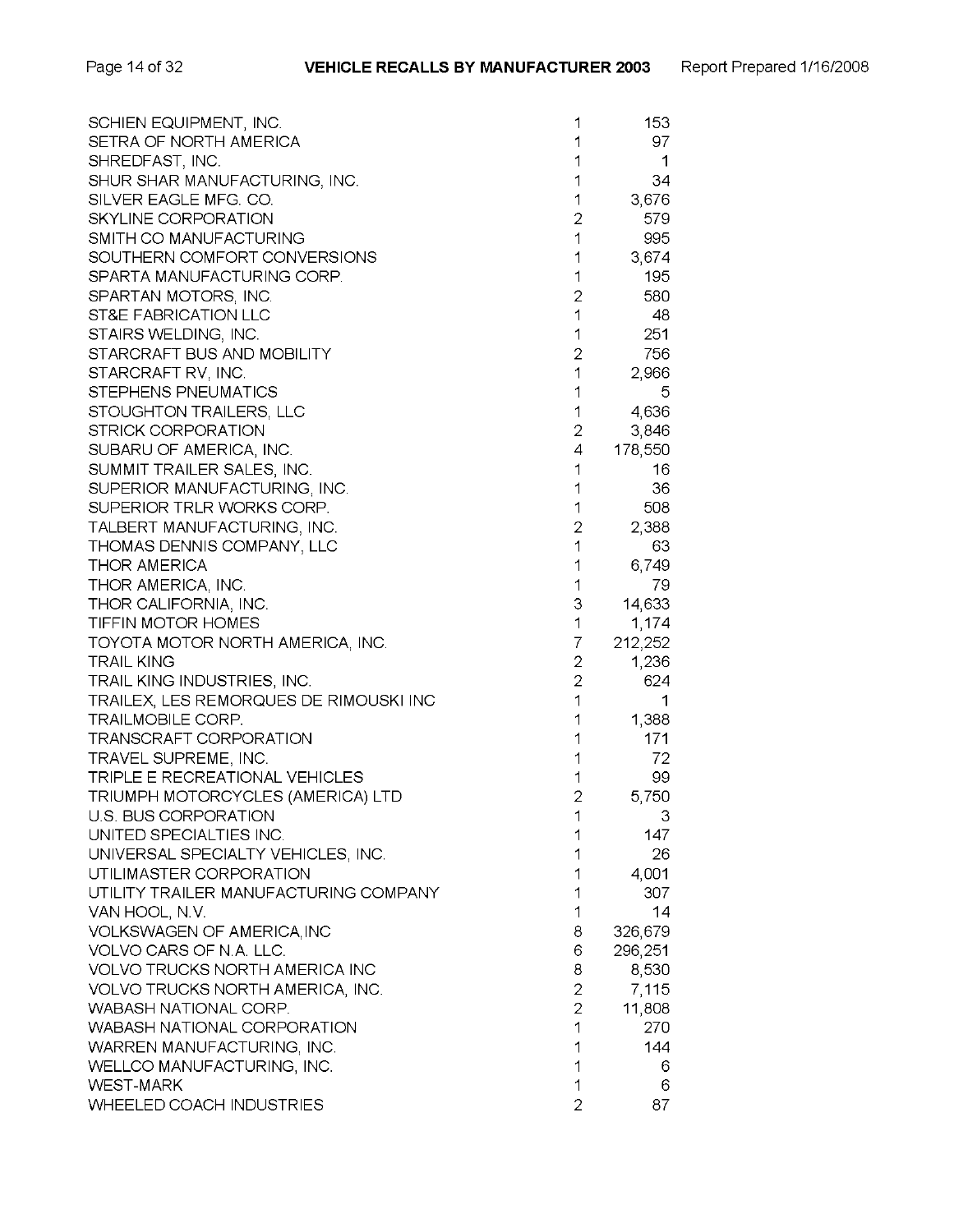| | | |
|---|---|---|
| SCHIEN EQUIPMENT, INC. | 1 | 153 |
| SETRA OF NORTH AMERICA | 1 | 97 |
| SHREDFAST, INC. | 1 | 1 |
| SHUR SHAR MANUFACTURING, INC. | 1 | 34 |
| SILVER EAGLE MFG. CO. | 1 | 3,676 |
| SKYLINE CORPORATION | 2 | 579 |
| SMITH CO MANUFACTURING | 1 | 995 |
| SOUTHERN COMFORT CONVERSIONS | 1 | 3,674 |
| SPARTA MANUFACTURING CORP. | 1 | 195 |
| SPARTAN MOTORS, INC. | 2 | 580 |
| ST&E FABRICATION LLC | 1 | 48 |
| STAIRS WELDING, INC. | 1 | 251 |
| STARCRAFT BUS AND MOBILITY | 2 | 756 |
| STARCRAFT RV, INC. | 1 | 2,966 |
| STEPHENS PNEUMATICS | 1 | 5 |
| STOUGHTON TRAILERS, LLC | 1 | 4,636 |
| STRICK CORPORATION | 2 | 3,846 |
| SUBARU OF AMERICA, INC. | 4 | 178,550 |
| SUMMIT TRAILER SALES, INC. | 1 | 16 |
| SUPERIOR MANUFACTURING, INC. | 1 | 36 |
| SUPERIOR TRLR WORKS CORP. | 1 | 508 |
| TALBERT MANUFACTURING, INC. | 2 | 2,388 |
| THOMAS DENNIS COMPANY, LLC | 1 | 63 |
| THOR AMERICA | 1 | 6,749 |
| THOR AMERICA, INC. | 1 | 79 |
| THOR CALIFORNIA, INC. | 3 | 14,633 |
| TIFFIN MOTOR HOMES | 1 | 1,174 |
| TOYOTA MOTOR NORTH AMERICA, INC. | 7 | 212,252 |
| TRAIL KING | 2 | 1,236 |
| TRAIL KING INDUSTRIES, INC. | 2 | 624 |
| TRAILEX, LES REMORQUES DE RIMOUSKI INC | 1 | 1 |
| TRAILMOBILE CORP. | 1 | 1,388 |
| TRANSCRAFT CORPORATION | 1 | 171 |
| TRAVEL SUPREME, INC. | 1 | 72 |
| TRIPLE E RECREATIONAL VEHICLES | 1 | 99 |
| TRIUMPH MOTORCYCLES (AMERICA) LTD | 2 | 5,750 |
| U.S. BUS CORPORATION | 1 | 3 |
| UNITED SPECIALTIES INC. | 1 | 147 |
| UNIVERSAL SPECIALTY VEHICLES, INC. | 1 | 26 |
| UTILIMASTER CORPORATION | 1 | 4,001 |
| UTILITY TRAILER MANUFACTURING COMPANY | 1 | 307 |
| VAN HOOL, N.V. | 1 | 14 |
| VOLKSWAGEN OF AMERICA,INC | 8 | 326,679 |
| VOLVO CARS OF N.A. LLC. | 6 | 296,251 |
| VOLVO TRUCKS NORTH AMERICA INC | 8 | 8,530 |
| VOLVO TRUCKS NORTH AMERICA, INC. | 2 | 7,115 |
| WABASH NATIONAL CORP. | 2 | 11,808 |
| WABASH NATIONAL CORPORATION | 1 | 270 |
| WARREN MANUFACTURING, INC. | 1 | 144 |
| WELLCO MANUFACTURING, INC. | 1 | 6 |
| WEST-MARK | 1 | 6 |
| WHEELED COACH INDUSTRIES | 2 | 87 |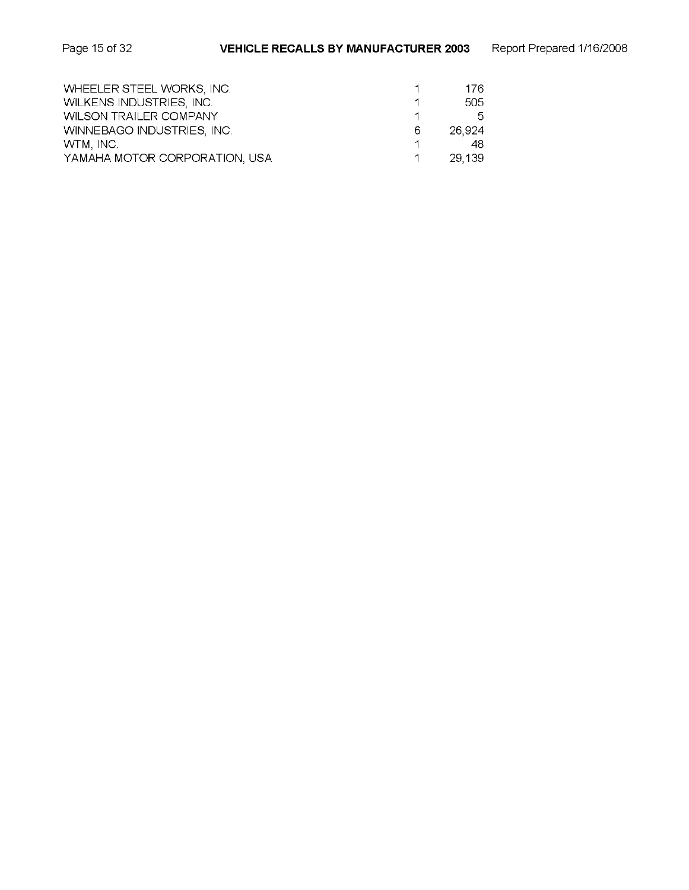| | | |
|---|---|---|
| WHEELER STEEL WORKS, INC. | 1 | 176 |
| WILKENS INDUSTRIES, INC. | 1 | 505 |
| WILSON TRAILER COMPANY | 1 | 5 |
| WINNEBAGO INDUSTRIES, INC. | 6 | 26,924 |
| WTM, INC. | 1 | 48 |
| YAMAHA MOTOR CORPORATION, USA | 1 | 29,139 |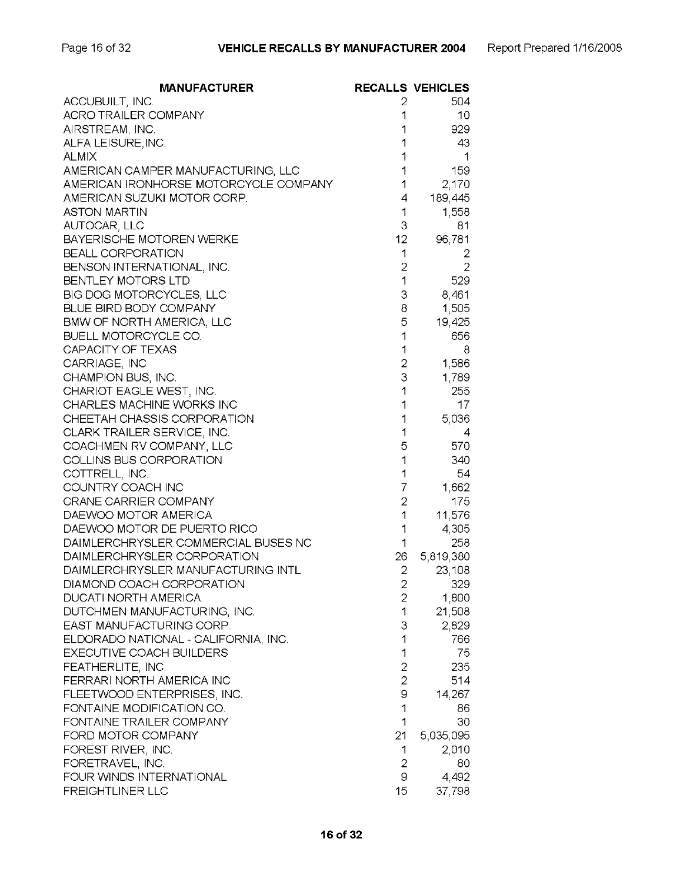| MANUFACTURER | RECALLS | VEHICLES |
| --- | --- | --- |
| ACCUBUILT, INC. | 2 | 504 |
| ACRO TRAILER COMPANY | 1 | 10 |
| AIRSTREAM, INC. | 1 | 929 |
| ALFA LEISURE,INC. | 1 | 43 |
| ALMIX | 1 | 1 |
| AMERICAN CAMPER MANUFACTURING, LLC | 1 | 159 |
| AMERICAN IRONHORSE MOTORCYCLE COMPANY | 1 | 2,170 |
| AMERICAN SUZUKI MOTOR CORP. | 4 | 189,445 |
| ASTON MARTIN | 1 | 1,558 |
| AUTOCAR, LLC | 3 | 81 |
| BAYERISCHE MOTOREN WERKE | 12 | 96,781 |
| BEALL CORPORATION | 1 | 2 |
| BENSON INTERNATIONAL, INC. | 2 | 2 |
| BENTLEY MOTORS LTD | 1 | 529 |
| BIG DOG MOTORCYCLES, LLC | 3 | 8,461 |
| BLUE BIRD BODY COMPANY | 8 | 1,505 |
| BMW OF NORTH AMERICA, LLC | 5 | 19,425 |
| BUELL MOTORCYCLE CO. | 1 | 656 |
| CAPACITY OF TEXAS | 1 | 8 |
| CARRIAGE, INC | 2 | 1,586 |
| CHAMPION BUS, INC. | 3 | 1,789 |
| CHARIOT EAGLE WEST, INC. | 1 | 255 |
| CHARLES MACHINE WORKS INC | 1 | 17 |
| CHEETAH CHASSIS CORPORATION | 1 | 5,036 |
| CLARK TRAILER SERVICE, INC. | 1 | 4 |
| COACHMEN RV COMPANY, LLC | 5 | 570 |
| COLLINS BUS CORPORATION | 1 | 340 |
| COTTRELL, INC. | 1 | 54 |
| COUNTRY COACH INC | 7 | 1,662 |
| CRANE CARRIER COMPANY | 2 | 175 |
| DAEWOO MOTOR AMERICA | 1 | 11,576 |
| DAEWOO MOTOR DE PUERTO RICO | 1 | 4,305 |
| DAIMLERCHRYSLER COMMERCIAL BUSES NC | 1 | 258 |
| DAIMLERCHRYSLER CORPORATION | 26 | 5,819,380 |
| DAIMLERCHRYSLER MANUFACTURING INTL | 2 | 23,108 |
| DIAMOND COACH CORPORATION | 2 | 329 |
| DUCATI NORTH AMERICA | 2 | 1,800 |
| DUTCHMEN MANUFACTURING, INC. | 1 | 21,508 |
| EAST MANUFACTURING CORP. | 3 | 2,829 |
| ELDORADO NATIONAL - CALIFORNIA, INC. | 1 | 766 |
| EXECUTIVE COACH BUILDERS | 1 | 75 |
| FEATHERLITE, INC. | 2 | 235 |
| FERRARI NORTH AMERICA INC | 2 | 514 |
| FLEETWOOD ENTERPRISES, INC. | 9 | 14,267 |
| FONTAINE MODIFICATION CO. | 1 | 86 |
| FONTAINE TRAILER COMPANY | 1 | 30 |
| FORD MOTOR COMPANY | 21 | 5,035,095 |
| FOREST RIVER, INC. | 1 | 2,010 |
| FORETRAVEL, INC. | 2 | 80 |
| FOUR WINDS INTERNATIONAL | 9 | 4,492 |
| FREIGHTLINER LLC | 15 | 37,798 |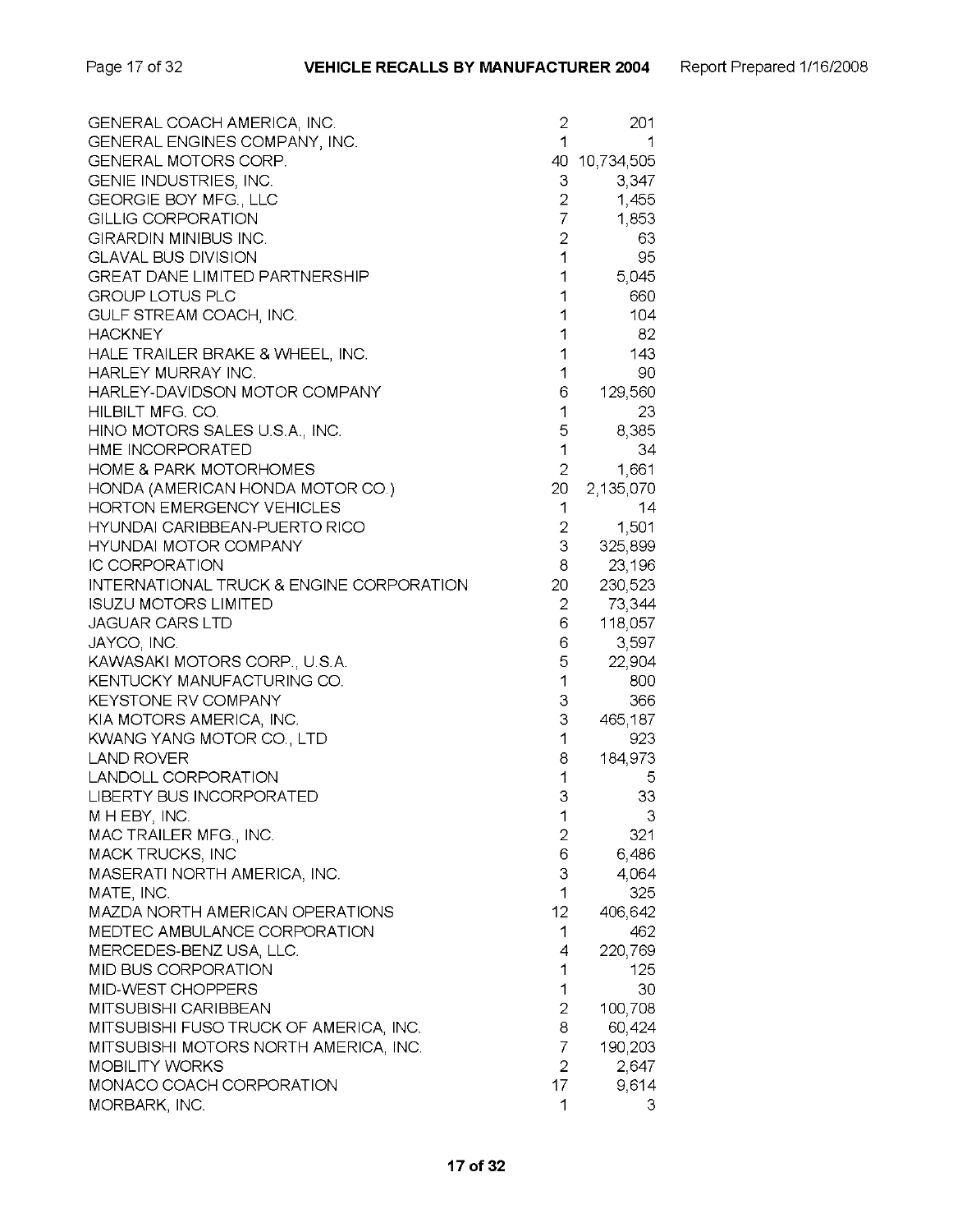| Manufacturer | Recalls | Vehicles |
|---|---|---|
| GENERAL COACH AMERICA, INC. | 2 | 201 |
| GENERAL ENGINES COMPANY, INC. | 1 | 1 |
| GENERAL MOTORS CORP. | 40 | 10,734,505 |
| GENIE INDUSTRIES, INC. | 3 | 3,347 |
| GEORGIE BOY MFG., LLC | 2 | 1,455 |
| GILLIG CORPORATION | 7 | 1,853 |
| GIRARDIN MINIBUS INC. | 2 | 63 |
| GLAVAL BUS DIVISION | 1 | 95 |
| GREAT DANE LIMITED PARTNERSHIP | 1 | 5,045 |
| GROUP LOTUS PLC | 1 | 660 |
| GULF STREAM COACH, INC. | 1 | 104 |
| HACKNEY | 1 | 82 |
| HALE TRAILER BRAKE & WHEEL, INC. | 1 | 143 |
| HARLEY MURRAY INC. | 1 | 90 |
| HARLEY-DAVIDSON MOTOR COMPANY | 6 | 129,560 |
| HILBILT MFG. CO. | 1 | 23 |
| HINO MOTORS SALES U.S.A., INC. | 5 | 8,385 |
| HME INCORPORATED | 1 | 34 |
| HOME & PARK MOTORHOMES | 2 | 1,661 |
| HONDA (AMERICAN HONDA MOTOR CO.) | 20 | 2,135,070 |
| HORTON EMERGENCY VEHICLES | 1 | 14 |
| HYUNDAI CARIBBEAN-PUERTO RICO | 2 | 1,501 |
| HYUNDAI MOTOR COMPANY | 3 | 325,899 |
| IC CORPORATION | 8 | 23,196 |
| INTERNATIONAL TRUCK & ENGINE CORPORATION | 20 | 230,523 |
| ISUZU MOTORS LIMITED | 2 | 73,344 |
| JAGUAR CARS LTD | 6 | 118,057 |
| JAYCO, INC. | 6 | 3,597 |
| KAWASAKI MOTORS CORP., U.S.A. | 5 | 22,904 |
| KENTUCKY MANUFACTURING CO. | 1 | 800 |
| KEYSTONE RV COMPANY | 3 | 366 |
| KIA MOTORS AMERICA, INC. | 3 | 465,187 |
| KWANG YANG MOTOR CO., LTD | 1 | 923 |
| LAND ROVER | 8 | 184,973 |
| LANDOLL CORPORATION | 1 | 5 |
| LIBERTY BUS INCORPORATED | 3 | 33 |
| M H EBY, INC. | 1 | 3 |
| MAC TRAILER MFG., INC. | 2 | 321 |
| MACK TRUCKS, INC | 6 | 6,486 |
| MASERATI NORTH AMERICA, INC. | 3 | 4,064 |
| MATE, INC. | 1 | 325 |
| MAZDA NORTH AMERICAN OPERATIONS | 12 | 406,642 |
| MEDTEC AMBULANCE CORPORATION | 1 | 462 |
| MERCEDES-BENZ USA, LLC. | 4 | 220,769 |
| MID BUS CORPORATION | 1 | 125 |
| MID-WEST CHOPPERS | 1 | 30 |
| MITSUBISHI CARIBBEAN | 2 | 100,708 |
| MITSUBISHI FUSO TRUCK OF AMERICA, INC. | 8 | 60,424 |
| MITSUBISHI MOTORS NORTH AMERICA, INC. | 7 | 190,203 |
| MOBILITY WORKS | 2 | 2,647 |
| MONACO COACH CORPORATION | 17 | 9,614 |
| MORBARK, INC. | 1 | 3 |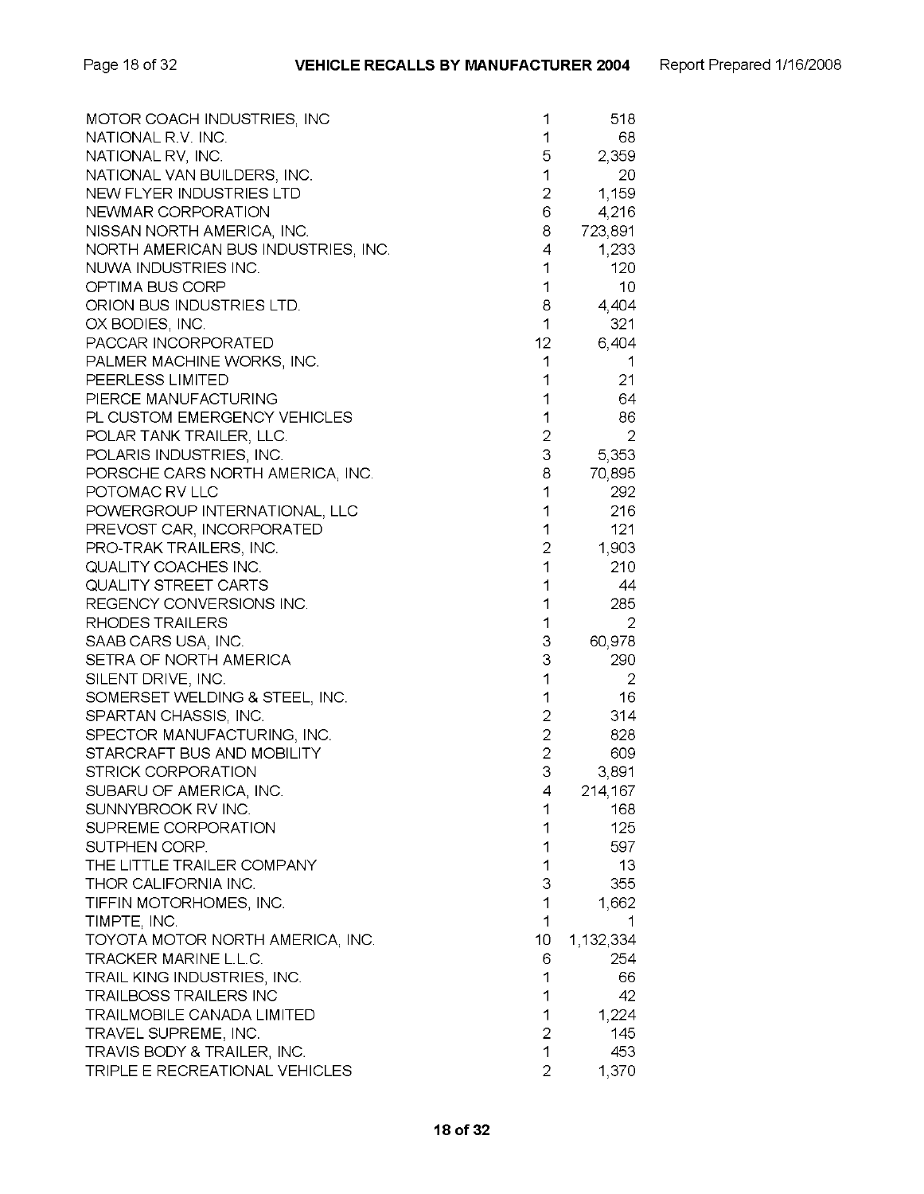| Manufacturer | Recalls | Vehicles |
|---|---|---|
| MOTOR COACH INDUSTRIES, INC | 1 | 518 |
| NATIONAL R.V. INC. | 1 | 68 |
| NATIONAL RV, INC. | 5 | 2,359 |
| NATIONAL VAN BUILDERS, INC. | 1 | 20 |
| NEW FLYER INDUSTRIES LTD | 2 | 1,159 |
| NEWMAR CORPORATION | 6 | 4,216 |
| NISSAN NORTH AMERICA, INC. | 8 | 723,891 |
| NORTH AMERICAN BUS INDUSTRIES, INC. | 4 | 1,233 |
| NUWA INDUSTRIES INC. | 1 | 120 |
| OPTIMA BUS CORP | 1 | 10 |
| ORION BUS INDUSTRIES LTD. | 8 | 4,404 |
| OX BODIES, INC. | 1 | 321 |
| PACCAR INCORPORATED | 12 | 6,404 |
| PALMER MACHINE WORKS, INC. | 1 | 1 |
| PEERLESS LIMITED | 1 | 21 |
| PIERCE MANUFACTURING | 1 | 64 |
| PL CUSTOM EMERGENCY VEHICLES | 1 | 86 |
| POLAR TANK TRAILER, LLC. | 2 | 2 |
| POLARIS INDUSTRIES, INC. | 3 | 5,353 |
| PORSCHE CARS NORTH AMERICA, INC. | 8 | 70,895 |
| POTOMAC RV LLC | 1 | 292 |
| POWERGROUP INTERNATIONAL, LLC | 1 | 216 |
| PREVOST CAR, INCORPORATED | 1 | 121 |
| PRO-TRAK TRAILERS, INC. | 2 | 1,903 |
| QUALITY COACHES INC. | 1 | 210 |
| QUALITY STREET CARTS | 1 | 44 |
| REGENCY CONVERSIONS INC. | 1 | 285 |
| RHODES TRAILERS | 1 | 2 |
| SAAB CARS USA, INC. | 3 | 60,978 |
| SETRA OF NORTH AMERICA | 3 | 290 |
| SILENT DRIVE, INC. | 1 | 2 |
| SOMERSET WELDING & STEEL, INC. | 1 | 16 |
| SPARTAN CHASSIS, INC. | 2 | 314 |
| SPECTOR MANUFACTURING, INC. | 2 | 828 |
| STARCRAFT BUS AND MOBILITY | 2 | 609 |
| STRICK CORPORATION | 3 | 3,891 |
| SUBARU OF AMERICA, INC. | 4 | 214,167 |
| SUNNYBROOK RV INC. | 1 | 168 |
| SUPREME CORPORATION | 1 | 125 |
| SUTPHEN CORP. | 1 | 597 |
| THE LITTLE TRAILER COMPANY | 1 | 13 |
| THOR CALIFORNIA INC. | 3 | 355 |
| TIFFIN MOTORHOMES, INC. | 1 | 1,662 |
| TIMPTE, INC. | 1 | 1 |
| TOYOTA MOTOR NORTH AMERICA, INC. | 10 | 1,132,334 |
| TRACKER MARINE L.L.C. | 6 | 254 |
| TRAIL KING INDUSTRIES, INC. | 1 | 66 |
| TRAILBOSS TRAILERS INC | 1 | 42 |
| TRAILMOBILE CANADA LIMITED | 1 | 1,224 |
| TRAVEL SUPREME, INC. | 2 | 145 |
| TRAVIS BODY & TRAILER, INC. | 1 | 453 |
| TRIPLE E RECREATIONAL VEHICLES | 2 | 1,370 |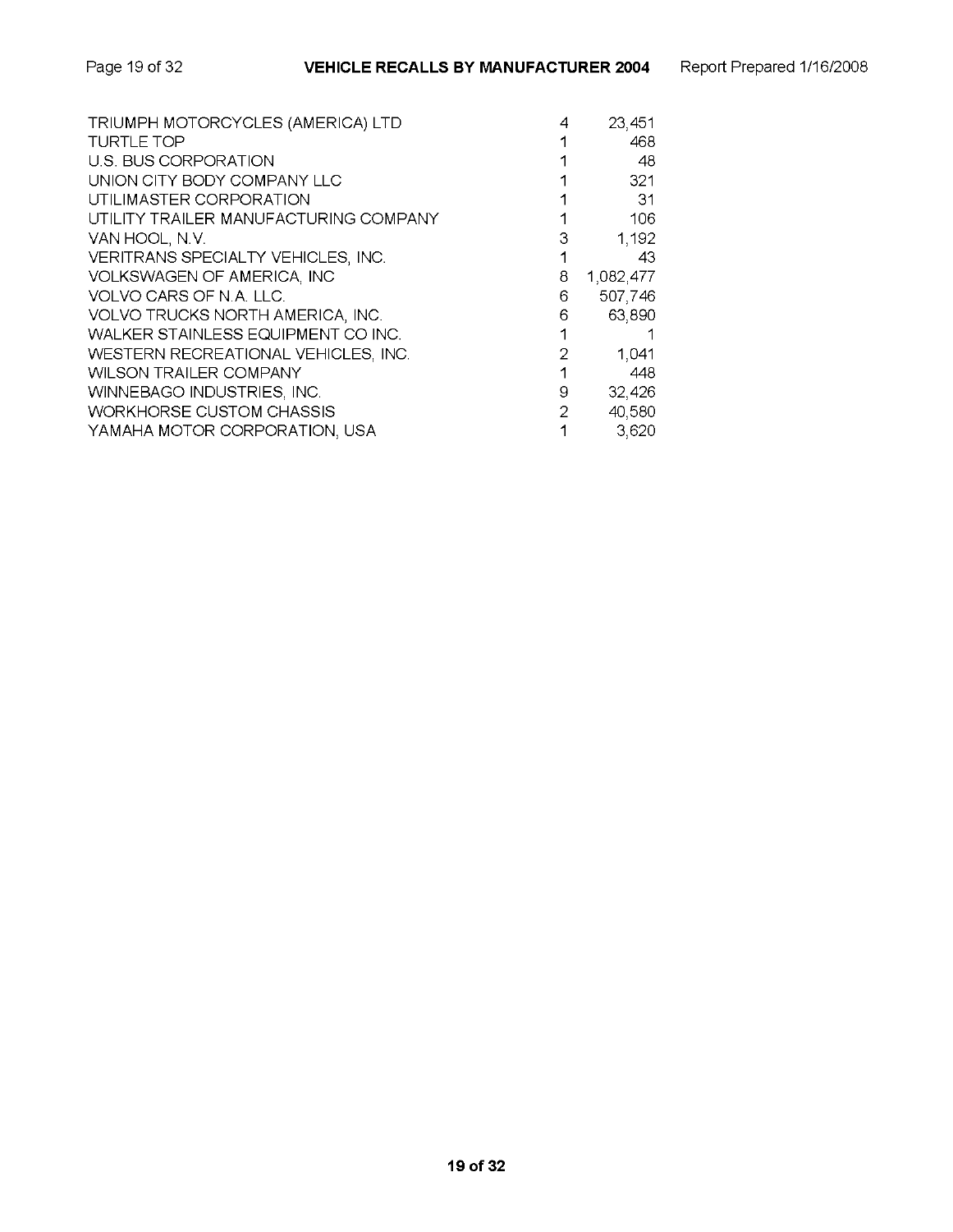| | | |
|---|---|---|
| TRIUMPH MOTORCYCLES (AMERICA) LTD | 4 | 23,451 |
| TURTLE TOP | 1 | 468 |
| U.S. BUS CORPORATION | 1 | 48 |
| UNION CITY BODY COMPANY LLC | 1 | 321 |
| UTILIMASTER CORPORATION | 1 | 31 |
| UTILITY TRAILER MANUFACTURING COMPANY | 1 | 106 |
| VAN HOOL, N.V. | 3 | 1,192 |
| VERITRANS SPECIALTY VEHICLES, INC. | 1 | 43 |
| VOLKSWAGEN OF AMERICA, INC | 8 | 1,082,477 |
| VOLVO CARS OF N.A. LLC. | 6 | 507,746 |
| VOLVO TRUCKS NORTH AMERICA, INC. | 6 | 63,890 |
| WALKER STAINLESS EQUIPMENT CO INC. | 1 | 1 |
| WESTERN RECREATIONAL VEHICLES, INC. | 2 | 1,041 |
| WILSON TRAILER COMPANY | 1 | 448 |
| WINNEBAGO INDUSTRIES, INC. | 9 | 32,426 |
| WORKHORSE CUSTOM CHASSIS | 2 | 40,580 |
| YAMAHA MOTOR CORPORATION, USA | 1 | 3,620 |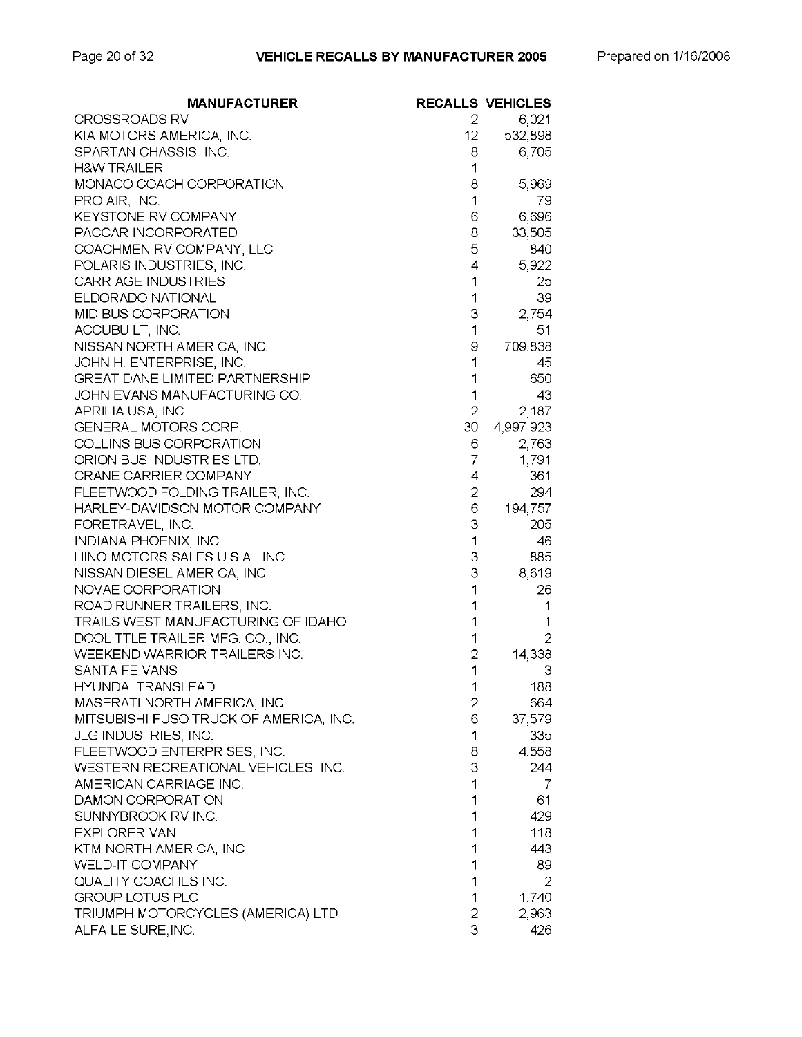| MANUFACTURER | RECALLS | VEHICLES |
|---|---|---|
| CROSSROADS RV | 2 | 6,021 |
| KIA MOTORS AMERICA, INC. | 12 | 532,898 |
| SPARTAN CHASSIS, INC. | 8 | 6,705 |
| H&W TRAILER | 1 | |
| MONACO COACH CORPORATION | 8 | 5,969 |
| PRO AIR, INC. | 1 | 79 |
| KEYSTONE RV COMPANY | 6 | 6,696 |
| PACCAR INCORPORATED | 8 | 33,505 |
| COACHMEN RV COMPANY, LLC | 5 | 840 |
| POLARIS INDUSTRIES, INC. | 4 | 5,922 |
| CARRIAGE INDUSTRIES | 1 | 25 |
| ELDORADO NATIONAL | 1 | 39 |
| MID BUS CORPORATION | 3 | 2,754 |
| ACCUBUILT, INC. | 1 | 51 |
| NISSAN NORTH AMERICA, INC. | 9 | 709,838 |
| JOHN H. ENTERPRISE, INC. | 1 | 45 |
| GREAT DANE LIMITED PARTNERSHIP | 1 | 650 |
| JOHN EVANS MANUFACTURING CO. | 1 | 43 |
| APRILIA USA, INC. | 2 | 2,187 |
| GENERAL MOTORS CORP. | 30 | 4,997,923 |
| COLLINS BUS CORPORATION | 6 | 2,763 |
| ORION BUS INDUSTRIES LTD. | 7 | 1,791 |
| CRANE CARRIER COMPANY | 4 | 361 |
| FLEETWOOD FOLDING TRAILER, INC. | 2 | 294 |
| HARLEY-DAVIDSON MOTOR COMPANY | 6 | 194,757 |
| FORETRAVEL, INC. | 3 | 205 |
| INDIANA PHOENIX, INC. | 1 | 46 |
| HINO MOTORS SALES U.S.A., INC. | 3 | 885 |
| NISSAN DIESEL AMERICA, INC | 3 | 8,619 |
| NOVAE CORPORATION | 1 | 26 |
| ROAD RUNNER TRAILERS, INC. | 1 | 1 |
| TRAILS WEST MANUFACTURING OF IDAHO | 1 | 1 |
| DOOLITTLE TRAILER MFG. CO., INC. | 1 | 2 |
| WEEKEND WARRIOR TRAILERS INC. | 2 | 14,338 |
| SANTA FE VANS | 1 | 3 |
| HYUNDAI TRANSLEAD | 1 | 188 |
| MASERATI NORTH AMERICA, INC. | 2 | 664 |
| MITSUBISHI FUSO TRUCK OF AMERICA, INC. | 6 | 37,579 |
| JLG INDUSTRIES, INC. | 1 | 335 |
| FLEETWOOD ENTERPRISES, INC. | 8 | 4,558 |
| WESTERN RECREATIONAL VEHICLES, INC. | 3 | 244 |
| AMERICAN CARRIAGE INC. | 1 | 7 |
| DAMON CORPORATION | 1 | 61 |
| SUNNYBROOK RV INC. | 1 | 429 |
| EXPLORER VAN | 1 | 118 |
| KTM NORTH AMERICA, INC | 1 | 443 |
| WELD-IT COMPANY | 1 | 89 |
| QUALITY COACHES INC. | 1 | 2 |
| GROUP LOTUS PLC | 1 | 1,740 |
| TRIUMPH MOTORCYCLES (AMERICA) LTD | 2 | 2,963 |
| ALFA LEISURE,INC. | 3 | 426 |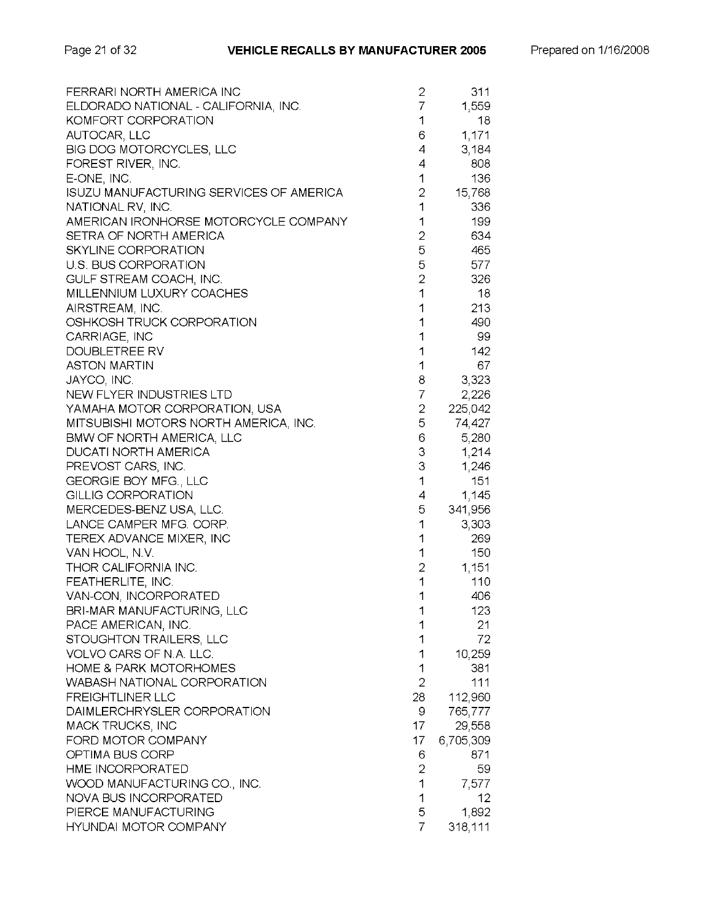| | | |
|---|---|---|
| FERRARI NORTH AMERICA INC | 2 | 311 |
| ELDORADO NATIONAL - CALIFORNIA, INC. | 7 | 1,559 |
| KOMFORT CORPORATION | 1 | 18 |
| AUTOCAR, LLC | 6 | 1,171 |
| BIG DOG MOTORCYCLES, LLC | 4 | 3,184 |
| FOREST RIVER, INC. | 4 | 808 |
| E-ONE, INC. | 1 | 136 |
| ISUZU MANUFACTURING SERVICES OF AMERICA | 2 | 15,768 |
| NATIONAL RV, INC. | 1 | 336 |
| AMERICAN IRONHORSE MOTORCYCLE COMPANY | 1 | 199 |
| SETRA OF NORTH AMERICA | 2 | 634 |
| SKYLINE CORPORATION | 5 | 465 |
| U.S. BUS CORPORATION | 5 | 577 |
| GULF STREAM COACH, INC. | 2 | 326 |
| MILLENNIUM LUXURY COACHES | 1 | 18 |
| AIRSTREAM, INC. | 1 | 213 |
| OSHKOSH TRUCK CORPORATION | 1 | 490 |
| CARRIAGE, INC | 1 | 99 |
| DOUBLETREE RV | 1 | 142 |
| ASTON MARTIN | 1 | 67 |
| JAYCO, INC. | 8 | 3,323 |
| NEW FLYER INDUSTRIES LTD | 7 | 2,226 |
| YAMAHA MOTOR CORPORATION, USA | 2 | 225,042 |
| MITSUBISHI MOTORS NORTH AMERICA, INC. | 5 | 74,427 |
| BMW OF NORTH AMERICA, LLC | 6 | 5,280 |
| DUCATI NORTH AMERICA | 3 | 1,214 |
| PREVOST CARS, INC. | 3 | 1,246 |
| GEORGIE BOY MFG., LLC | 1 | 151 |
| GILLIG CORPORATION | 4 | 1,145 |
| MERCEDES-BENZ USA, LLC. | 5 | 341,956 |
| LANCE CAMPER MFG. CORP. | 1 | 3,303 |
| TEREX ADVANCE MIXER, INC | 1 | 269 |
| VAN HOOL, N.V. | 1 | 150 |
| THOR CALIFORNIA INC. | 2 | 1,151 |
| FEATHERLITE, INC. | 1 | 110 |
| VAN-CON, INCORPORATED | 1 | 406 |
| BRI-MAR MANUFACTURING, LLC | 1 | 123 |
| PACE AMERICAN, INC. | 1 | 21 |
| STOUGHTON TRAILERS, LLC | 1 | 72 |
| VOLVO CARS OF N.A. LLC. | 1 | 10,259 |
| HOME & PARK MOTORHOMES | 1 | 381 |
| WABASH NATIONAL CORPORATION | 2 | 111 |
| FREIGHTLINER LLC | 28 | 112,960 |
| DAIMLERCHRYSLER CORPORATION | 9 | 765,777 |
| MACK TRUCKS, INC | 17 | 29,558 |
| FORD MOTOR COMPANY | 17 | 6,705,309 |
| OPTIMA BUS CORP | 6 | 871 |
| HME INCORPORATED | 2 | 59 |
| WOOD MANUFACTURING CO., INC. | 1 | 7,577 |
| NOVA BUS INCORPORATED | 1 | 12 |
| PIERCE MANUFACTURING | 5 | 1,892 |
| HYUNDAI MOTOR COMPANY | 7 | 318,111 |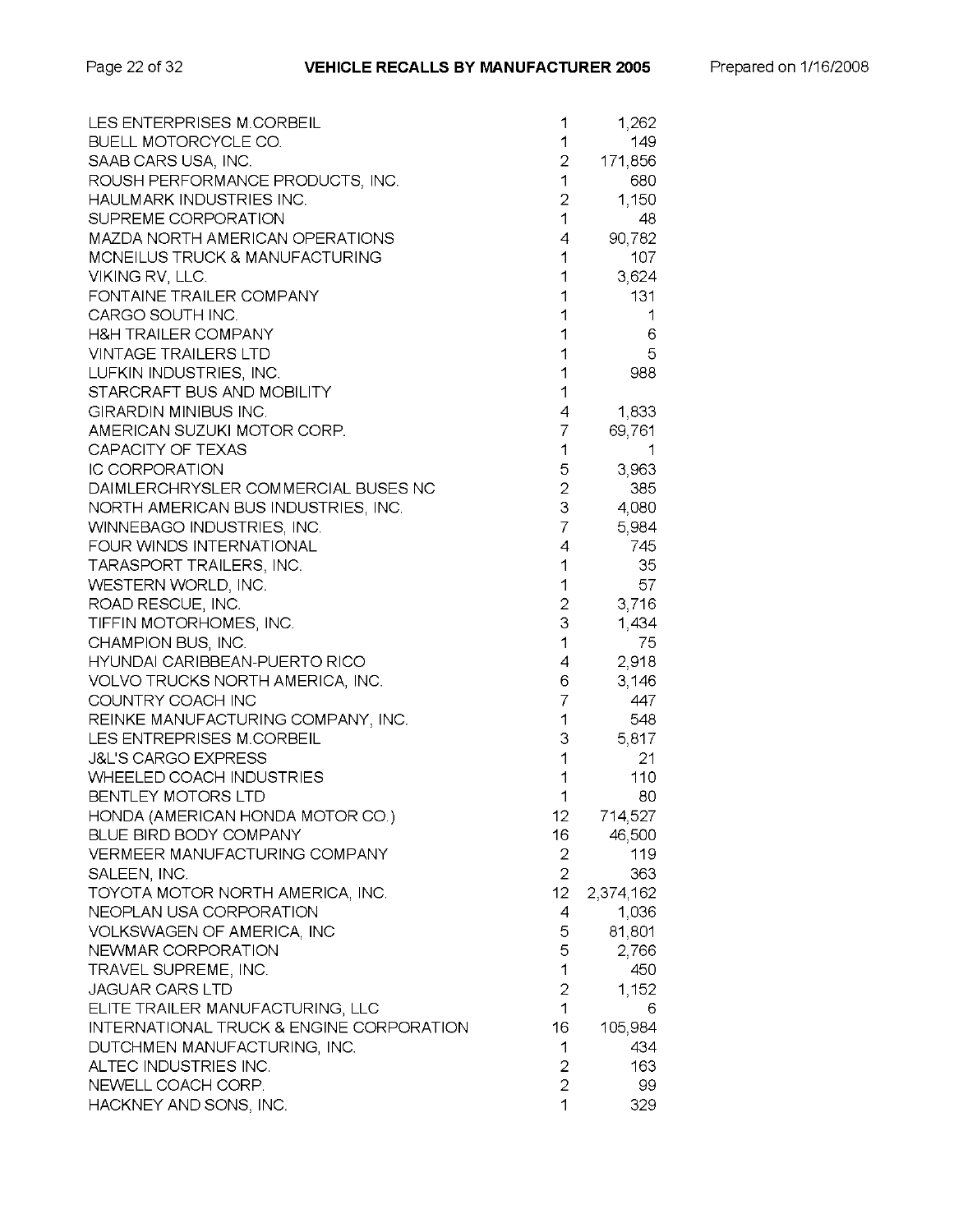| | | |
|---|---|---|
| LES ENTERPRISES M.CORBEIL | 1 | 1,262 |
| BUELL MOTORCYCLE CO. | 1 | 149 |
| SAAB CARS USA, INC. | 2 | 171,856 |
| ROUSH PERFORMANCE PRODUCTS, INC. | 1 | 680 |
| HAULMARK INDUSTRIES INC. | 2 | 1,150 |
| SUPREME CORPORATION | 1 | 48 |
| MAZDA NORTH AMERICAN OPERATIONS | 4 | 90,782 |
| MCNEILUS TRUCK & MANUFACTURING | 1 | 107 |
| VIKING RV, LLC. | 1 | 3,624 |
| FONTAINE TRAILER COMPANY | 1 | 131 |
| CARGO SOUTH INC. | 1 | 1 |
| H&H TRAILER COMPANY | 1 | 6 |
| VINTAGE TRAILERS LTD | 1 | 5 |
| LUFKIN INDUSTRIES, INC. | 1 | 988 |
| STARCRAFT BUS AND MOBILITY | 1 | |
| GIRARDIN MINIBUS INC. | 4 | 1,833 |
| AMERICAN SUZUKI MOTOR CORP. | 7 | 69,761 |
| CAPACITY OF TEXAS | 1 | 1 |
| IC CORPORATION | 5 | 3,963 |
| DAIMLERCHRYSLER COMMERCIAL BUSES NC | 2 | 385 |
| NORTH AMERICAN BUS INDUSTRIES, INC. | 3 | 4,080 |
| WINNEBAGO INDUSTRIES, INC. | 7 | 5,984 |
| FOUR WINDS INTERNATIONAL | 4 | 745 |
| TARASPORT TRAILERS, INC. | 1 | 35 |
| WESTERN WORLD, INC. | 1 | 57 |
| ROAD RESCUE, INC. | 2 | 3,716 |
| TIFFIN MOTORHOMES, INC. | 3 | 1,434 |
| CHAMPION BUS, INC. | 1 | 75 |
| HYUNDAI CARIBBEAN-PUERTO RICO | 4 | 2,918 |
| VOLVO TRUCKS NORTH AMERICA, INC. | 6 | 3,146 |
| COUNTRY COACH INC | 7 | 447 |
| REINKE MANUFACTURING COMPANY, INC. | 1 | 548 |
| LES ENTREPRISES M.CORBEIL | 3 | 5,817 |
| J&L'S CARGO EXPRESS | 1 | 21 |
| WHEELED COACH INDUSTRIES | 1 | 110 |
| BENTLEY MOTORS LTD | 1 | 80 |
| HONDA (AMERICAN HONDA MOTOR CO.) | 12 | 714,527 |
| BLUE BIRD BODY COMPANY | 16 | 46,500 |
| VERMEER MANUFACTURING COMPANY | 2 | 119 |
| SALEEN, INC. | 2 | 363 |
| TOYOTA MOTOR NORTH AMERICA, INC. | 12 | 2,374,162 |
| NEOPLAN USA CORPORATION | 4 | 1,036 |
| VOLKSWAGEN OF AMERICA, INC | 5 | 81,801 |
| NEWMAR CORPORATION | 5 | 2,766 |
| TRAVEL SUPREME, INC. | 1 | 450 |
| JAGUAR CARS LTD | 2 | 1,152 |
| ELITE TRAILER MANUFACTURING, LLC | 1 | 6 |
| INTERNATIONAL TRUCK & ENGINE CORPORATION | 16 | 105,984 |
| DUTCHMEN MANUFACTURING, INC. | 1 | 434 |
| ALTEC INDUSTRIES INC. | 2 | 163 |
| NEWELL COACH CORP. | 2 | 99 |
| HACKNEY AND SONS, INC. | 1 | 329 |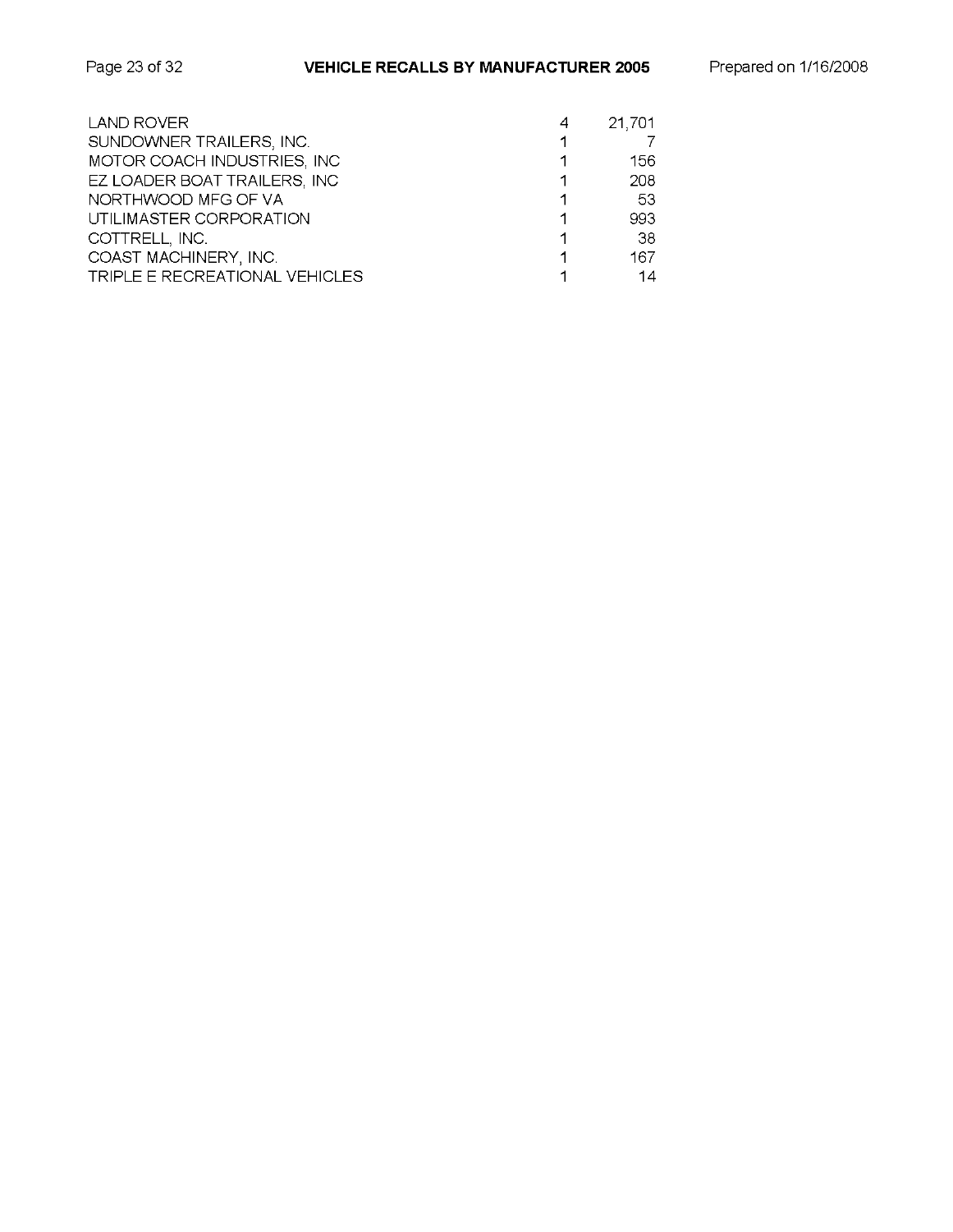| | | |
|---|---|---|
| LAND ROVER | 4 | 21,701 |
| SUNDOWNER TRAILERS, INC. | 1 | 7 |
| MOTOR COACH INDUSTRIES, INC | 1 | 156 |
| EZ LOADER BOAT TRAILERS, INC | 1 | 208 |
| NORTHWOOD MFG OF VA | 1 | 53 |
| UTILIMASTER CORPORATION | 1 | 993 |
| COTTRELL, INC. | 1 | 38 |
| COAST MACHINERY, INC. | 1 | 167 |
| TRIPLE E RECREATIONAL VEHICLES | 1 | 14 |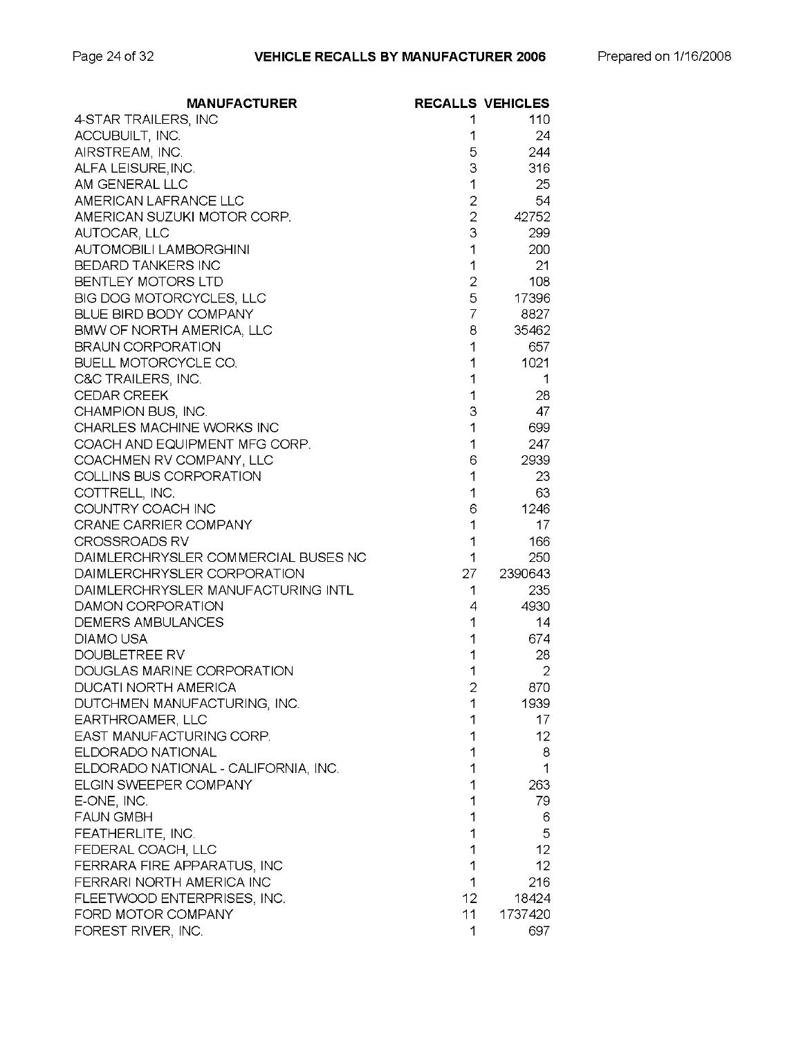| MANUFACTURER | RECALLS | VEHICLES |
|---|---|---|
| 4-STAR TRAILERS, INC | 1 | 110 |
| ACCUBUILT, INC. | 1 | 24 |
| AIRSTREAM, INC. | 5 | 244 |
| ALFA LEISURE,INC. | 3 | 316 |
| AM GENERAL LLC | 1 | 25 |
| AMERICAN LAFRANCE LLC | 2 | 54 |
| AMERICAN SUZUKI MOTOR CORP. | 2 | 42752 |
| AUTOCAR, LLC | 3 | 299 |
| AUTOMOBILI LAMBORGHINI | 1 | 200 |
| BEDARD TANKERS INC | 1 | 21 |
| BENTLEY MOTORS LTD | 2 | 108 |
| BIG DOG MOTORCYCLES, LLC | 5 | 17396 |
| BLUE BIRD BODY COMPANY | 7 | 8827 |
| BMW OF NORTH AMERICA, LLC | 8 | 35462 |
| BRAUN CORPORATION | 1 | 657 |
| BUELL MOTORCYCLE CO. | 1 | 1021 |
| C&C TRAILERS, INC. | 1 | 1 |
| CEDAR CREEK | 1 | 28 |
| CHAMPION BUS, INC. | 3 | 47 |
| CHARLES MACHINE WORKS INC | 1 | 699 |
| COACH AND EQUIPMENT MFG CORP. | 1 | 247 |
| COACHMEN RV COMPANY, LLC | 6 | 2939 |
| COLLINS BUS CORPORATION | 1 | 23 |
| COTTRELL, INC. | 1 | 63 |
| COUNTRY COACH INC | 6 | 1246 |
| CRANE CARRIER COMPANY | 1 | 17 |
| CROSSROADS RV | 1 | 166 |
| DAIMLERCHRYSLER COMMERCIAL BUSES NC | 1 | 250 |
| DAIMLERCHRYSLER CORPORATION | 27 | 2390643 |
| DAIMLERCHRYSLER MANUFACTURING INTL | 1 | 235 |
| DAMON CORPORATION | 4 | 4930 |
| DEMERS AMBULANCES | 1 | 14 |
| DIAMO USA | 1 | 674 |
| DOUBLETREE RV | 1 | 28 |
| DOUGLAS MARINE CORPORATION | 1 | 2 |
| DUCATI NORTH AMERICA | 2 | 870 |
| DUTCHMEN MANUFACTURING, INC. | 1 | 1939 |
| EARTHROAMER, LLC | 1 | 17 |
| EAST MANUFACTURING CORP. | 1 | 12 |
| ELDORADO NATIONAL | 1 | 8 |
| ELDORADO NATIONAL - CALIFORNIA, INC. | 1 | 1 |
| ELGIN SWEEPER COMPANY | 1 | 263 |
| E-ONE, INC. | 1 | 79 |
| FAUN GMBH | 1 | 6 |
| FEATHERLITE, INC. | 1 | 5 |
| FEDERAL COACH, LLC | 1 | 12 |
| FERRARA FIRE APPARATUS, INC | 1 | 12 |
| FERRARI NORTH AMERICA INC | 1 | 216 |
| FLEETWOOD ENTERPRISES, INC. | 12 | 18424 |
| FORD MOTOR COMPANY | 11 | 1737420 |
| FOREST RIVER, INC. | 1 | 697 |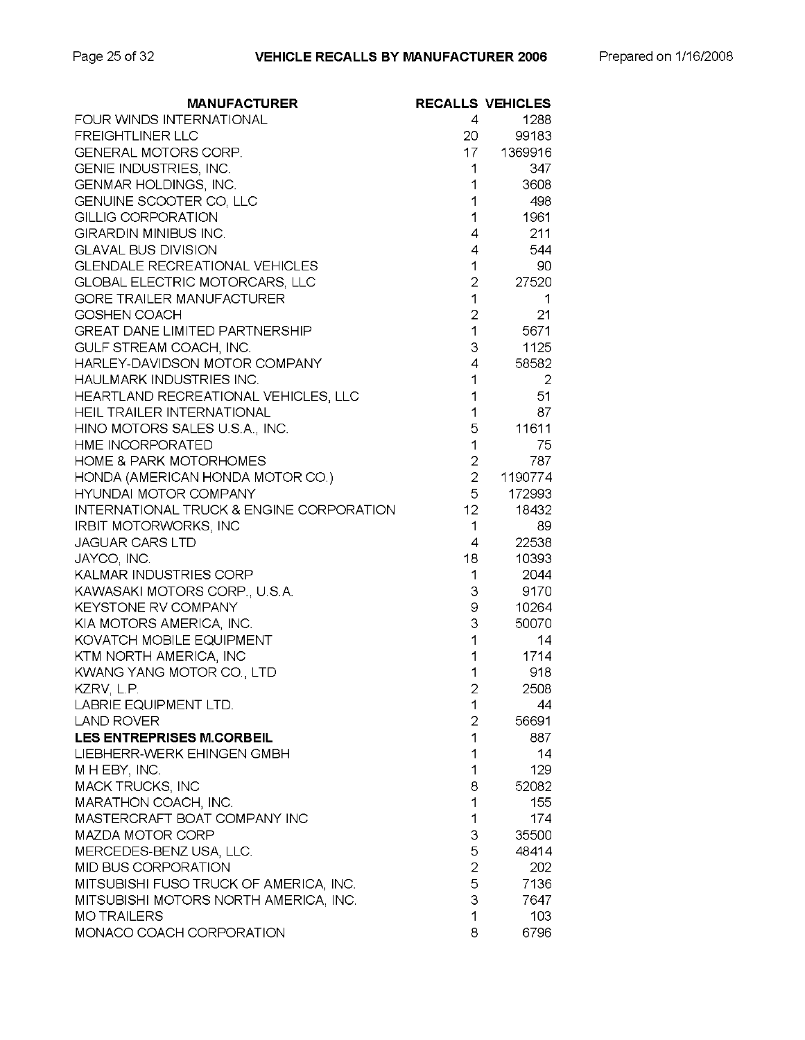| MANUFACTURER | RECALLS | VEHICLES |
|---|---|---|
| FOUR WINDS INTERNATIONAL | 4 | 1288 |
| FREIGHTLINER LLC | 20 | 99183 |
| GENERAL MOTORS CORP. | 17 | 1369916 |
| GENIE INDUSTRIES, INC. | 1 | 347 |
| GENMAR HOLDINGS, INC. | 1 | 3608 |
| GENUINE SCOOTER CO, LLC | 1 | 498 |
| GILLIG CORPORATION | 1 | 1961 |
| GIRARDIN MINIBUS INC. | 4 | 211 |
| GLAVAL BUS DIVISION | 4 | 544 |
| GLENDALE RECREATIONAL VEHICLES | 1 | 90 |
| GLOBAL ELECTRIC MOTORCARS, LLC | 2 | 27520 |
| GORE TRAILER MANUFACTURER | 1 | 1 |
| GOSHEN COACH | 2 | 21 |
| GREAT DANE LIMITED PARTNERSHIP | 1 | 5671 |
| GULF STREAM COACH, INC. | 3 | 1125 |
| HARLEY-DAVIDSON MOTOR COMPANY | 4 | 58582 |
| HAULMARK INDUSTRIES INC. | 1 | 2 |
| HEARTLAND RECREATIONAL VEHICLES, LLC | 1 | 51 |
| HEIL TRAILER INTERNATIONAL | 1 | 87 |
| HINO MOTORS SALES U.S.A., INC. | 5 | 11611 |
| HME INCORPORATED | 1 | 75 |
| HOME & PARK MOTORHOMES | 2 | 787 |
| HONDA (AMERICAN HONDA MOTOR CO.) | 2 | 1190774 |
| HYUNDAI MOTOR COMPANY | 5 | 172993 |
| INTERNATIONAL TRUCK & ENGINE CORPORATION | 12 | 18432 |
| IRBIT MOTORWORKS, INC | 1 | 89 |
| JAGUAR CARS LTD | 4 | 22538 |
| JAYCO, INC. | 18 | 10393 |
| KALMAR INDUSTRIES CORP | 1 | 2044 |
| KAWASAKI MOTORS CORP., U.S.A. | 3 | 9170 |
| KEYSTONE RV COMPANY | 9 | 10264 |
| KIA MOTORS AMERICA, INC. | 3 | 50070 |
| KOVATCH MOBILE EQUIPMENT | 1 | 14 |
| KTM NORTH AMERICA, INC | 1 | 1714 |
| KWANG YANG MOTOR CO., LTD | 1 | 918 |
| KZRV, L.P. | 2 | 2508 |
| LABRIE EQUIPMENT LTD. | 1 | 44 |
| LAND ROVER | 2 | 56691 |
| **LES ENTREPRISES M.CORBEIL** | 1 | 887 |
| LIEBHERR-WERK EHINGEN GMBH | 1 | 14 |
| M H EBY, INC. | 1 | 129 |
| MACK TRUCKS, INC | 8 | 52082 |
| MARATHON COACH, INC. | 1 | 155 |
| MASTERCRAFT BOAT COMPANY INC | 1 | 174 |
| MAZDA MOTOR CORP | 3 | 35500 |
| MERCEDES-BENZ USA, LLC. | 5 | 48414 |
| MID BUS CORPORATION | 2 | 202 |
| MITSUBISHI FUSO TRUCK OF AMERICA, INC. | 5 | 7136 |
| MITSUBISHI MOTORS NORTH AMERICA, INC. | 3 | 7647 |
| MO TRAILERS | 1 | 103 |
| MONACO COACH CORPORATION | 8 | 6796 |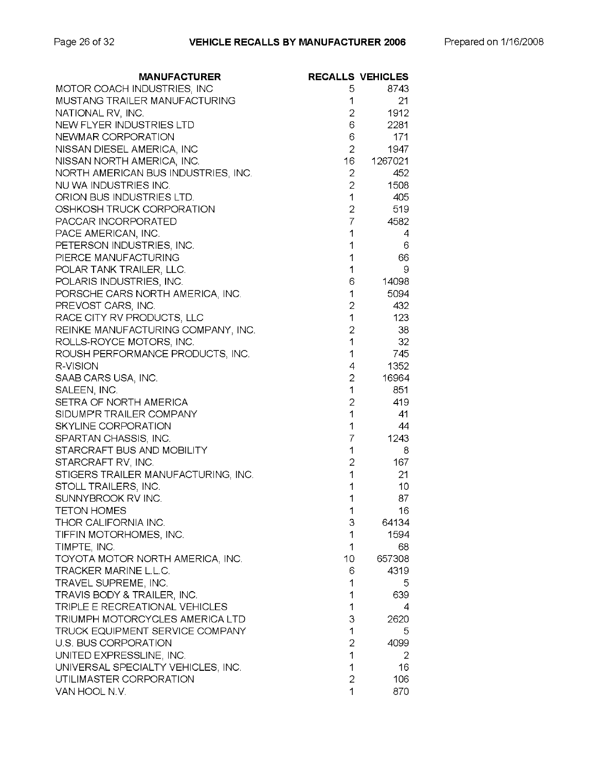| MANUFACTURER | RECALLS | VEHICLES |
|---|---|---|
| MOTOR COACH INDUSTRIES, INC | 5 | 8743 |
| MUSTANG TRAILER MANUFACTURING | 1 | 21 |
| NATIONAL RV, INC. | 2 | 1912 |
| NEW FLYER INDUSTRIES LTD | 6 | 2281 |
| NEWMAR CORPORATION | 6 | 171 |
| NISSAN DIESEL AMERICA, INC | 2 | 1947 |
| NISSAN NORTH AMERICA, INC. | 16 | 1267021 |
| NORTH AMERICAN BUS INDUSTRIES, INC. | 2 | 452 |
| NU WA INDUSTRIES INC. | 2 | 1508 |
| ORION BUS INDUSTRIES LTD. | 1 | 405 |
| OSHKOSH TRUCK CORPORATION | 2 | 519 |
| PACCAR INCORPORATED | 7 | 4582 |
| PACE AMERICAN, INC. | 1 | 4 |
| PETERSON INDUSTRIES, INC. | 1 | 6 |
| PIERCE MANUFACTURING | 1 | 66 |
| POLAR TANK TRAILER, LLC. | 1 | 9 |
| POLARIS INDUSTRIES, INC. | 6 | 14098 |
| PORSCHE CARS NORTH AMERICA, INC. | 1 | 5094 |
| PREVOST CARS, INC. | 2 | 432 |
| RACE CITY RV PRODUCTS, LLC | 1 | 123 |
| REINKE MANUFACTURING COMPANY, INC. | 2 | 38 |
| ROLLS-ROYCE MOTORS, INC. | 1 | 32 |
| ROUSH PERFORMANCE PRODUCTS, INC. | 1 | 745 |
| R-VISION | 4 | 1352 |
| SAAB CARS USA, INC. | 2 | 16964 |
| SALEEN, INC. | 1 | 851 |
| SETRA OF NORTH AMERICA | 2 | 419 |
| SIDUMP'R TRAILER COMPANY | 1 | 41 |
| SKYLINE CORPORATION | 1 | 44 |
| SPARTAN CHASSIS, INC. | 7 | 1243 |
| STARCRAFT BUS AND MOBILITY | 1 | 8 |
| STARCRAFT RV, INC. | 2 | 167 |
| STIGERS TRAILER MANUFACTURING, INC. | 1 | 21 |
| STOLL TRAILERS, INC. | 1 | 10 |
| SUNNYBROOK RV INC. | 1 | 87 |
| TETON HOMES | 1 | 16 |
| THOR CALIFORNIA INC. | 3 | 64134 |
| TIFFIN MOTORHOMES, INC. | 1 | 1594 |
| TIMPTE, INC. | 1 | 68 |
| TOYOTA MOTOR NORTH AMERICA, INC. | 10 | 657308 |
| TRACKER MARINE L.L.C. | 6 | 4319 |
| TRAVEL SUPREME, INC. | 1 | 5 |
| TRAVIS BODY & TRAILER, INC. | 1 | 639 |
| TRIPLE E RECREATIONAL VEHICLES | 1 | 4 |
| TRIUMPH MOTORCYCLES AMERICA LTD | 3 | 2620 |
| TRUCK EQUIPMENT SERVICE COMPANY | 1 | 5 |
| U.S. BUS CORPORATION | 2 | 4099 |
| UNITED EXPRESSLINE, INC. | 1 | 2 |
| UNIVERSAL SPECIALTY VEHICLES, INC. | 1 | 16 |
| UTILIMASTER CORPORATION | 2 | 106 |
| VAN HOOL N.V. | 1 | 870 |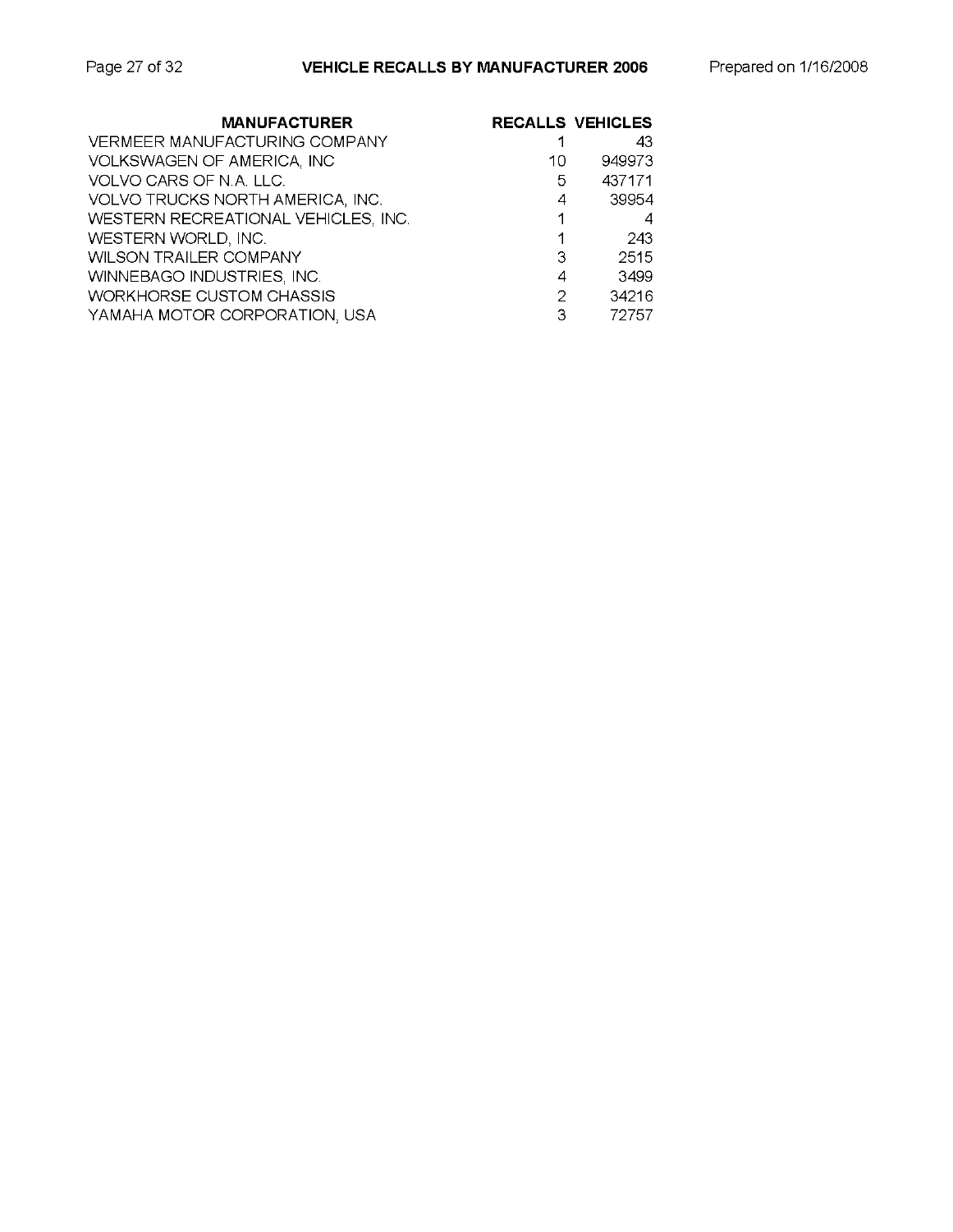| MANUFACTURER | RECALLS | VEHICLES |
|---|---|---|
| VERMEER MANUFACTURING COMPANY | 1 | 43 |
| VOLKSWAGEN OF AMERICA, INC | 10 | 949973 |
| VOLVO CARS OF N.A. LLC. | 5 | 437171 |
| VOLVO TRUCKS NORTH AMERICA, INC. | 4 | 39954 |
| WESTERN RECREATIONAL VEHICLES, INC. | 1 | 4 |
| WESTERN WORLD, INC. | 1 | 243 |
| WILSON TRAILER COMPANY | 3 | 2515 |
| WINNEBAGO INDUSTRIES, INC. | 4 | 3499 |
| WORKHORSE CUSTOM CHASSIS | 2 | 34216 |
| YAMAHA MOTOR CORPORATION, USA | 3 | 72757 |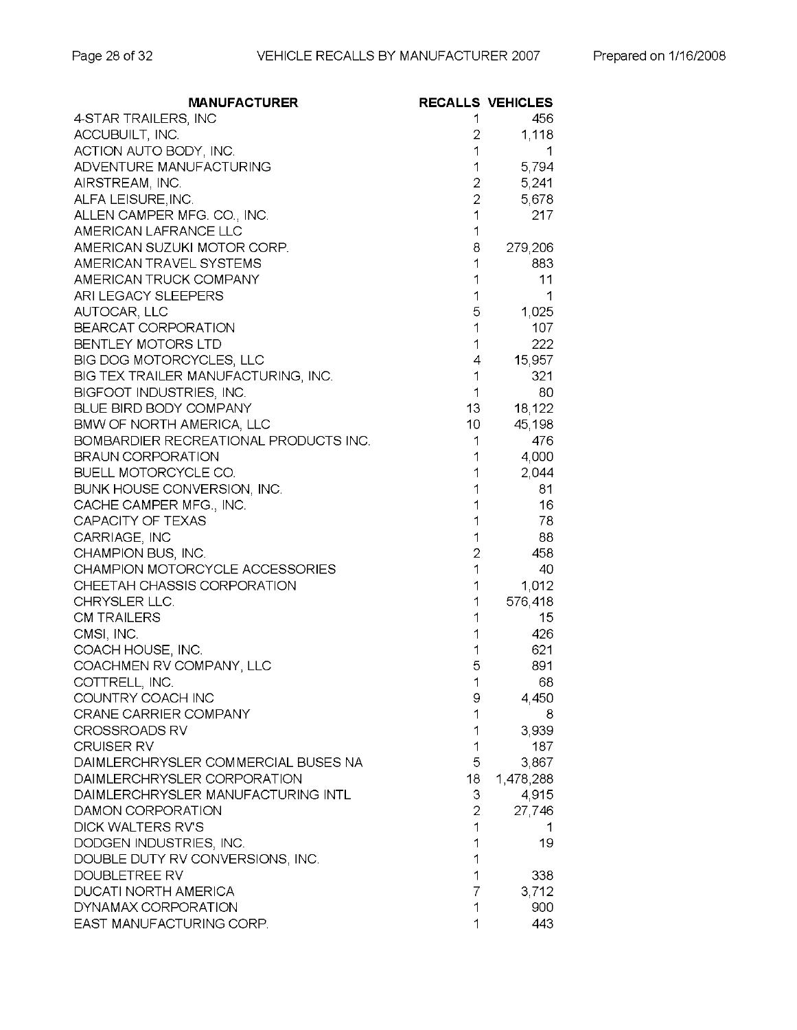| MANUFACTURER | RECALLS | VEHICLES |
|---|---|---|
| 4-STAR TRAILERS, INC | 1 | 456 |
| ACCUBUILT, INC. | 2 | 1,118 |
| ACTION AUTO BODY, INC. | 1 | 1 |
| ADVENTURE MANUFACTURING | 1 | 5,794 |
| AIRSTREAM, INC. | 2 | 5,241 |
| ALFA LEISURE,INC. | 2 | 5,678 |
| ALLEN CAMPER MFG. CO., INC. | 1 | 217 |
| AMERICAN LAFRANCE LLC | 1 | |
| AMERICAN SUZUKI MOTOR CORP. | 8 | 279,206 |
| AMERICAN TRAVEL SYSTEMS | 1 | 883 |
| AMERICAN TRUCK COMPANY | 1 | 11 |
| ARI LEGACY SLEEPERS | 1 | 1 |
| AUTOCAR, LLC | 5 | 1,025 |
| BEARCAT CORPORATION | 1 | 107 |
| BENTLEY MOTORS LTD | 1 | 222 |
| BIG DOG MOTORCYCLES, LLC | 4 | 15,957 |
| BIG TEX TRAILER MANUFACTURING, INC. | 1 | 321 |
| BIGFOOT INDUSTRIES, INC. | 1 | 80 |
| BLUE BIRD BODY COMPANY | 13 | 18,122 |
| BMW OF NORTH AMERICA, LLC | 10 | 45,198 |
| BOMBARDIER RECREATIONAL PRODUCTS INC. | 1 | 476 |
| BRAUN CORPORATION | 1 | 4,000 |
| BUELL MOTORCYCLE CO. | 1 | 2,044 |
| BUNK HOUSE CONVERSION, INC. | 1 | 81 |
| CACHE CAMPER MFG., INC. | 1 | 16 |
| CAPACITY OF TEXAS | 1 | 78 |
| CARRIAGE, INC | 1 | 88 |
| CHAMPION BUS, INC. | 2 | 458 |
| CHAMPION MOTORCYCLE ACCESSORIES | 1 | 40 |
| CHEETAH CHASSIS CORPORATION | 1 | 1,012 |
| CHRYSLER LLC. | 1 | 576,418 |
| CM TRAILERS | 1 | 15 |
| CMSI, INC. | 1 | 426 |
| COACH HOUSE, INC. | 1 | 621 |
| COACHMEN RV COMPANY, LLC | 5 | 891 |
| COTTRELL, INC. | 1 | 68 |
| COUNTRY COACH INC | 9 | 4,450 |
| CRANE CARRIER COMPANY | 1 | 8 |
| CROSSROADS RV | 1 | 3,939 |
| CRUISER RV | 1 | 187 |
| DAIMLERCHRYSLER COMMERCIAL BUSES NA | 5 | 3,867 |
| DAIMLERCHRYSLER CORPORATION | 18 | 1,478,288 |
| DAIMLERCHRYSLER MANUFACTURING INTL | 3 | 4,915 |
| DAMON CORPORATION | 2 | 27,746 |
| DICK WALTERS RV'S | 1 | 1 |
| DODGEN INDUSTRIES, INC. | 1 | 19 |
| DOUBLE DUTY RV CONVERSIONS, INC. | 1 | |
| DOUBLETREE RV | 1 | 338 |
| DUCATI NORTH AMERICA | 7 | 3,712 |
| DYNAMAX CORPORATION | 1 | 900 |
| EAST MANUFACTURING CORP. | 1 | 443 |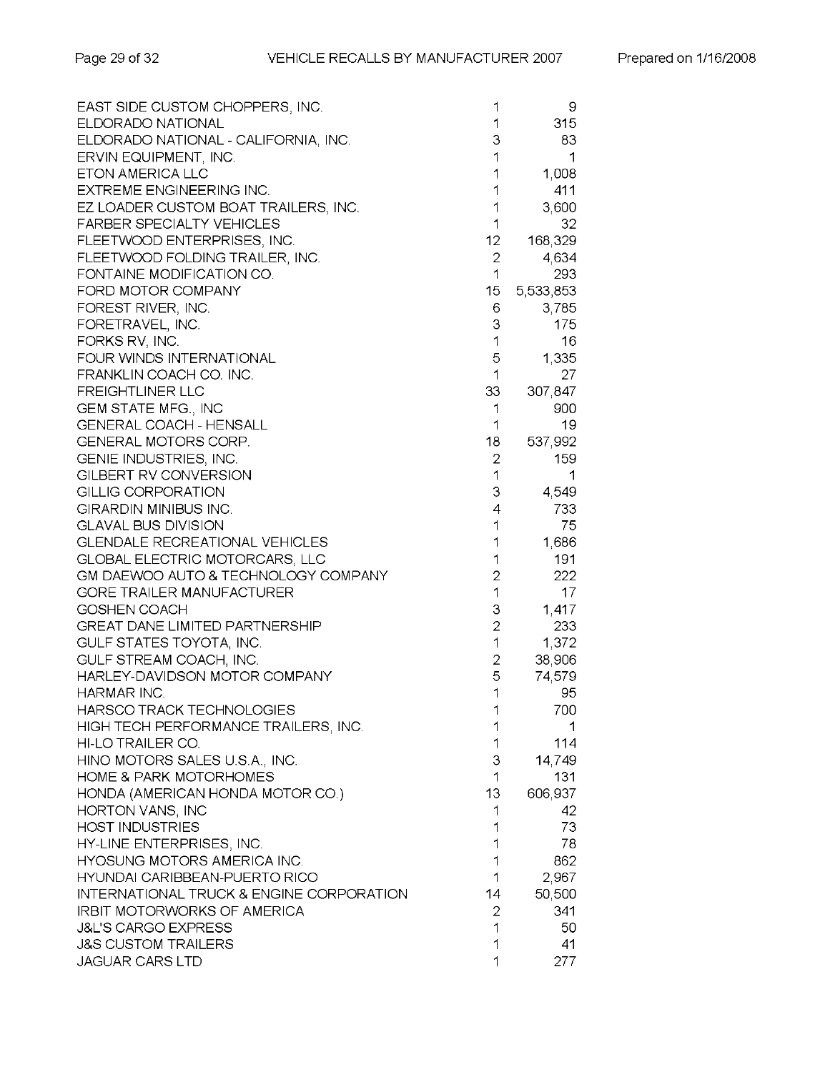| Manufacturer | Recalls | Vehicles |
|---|---|---|
| EAST SIDE CUSTOM CHOPPERS, INC. | 1 | 9 |
| ELDORADO NATIONAL | 1 | 315 |
| ELDORADO NATIONAL - CALIFORNIA, INC. | 3 | 83 |
| ERVIN EQUIPMENT, INC. | 1 | 1 |
| ETON AMERICA LLC | 1 | 1,008 |
| EXTREME ENGINEERING INC. | 1 | 411 |
| EZ LOADER CUSTOM BOAT TRAILERS, INC. | 1 | 3,600 |
| FARBER SPECIALTY VEHICLES | 1 | 32 |
| FLEETWOOD ENTERPRISES, INC. | 12 | 168,329 |
| FLEETWOOD FOLDING TRAILER, INC. | 2 | 4,634 |
| FONTAINE MODIFICATION CO. | 1 | 293 |
| FORD MOTOR COMPANY | 15 | 5,533,853 |
| FOREST RIVER, INC. | 6 | 3,785 |
| FORETRAVEL, INC. | 3 | 175 |
| FORKS RV, INC. | 1 | 16 |
| FOUR WINDS INTERNATIONAL | 5 | 1,335 |
| FRANKLIN COACH CO. INC. | 1 | 27 |
| FREIGHTLINER LLC | 33 | 307,847 |
| GEM STATE MFG., INC | 1 | 900 |
| GENERAL COACH - HENSALL | 1 | 19 |
| GENERAL MOTORS CORP. | 18 | 537,992 |
| GENIE INDUSTRIES, INC. | 2 | 159 |
| GILBERT RV CONVERSION | 1 | 1 |
| GILLIG CORPORATION | 3 | 4,549 |
| GIRARDIN MINIBUS INC. | 4 | 733 |
| GLAVAL BUS DIVISION | 1 | 75 |
| GLENDALE RECREATIONAL VEHICLES | 1 | 1,686 |
| GLOBAL ELECTRIC MOTORCARS, LLC | 1 | 191 |
| GM DAEWOO AUTO & TECHNOLOGY COMPANY | 2 | 222 |
| GORE TRAILER MANUFACTURER | 1 | 17 |
| GOSHEN COACH | 3 | 1,417 |
| GREAT DANE LIMITED PARTNERSHIP | 2 | 233 |
| GULF STATES TOYOTA, INC. | 1 | 1,372 |
| GULF STREAM COACH, INC. | 2 | 38,906 |
| HARLEY-DAVIDSON MOTOR COMPANY | 5 | 74,579 |
| HARMAR INC. | 1 | 95 |
| HARSCO TRACK TECHNOLOGIES | 1 | 700 |
| HIGH TECH PERFORMANCE TRAILERS, INC. | 1 | 1 |
| HI-LO TRAILER CO. | 1 | 114 |
| HINO MOTORS SALES U.S.A., INC. | 3 | 14,749 |
| HOME & PARK MOTORHOMES | 1 | 131 |
| HONDA (AMERICAN HONDA MOTOR CO.) | 13 | 606,937 |
| HORTON VANS, INC | 1 | 42 |
| HOST INDUSTRIES | 1 | 73 |
| HY-LINE ENTERPRISES, INC. | 1 | 78 |
| HYOSUNG MOTORS AMERICA INC. | 1 | 862 |
| HYUNDAI CARIBBEAN-PUERTO RICO | 1 | 2,967 |
| INTERNATIONAL TRUCK & ENGINE CORPORATION | 14 | 50,500 |
| IRBIT MOTORWORKS OF AMERICA | 2 | 341 |
| J&L'S CARGO EXPRESS | 1 | 50 |
| J&S CUSTOM TRAILERS | 1 | 41 |
| JAGUAR CARS LTD | 1 | 277 |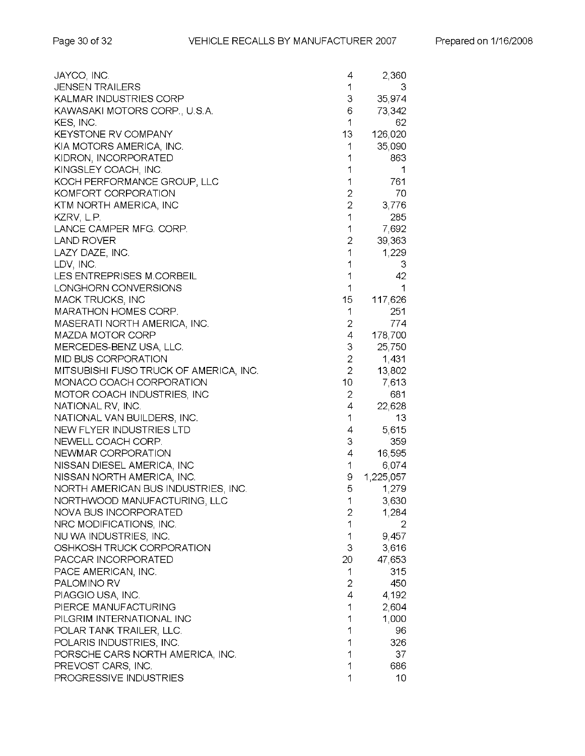| Manufacturer | Recalls | Vehicles |
|---|---|---|
| JAYCO, INC. | 4 | 2,360 |
| JENSEN TRAILERS | 1 | 3 |
| KALMAR INDUSTRIES CORP | 3 | 35,974 |
| KAWASAKI MOTORS CORP., U.S.A. | 6 | 73,342 |
| KES, INC. | 1 | 62 |
| KEYSTONE RV COMPANY | 13 | 126,020 |
| KIA MOTORS AMERICA, INC. | 1 | 35,090 |
| KIDRON, INCORPORATED | 1 | 863 |
| KINGSLEY COACH, INC. | 1 | 1 |
| KOCH PERFORMANCE GROUP, LLC | 1 | 761 |
| KOMFORT CORPORATION | 2 | 70 |
| KTM NORTH AMERICA, INC | 2 | 3,776 |
| KZRV, L.P. | 1 | 285 |
| LANCE CAMPER MFG. CORP. | 1 | 7,692 |
| LAND ROVER | 2 | 39,363 |
| LAZY DAZE, INC. | 1 | 1,229 |
| LDV, INC. | 1 | 3 |
| LES ENTREPRISES M.CORBEIL | 1 | 42 |
| LONGHORN CONVERSIONS | 1 | 1 |
| MACK TRUCKS, INC | 15 | 117,626 |
| MARATHON HOMES CORP. | 1 | 251 |
| MASERATI NORTH AMERICA, INC. | 2 | 774 |
| MAZDA MOTOR CORP | 4 | 178,700 |
| MERCEDES-BENZ USA, LLC. | 3 | 25,750 |
| MID BUS CORPORATION | 2 | 1,431 |
| MITSUBISHI FUSO TRUCK OF AMERICA, INC. | 2 | 13,802 |
| MONACO COACH CORPORATION | 10 | 7,613 |
| MOTOR COACH INDUSTRIES, INC | 2 | 681 |
| NATIONAL RV, INC. | 4 | 22,628 |
| NATIONAL VAN BUILDERS, INC. | 1 | 13 |
| NEW FLYER INDUSTRIES LTD | 4 | 5,615 |
| NEWELL COACH CORP. | 3 | 359 |
| NEWMAR CORPORATION | 4 | 16,595 |
| NISSAN DIESEL AMERICA, INC | 1 | 6,074 |
| NISSAN NORTH AMERICA, INC. | 9 | 1,225,057 |
| NORTH AMERICAN BUS INDUSTRIES, INC. | 5 | 1,279 |
| NORTHWOOD MANUFACTURING, LLC | 1 | 3,630 |
| NOVA BUS INCORPORATED | 2 | 1,284 |
| NRC MODIFICATIONS, INC. | 1 | 2 |
| NU WA INDUSTRIES, INC. | 1 | 9,457 |
| OSHKOSH TRUCK CORPORATION | 3 | 3,616 |
| PACCAR INCORPORATED | 20 | 47,653 |
| PACE AMERICAN, INC. | 1 | 315 |
| PALOMINO RV | 2 | 450 |
| PIAGGIO USA, INC. | 4 | 4,192 |
| PIERCE MANUFACTURING | 1 | 2,604 |
| PILGRIM INTERNATIONAL INC | 1 | 1,000 |
| POLAR TANK TRAILER, LLC. | 1 | 96 |
| POLARIS INDUSTRIES, INC. | 1 | 326 |
| PORSCHE CARS NORTH AMERICA, INC. | 1 | 37 |
| PREVOST CARS, INC. | 1 | 686 |
| PROGRESSIVE INDUSTRIES | 1 | 10 |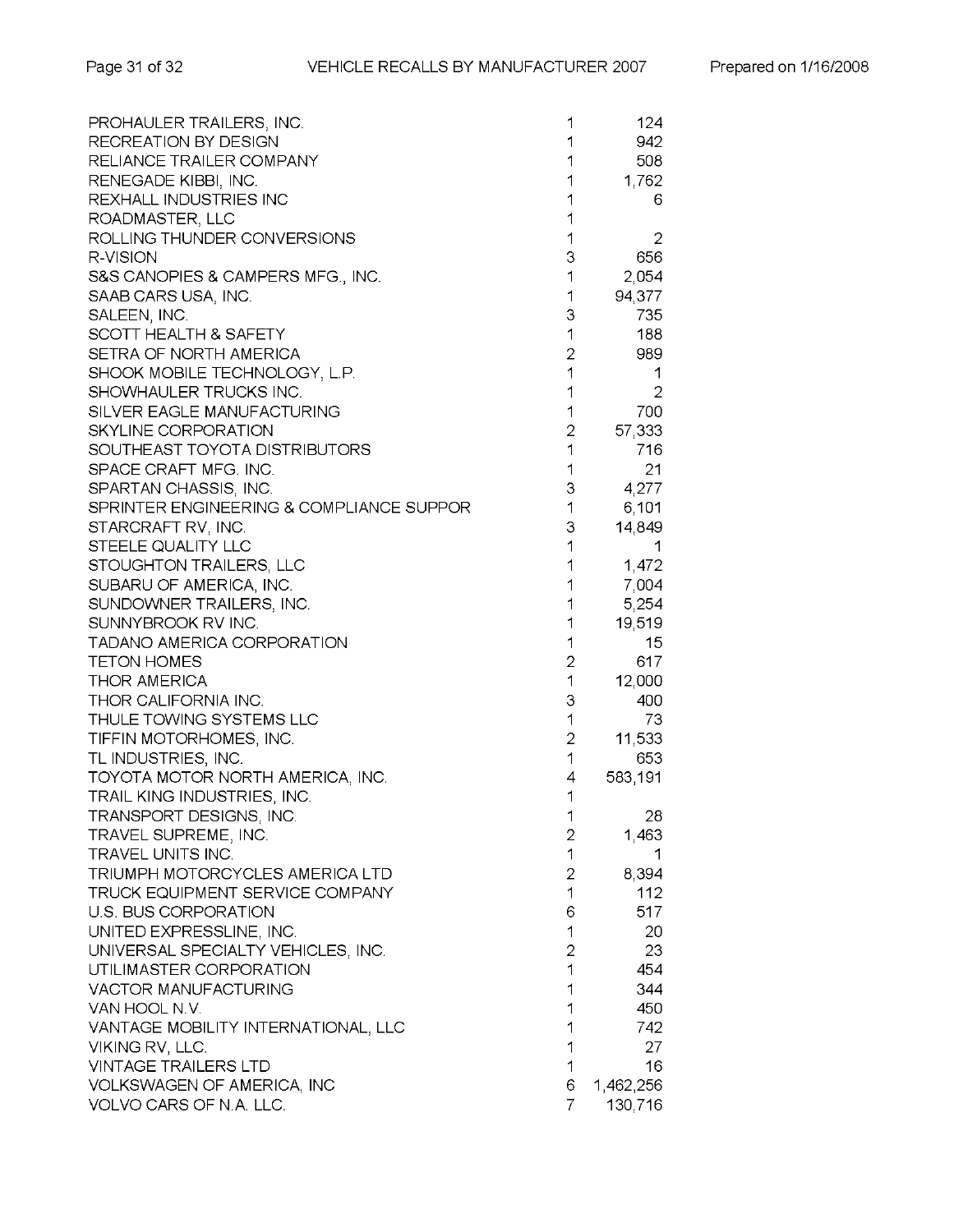| | | |
|---|---|---|
| PROHAULER TRAILERS, INC. | 1 | 124 |
| RECREATION BY DESIGN | 1 | 942 |
| RELIANCE TRAILER COMPANY | 1 | 508 |
| RENEGADE KIBBI, INC. | 1 | 1,762 |
| REXHALL INDUSTRIES INC | 1 | 6 |
| ROADMASTER, LLC | 1 | |
| ROLLING THUNDER CONVERSIONS | 1 | 2 |
| R-VISION | 3 | 656 |
| S&S CANOPIES & CAMPERS MFG., INC. | 1 | 2,054 |
| SAAB CARS USA, INC. | 1 | 94,377 |
| SALEEN, INC. | 3 | 735 |
| SCOTT HEALTH & SAFETY | 1 | 188 |
| SETRA OF NORTH AMERICA | 2 | 989 |
| SHOOK MOBILE TECHNOLOGY, L.P. | 1 | 1 |
| SHOWHAULER TRUCKS INC. | 1 | 2 |
| SILVER EAGLE MANUFACTURING | 1 | 700 |
| SKYLINE CORPORATION | 2 | 57,333 |
| SOUTHEAST TOYOTA DISTRIBUTORS | 1 | 716 |
| SPACE CRAFT MFG. INC. | 1 | 21 |
| SPARTAN CHASSIS, INC. | 3 | 4,277 |
| SPRINTER ENGINEERING & COMPLIANCE SUPPOR | 1 | 6,101 |
| STARCRAFT RV, INC. | 3 | 14,849 |
| STEELE QUALITY LLC | 1 | 1 |
| STOUGHTON TRAILERS, LLC | 1 | 1,472 |
| SUBARU OF AMERICA, INC. | 1 | 7,004 |
| SUNDOWNER TRAILERS, INC. | 1 | 5,254 |
| SUNNYBROOK RV INC. | 1 | 19,519 |
| TADANO AMERICA CORPORATION | 1 | 15 |
| TETON HOMES | 2 | 617 |
| THOR AMERICA | 1 | 12,000 |
| THOR CALIFORNIA INC. | 3 | 400 |
| THULE TOWING SYSTEMS LLC | 1 | 73 |
| TIFFIN MOTORHOMES, INC. | 2 | 11,533 |
| TL INDUSTRIES, INC. | 1 | 653 |
| TOYOTA MOTOR NORTH AMERICA, INC. | 4 | 583,191 |
| TRAIL KING INDUSTRIES, INC. | 1 | |
| TRANSPORT DESIGNS, INC. | 1 | 28 |
| TRAVEL SUPREME, INC. | 2 | 1,463 |
| TRAVEL UNITS INC. | 1 | 1 |
| TRIUMPH MOTORCYCLES AMERICA LTD | 2 | 8,394 |
| TRUCK EQUIPMENT SERVICE COMPANY | 1 | 112 |
| U.S. BUS CORPORATION | 6 | 517 |
| UNITED EXPRESSLINE, INC. | 1 | 20 |
| UNIVERSAL SPECIALTY VEHICLES, INC. | 2 | 23 |
| UTILIMASTER CORPORATION | 1 | 454 |
| VACTOR MANUFACTURING | 1 | 344 |
| VAN HOOL N.V. | 1 | 450 |
| VANTAGE MOBILITY INTERNATIONAL, LLC | 1 | 742 |
| VIKING RV, LLC. | 1 | 27 |
| VINTAGE TRAILERS LTD | 1 | 16 |
| VOLKSWAGEN OF AMERICA, INC | 6 | 1,462,256 |
| VOLVO CARS OF N.A. LLC. | 7 | 130,716 |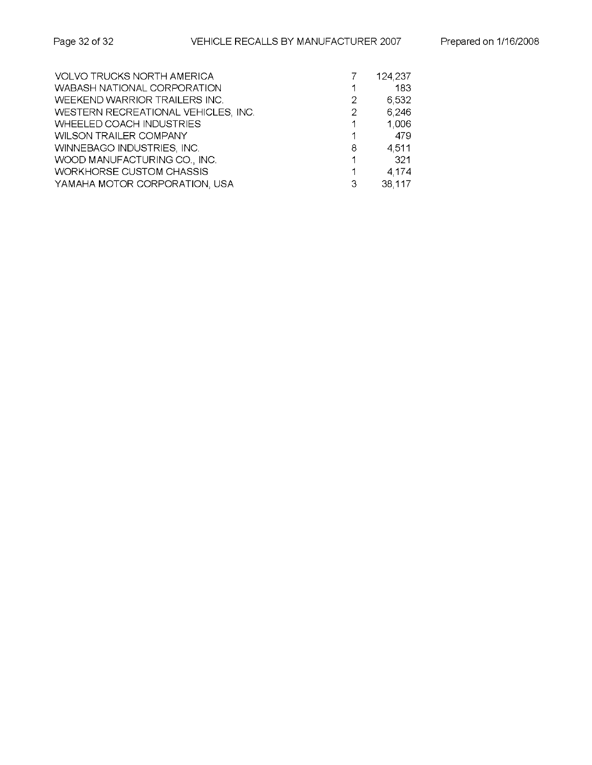| | | |
|---|---|---|
| VOLVO TRUCKS NORTH AMERICA | 7 | 124,237 |
| WABASH NATIONAL CORPORATION | 1 | 183 |
| WEEKEND WARRIOR TRAILERS INC. | 2 | 6,532 |
| WESTERN RECREATIONAL VEHICLES, INC. | 2 | 6,246 |
| WHEELED COACH INDUSTRIES | 1 | 1,006 |
| WILSON TRAILER COMPANY | 1 | 479 |
| WINNEBAGO INDUSTRIES, INC. | 8 | 4,511 |
| WOOD MANUFACTURING CO., INC. | 1 | 321 |
| WORKHORSE CUSTOM CHASSIS | 1 | 4,174 |
| YAMAHA MOTOR CORPORATION, USA | 3 | 38,117 |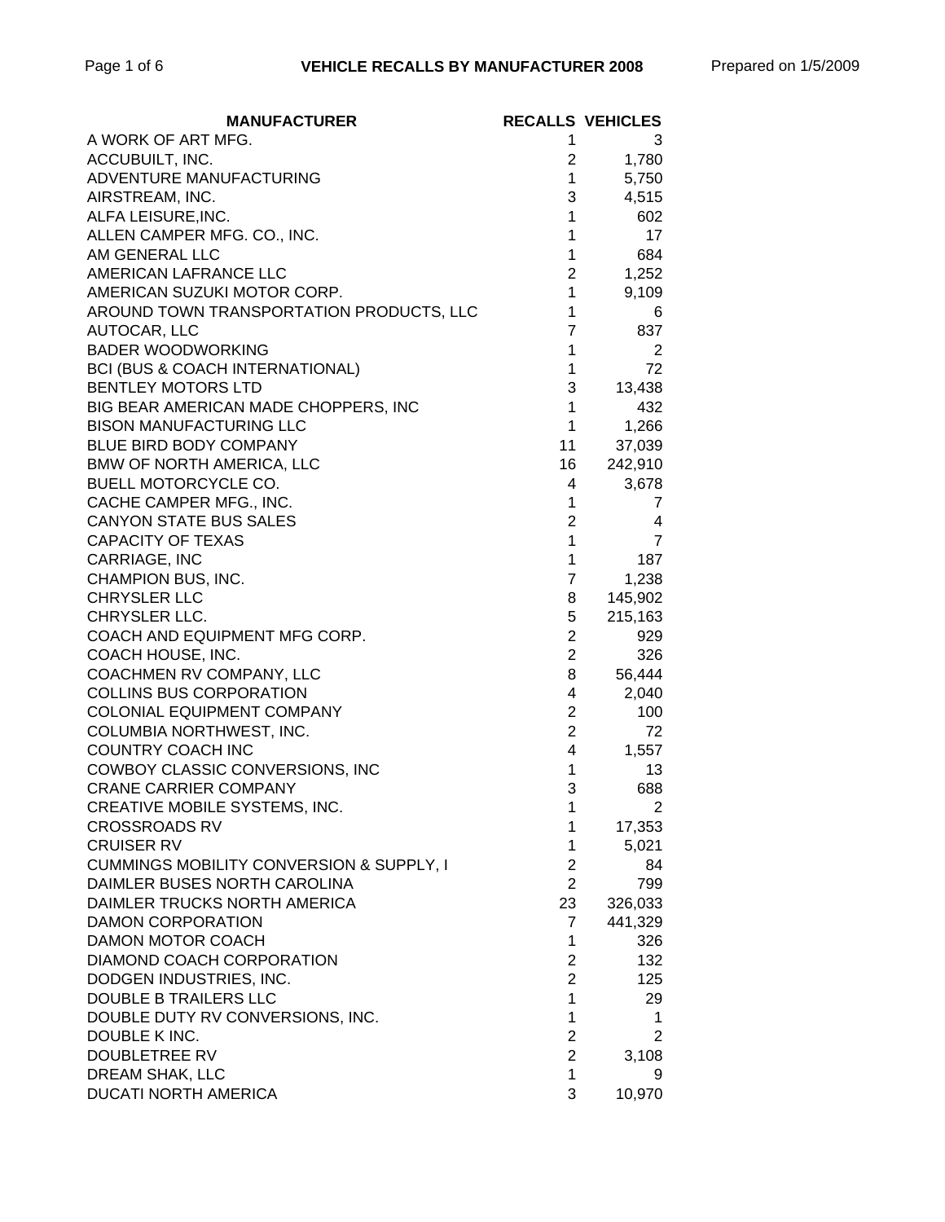# VEHICLE RECALLS BY MANUFACTURER 2008

Prepared on 1/5/2009

| MANUFACTURER | RECALLS | VEHICLES |
|---|---|---|
| A WORK OF ART MFG. | 1 | 3 |
| ACCUBUILT, INC. | 2 | 1,780 |
| ADVENTURE MANUFACTURING | 1 | 5,750 |
| AIRSTREAM, INC. | 3 | 4,515 |
| ALFA LEISURE,INC. | 1 | 602 |
| ALLEN CAMPER MFG. CO., INC. | 1 | 17 |
| AM GENERAL LLC | 1 | 684 |
| AMERICAN LAFRANCE LLC | 2 | 1,252 |
| AMERICAN SUZUKI MOTOR CORP. | 1 | 9,109 |
| AROUND TOWN TRANSPORTATION PRODUCTS, LLC | 1 | 6 |
| AUTOCAR, LLC | 7 | 837 |
| BADER WOODWORKING | 1 | 2 |
| BCI (BUS & COACH INTERNATIONAL) | 1 | 72 |
| BENTLEY MOTORS LTD | 3 | 13,438 |
| BIG BEAR AMERICAN MADE CHOPPERS, INC | 1 | 432 |
| BISON MANUFACTURING LLC | 1 | 1,266 |
| BLUE BIRD BODY COMPANY | 11 | 37,039 |
| BMW OF NORTH AMERICA, LLC | 16 | 242,910 |
| BUELL MOTORCYCLE CO. | 4 | 3,678 |
| CACHE CAMPER MFG., INC. | 1 | 7 |
| CANYON STATE BUS SALES | 2 | 4 |
| CAPACITY OF TEXAS | 1 | 7 |
| CARRIAGE, INC | 1 | 187 |
| CHAMPION BUS, INC. | 7 | 1,238 |
| CHRYSLER LLC | 8 | 145,902 |
| CHRYSLER LLC. | 5 | 215,163 |
| COACH AND EQUIPMENT MFG CORP. | 2 | 929 |
| COACH HOUSE, INC. | 2 | 326 |
| COACHMEN RV COMPANY, LLC | 8 | 56,444 |
| COLLINS BUS CORPORATION | 4 | 2,040 |
| COLONIAL EQUIPMENT COMPANY | 2 | 100 |
| COLUMBIA NORTHWEST, INC. | 2 | 72 |
| COUNTRY COACH INC | 4 | 1,557 |
| COWBOY CLASSIC CONVERSIONS, INC | 1 | 13 |
| CRANE CARRIER COMPANY | 3 | 688 |
| CREATIVE MOBILE SYSTEMS, INC. | 1 | 2 |
| CROSSROADS RV | 1 | 17,353 |
| CRUISER RV | 1 | 5,021 |
| CUMMINGS MOBILITY CONVERSION & SUPPLY, I | 2 | 84 |
| DAIMLER BUSES NORTH CAROLINA | 2 | 799 |
| DAIMLER TRUCKS NORTH AMERICA | 23 | 326,033 |
| DAMON CORPORATION | 7 | 441,329 |
| DAMON MOTOR COACH | 1 | 326 |
| DIAMOND COACH CORPORATION | 2 | 132 |
| DODGEN INDUSTRIES, INC. | 2 | 125 |
| DOUBLE B TRAILERS LLC | 1 | 29 |
| DOUBLE DUTY RV CONVERSIONS, INC. | 1 | 1 |
| DOUBLE K INC. | 2 | 2 |
| DOUBLETREE RV | 2 | 3,108 |
| DREAM SHAK, LLC | 1 | 9 |
| DUCATI NORTH AMERICA | 3 | 10,970 |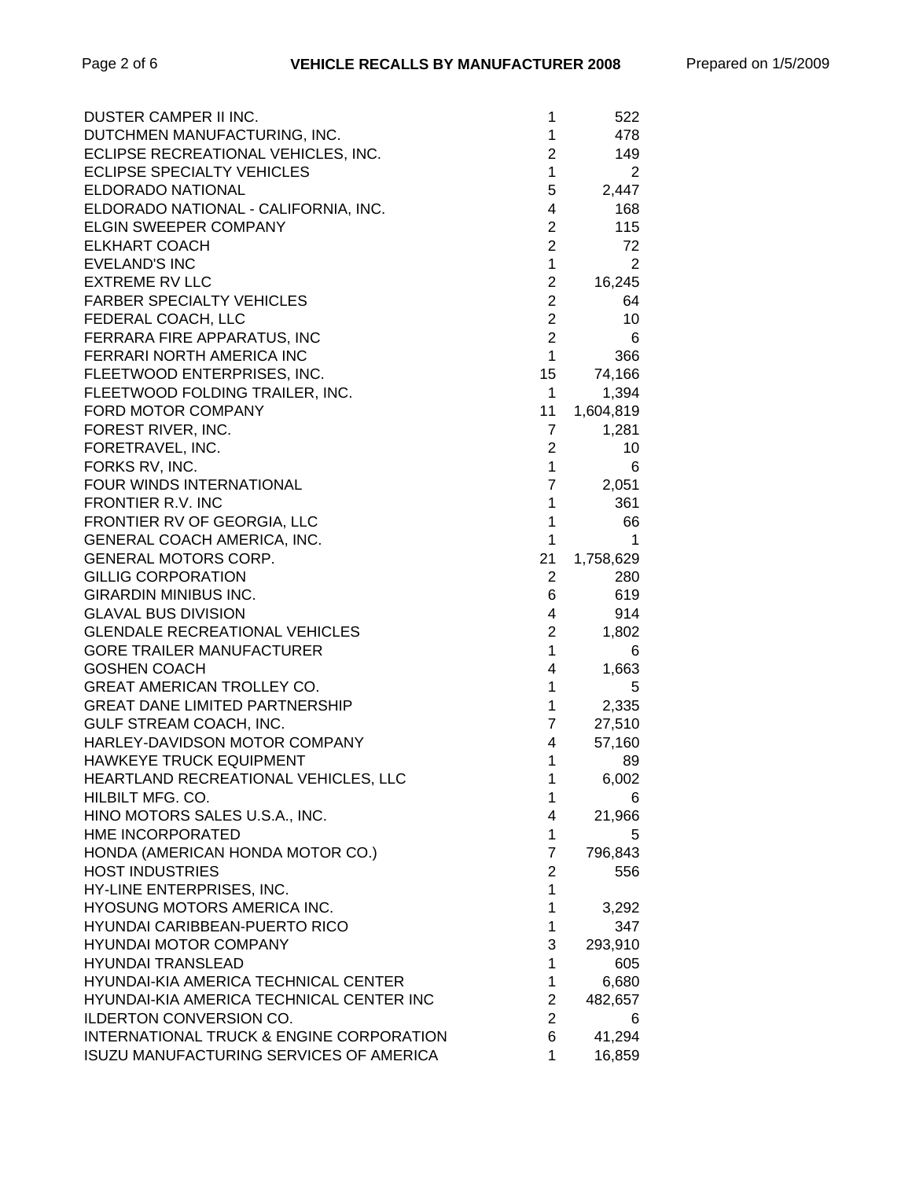| | | |
|---|---|---|
| DUSTER CAMPER II INC. | 1 | 522 |
| DUTCHMEN MANUFACTURING, INC. | 1 | 478 |
| ECLIPSE RECREATIONAL VEHICLES, INC. | 2 | 149 |
| ECLIPSE SPECIALTY VEHICLES | 1 | 2 |
| ELDORADO NATIONAL | 5 | 2,447 |
| ELDORADO NATIONAL - CALIFORNIA, INC. | 4 | 168 |
| ELGIN SWEEPER COMPANY | 2 | 115 |
| ELKHART COACH | 2 | 72 |
| EVELAND'S INC | 1 | 2 |
| EXTREME RV LLC | 2 | 16,245 |
| FARBER SPECIALTY VEHICLES | 2 | 64 |
| FEDERAL COACH, LLC | 2 | 10 |
| FERRARA FIRE APPARATUS, INC | 2 | 6 |
| FERRARI NORTH AMERICA INC | 1 | 366 |
| FLEETWOOD ENTERPRISES, INC. | 15 | 74,166 |
| FLEETWOOD FOLDING TRAILER, INC. | 1 | 1,394 |
| FORD MOTOR COMPANY | 11 | 1,604,819 |
| FOREST RIVER, INC. | 7 | 1,281 |
| FORETRAVEL, INC. | 2 | 10 |
| FORKS RV, INC. | 1 | 6 |
| FOUR WINDS INTERNATIONAL | 7 | 2,051 |
| FRONTIER R.V. INC | 1 | 361 |
| FRONTIER RV OF GEORGIA, LLC | 1 | 66 |
| GENERAL COACH AMERICA, INC. | 1 | 1 |
| GENERAL MOTORS CORP. | 21 | 1,758,629 |
| GILLIG CORPORATION | 2 | 280 |
| GIRARDIN MINIBUS INC. | 6 | 619 |
| GLAVAL BUS DIVISION | 4 | 914 |
| GLENDALE RECREATIONAL VEHICLES | 2 | 1,802 |
| GORE TRAILER MANUFACTURER | 1 | 6 |
| GOSHEN COACH | 4 | 1,663 |
| GREAT AMERICAN TROLLEY CO. | 1 | 5 |
| GREAT DANE LIMITED PARTNERSHIP | 1 | 2,335 |
| GULF STREAM COACH, INC. | 7 | 27,510 |
| HARLEY-DAVIDSON MOTOR COMPANY | 4 | 57,160 |
| HAWKEYE TRUCK EQUIPMENT | 1 | 89 |
| HEARTLAND RECREATIONAL VEHICLES, LLC | 1 | 6,002 |
| HILBILT MFG. CO. | 1 | 6 |
| HINO MOTORS SALES U.S.A., INC. | 4 | 21,966 |
| HME INCORPORATED | 1 | 5 |
| HONDA (AMERICAN HONDA MOTOR CO.) | 7 | 796,843 |
| HOST INDUSTRIES | 2 | 556 |
| HY-LINE ENTERPRISES, INC. | 1 | |
| HYOSUNG MOTORS AMERICA INC. | 1 | 3,292 |
| HYUNDAI CARIBBEAN-PUERTO RICO | 1 | 347 |
| HYUNDAI MOTOR COMPANY | 3 | 293,910 |
| HYUNDAI TRANSLEAD | 1 | 605 |
| HYUNDAI-KIA AMERICA TECHNICAL CENTER | 1 | 6,680 |
| HYUNDAI-KIA AMERICA TECHNICAL CENTER INC | 2 | 482,657 |
| ILDERTON CONVERSION CO. | 2 | 6 |
| INTERNATIONAL TRUCK & ENGINE CORPORATION | 6 | 41,294 |
| ISUZU MANUFACTURING SERVICES OF AMERICA | 1 | 16,859 |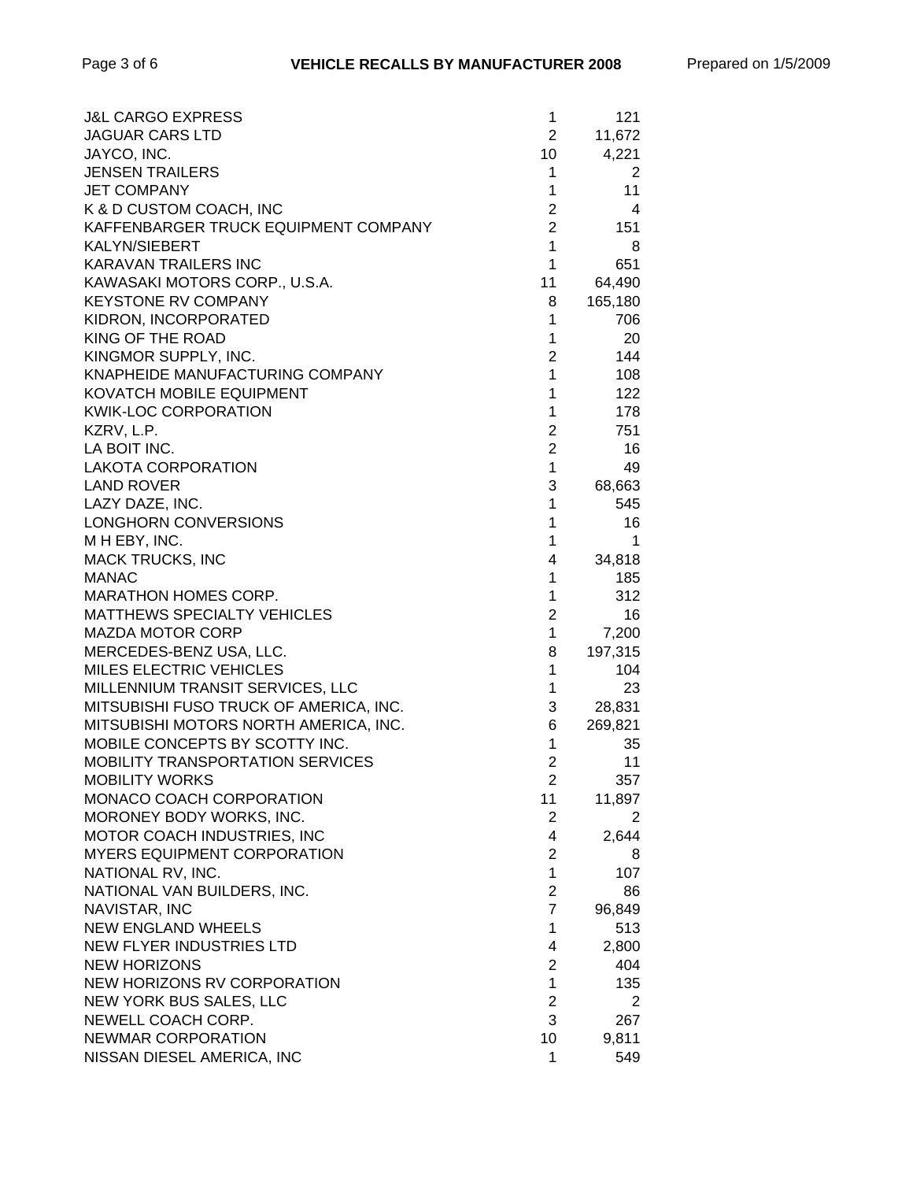| Manufacturer | Recalls | Vehicles |
|---|---|---|
| J&L CARGO EXPRESS | 1 | 121 |
| JAGUAR CARS LTD | 2 | 11,672 |
| JAYCO, INC. | 10 | 4,221 |
| JENSEN TRAILERS | 1 | 2 |
| JET COMPANY | 1 | 11 |
| K & D CUSTOM COACH, INC | 2 | 4 |
| KAFFENBARGER TRUCK EQUIPMENT COMPANY | 2 | 151 |
| KALYN/SIEBERT | 1 | 8 |
| KARAVAN TRAILERS INC | 1 | 651 |
| KAWASAKI MOTORS CORP., U.S.A. | 11 | 64,490 |
| KEYSTONE RV COMPANY | 8 | 165,180 |
| KIDRON, INCORPORATED | 1 | 706 |
| KING OF THE ROAD | 1 | 20 |
| KINGMOR SUPPLY, INC. | 2 | 144 |
| KNAPHEIDE MANUFACTURING COMPANY | 1 | 108 |
| KOVATCH MOBILE EQUIPMENT | 1 | 122 |
| KWIK-LOC CORPORATION | 1 | 178 |
| KZRV, L.P. | 2 | 751 |
| LA BOIT INC. | 2 | 16 |
| LAKOTA CORPORATION | 1 | 49 |
| LAND ROVER | 3 | 68,663 |
| LAZY DAZE, INC. | 1 | 545 |
| LONGHORN CONVERSIONS | 1 | 16 |
| M H EBY, INC. | 1 | 1 |
| MACK TRUCKS, INC | 4 | 34,818 |
| MANAC | 1 | 185 |
| MARATHON HOMES CORP. | 1 | 312 |
| MATTHEWS SPECIALTY VEHICLES | 2 | 16 |
| MAZDA MOTOR CORP | 1 | 7,200 |
| MERCEDES-BENZ USA, LLC. | 8 | 197,315 |
| MILES ELECTRIC VEHICLES | 1 | 104 |
| MILLENNIUM TRANSIT SERVICES, LLC | 1 | 23 |
| MITSUBISHI FUSO TRUCK OF AMERICA, INC. | 3 | 28,831 |
| MITSUBISHI MOTORS NORTH AMERICA, INC. | 6 | 269,821 |
| MOBILE CONCEPTS BY SCOTTY INC. | 1 | 35 |
| MOBILITY TRANSPORTATION SERVICES | 2 | 11 |
| MOBILITY WORKS | 2 | 357 |
| MONACO COACH CORPORATION | 11 | 11,897 |
| MORONEY BODY WORKS, INC. | 2 | 2 |
| MOTOR COACH INDUSTRIES, INC | 4 | 2,644 |
| MYERS EQUIPMENT CORPORATION | 2 | 8 |
| NATIONAL RV, INC. | 1 | 107 |
| NATIONAL VAN BUILDERS, INC. | 2 | 86 |
| NAVISTAR, INC | 7 | 96,849 |
| NEW ENGLAND WHEELS | 1 | 513 |
| NEW FLYER INDUSTRIES LTD | 4 | 2,800 |
| NEW HORIZONS | 2 | 404 |
| NEW HORIZONS RV CORPORATION | 1 | 135 |
| NEW YORK BUS SALES, LLC | 2 | 2 |
| NEWELL COACH CORP. | 3 | 267 |
| NEWMAR CORPORATION | 10 | 9,811 |
| NISSAN DIESEL AMERICA, INC | 1 | 549 |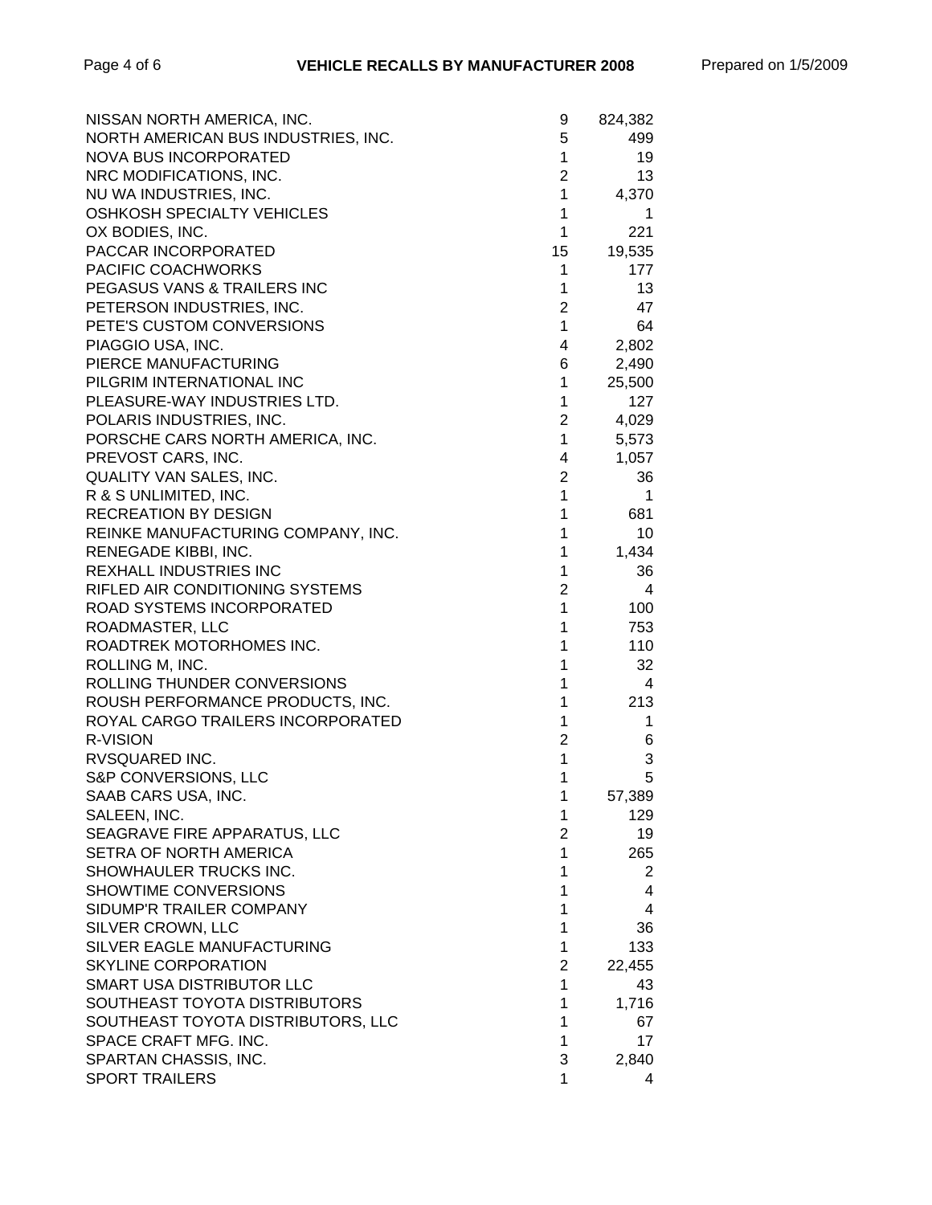| | | |
|---|---|---|
| NISSAN NORTH AMERICA, INC. | 9 | 824,382 |
| NORTH AMERICAN BUS INDUSTRIES, INC. | 5 | 499 |
| NOVA BUS INCORPORATED | 1 | 19 |
| NRC MODIFICATIONS, INC. | 2 | 13 |
| NU WA INDUSTRIES, INC. | 1 | 4,370 |
| OSHKOSH SPECIALTY VEHICLES | 1 | 1 |
| OX BODIES, INC. | 1 | 221 |
| PACCAR INCORPORATED | 15 | 19,535 |
| PACIFIC COACHWORKS | 1 | 177 |
| PEGASUS VANS & TRAILERS INC | 1 | 13 |
| PETERSON INDUSTRIES, INC. | 2 | 47 |
| PETE'S CUSTOM CONVERSIONS | 1 | 64 |
| PIAGGIO USA, INC. | 4 | 2,802 |
| PIERCE MANUFACTURING | 6 | 2,490 |
| PILGRIM INTERNATIONAL INC | 1 | 25,500 |
| PLEASURE-WAY INDUSTRIES LTD. | 1 | 127 |
| POLARIS INDUSTRIES, INC. | 2 | 4,029 |
| PORSCHE CARS NORTH AMERICA, INC. | 1 | 5,573 |
| PREVOST CARS, INC. | 4 | 1,057 |
| QUALITY VAN SALES, INC. | 2 | 36 |
| R & S UNLIMITED, INC. | 1 | 1 |
| RECREATION BY DESIGN | 1 | 681 |
| REINKE MANUFACTURING COMPANY, INC. | 1 | 10 |
| RENEGADE KIBBI, INC. | 1 | 1,434 |
| REXHALL INDUSTRIES INC | 1 | 36 |
| RIFLED AIR CONDITIONING SYSTEMS | 2 | 4 |
| ROAD SYSTEMS INCORPORATED | 1 | 100 |
| ROADMASTER, LLC | 1 | 753 |
| ROADTREK MOTORHOMES INC. | 1 | 110 |
| ROLLING M, INC. | 1 | 32 |
| ROLLING THUNDER CONVERSIONS | 1 | 4 |
| ROUSH PERFORMANCE PRODUCTS, INC. | 1 | 213 |
| ROYAL CARGO TRAILERS INCORPORATED | 1 | 1 |
| R-VISION | 2 | 6 |
| RVSQUARED INC. | 1 | 3 |
| S&P CONVERSIONS, LLC | 1 | 5 |
| SAAB CARS USA, INC. | 1 | 57,389 |
| SALEEN, INC. | 1 | 129 |
| SEAGRAVE FIRE APPARATUS, LLC | 2 | 19 |
| SETRA OF NORTH AMERICA | 1 | 265 |
| SHOWHAULER TRUCKS INC. | 1 | 2 |
| SHOWTIME CONVERSIONS | 1 | 4 |
| SIDUMP'R TRAILER COMPANY | 1 | 4 |
| SILVER CROWN, LLC | 1 | 36 |
| SILVER EAGLE MANUFACTURING | 1 | 133 |
| SKYLINE CORPORATION | 2 | 22,455 |
| SMART USA DISTRIBUTOR LLC | 1 | 43 |
| SOUTHEAST TOYOTA DISTRIBUTORS | 1 | 1,716 |
| SOUTHEAST TOYOTA DISTRIBUTORS, LLC | 1 | 67 |
| SPACE CRAFT MFG. INC. | 1 | 17 |
| SPARTAN CHASSIS, INC. | 3 | 2,840 |
| SPORT TRAILERS | 1 | 4 |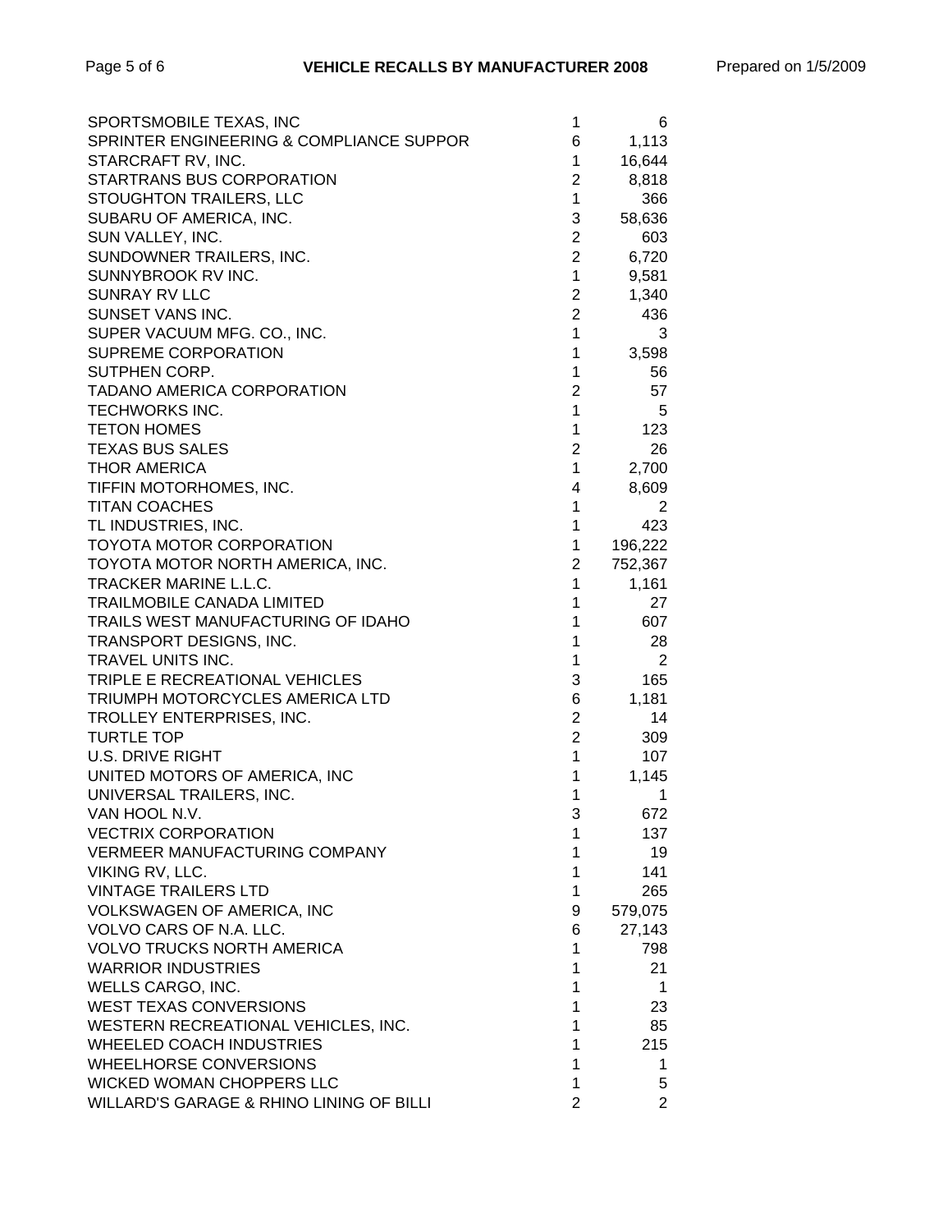| | | |
|---|---|---|
| SPORTSMOBILE TEXAS, INC | 1 | 6 |
| SPRINTER ENGINEERING & COMPLIANCE SUPPOR | 6 | 1,113 |
| STARCRAFT RV, INC. | 1 | 16,644 |
| STARTRANS BUS CORPORATION | 2 | 8,818 |
| STOUGHTON TRAILERS, LLC | 1 | 366 |
| SUBARU OF AMERICA, INC. | 3 | 58,636 |
| SUN VALLEY, INC. | 2 | 603 |
| SUNDOWNER TRAILERS, INC. | 2 | 6,720 |
| SUNNYBROOK RV INC. | 1 | 9,581 |
| SUNRAY RV LLC | 2 | 1,340 |
| SUNSET VANS INC. | 2 | 436 |
| SUPER VACUUM MFG. CO., INC. | 1 | 3 |
| SUPREME CORPORATION | 1 | 3,598 |
| SUTPHEN CORP. | 1 | 56 |
| TADANO AMERICA CORPORATION | 2 | 57 |
| TECHWORKS INC. | 1 | 5 |
| TETON HOMES | 1 | 123 |
| TEXAS BUS SALES | 2 | 26 |
| THOR AMERICA | 1 | 2,700 |
| TIFFIN MOTORHOMES, INC. | 4 | 8,609 |
| TITAN COACHES | 1 | 2 |
| TL INDUSTRIES, INC. | 1 | 423 |
| TOYOTA MOTOR CORPORATION | 1 | 196,222 |
| TOYOTA MOTOR NORTH AMERICA, INC. | 2 | 752,367 |
| TRACKER MARINE L.L.C. | 1 | 1,161 |
| TRAILMOBILE CANADA LIMITED | 1 | 27 |
| TRAILS WEST MANUFACTURING OF IDAHO | 1 | 607 |
| TRANSPORT DESIGNS, INC. | 1 | 28 |
| TRAVEL UNITS INC. | 1 | 2 |
| TRIPLE E RECREATIONAL VEHICLES | 3 | 165 |
| TRIUMPH MOTORCYCLES AMERICA LTD | 6 | 1,181 |
| TROLLEY ENTERPRISES, INC. | 2 | 14 |
| TURTLE TOP | 2 | 309 |
| U.S. DRIVE RIGHT | 1 | 107 |
| UNITED MOTORS OF AMERICA, INC | 1 | 1,145 |
| UNIVERSAL TRAILERS, INC. | 1 | 1 |
| VAN HOOL N.V. | 3 | 672 |
| VECTRIX CORPORATION | 1 | 137 |
| VERMEER MANUFACTURING COMPANY | 1 | 19 |
| VIKING RV, LLC. | 1 | 141 |
| VINTAGE TRAILERS LTD | 1 | 265 |
| VOLKSWAGEN OF AMERICA, INC | 9 | 579,075 |
| VOLVO CARS OF N.A. LLC. | 6 | 27,143 |
| VOLVO TRUCKS NORTH AMERICA | 1 | 798 |
| WARRIOR INDUSTRIES | 1 | 21 |
| WELLS CARGO, INC. | 1 | 1 |
| WEST TEXAS CONVERSIONS | 1 | 23 |
| WESTERN RECREATIONAL VEHICLES, INC. | 1 | 85 |
| WHEELED COACH INDUSTRIES | 1 | 215 |
| WHEELHORSE CONVERSIONS | 1 | 1 |
| WICKED WOMAN CHOPPERS LLC | 1 | 5 |
| WILLARD'S GARAGE & RHINO LINING OF BILLI | 2 | 2 |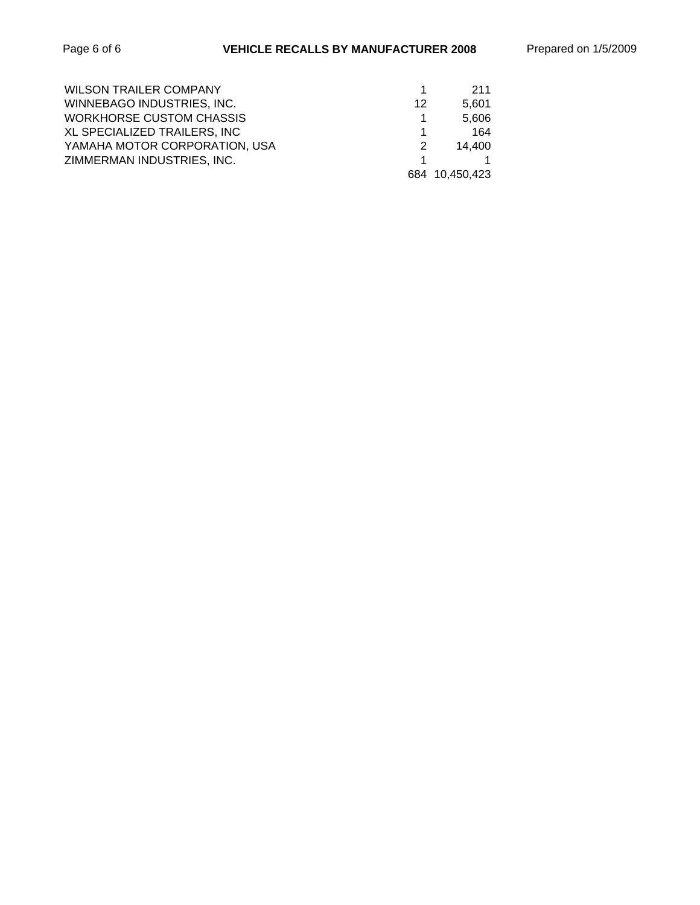| Manufacturer | Recalls | Vehicles |
|---|---|---|
| WILSON TRAILER COMPANY | 1 | 211 |
| WINNEBAGO INDUSTRIES, INC. | 12 | 5,601 |
| WORKHORSE CUSTOM CHASSIS | 1 | 5,606 |
| XL SPECIALIZED TRAILERS, INC | 1 | 164 |
| YAMAHA MOTOR CORPORATION, USA | 2 | 14,400 |
| ZIMMERMAN INDUSTRIES, INC. | 1 | 1 |
| | 684 | 10,450,423 |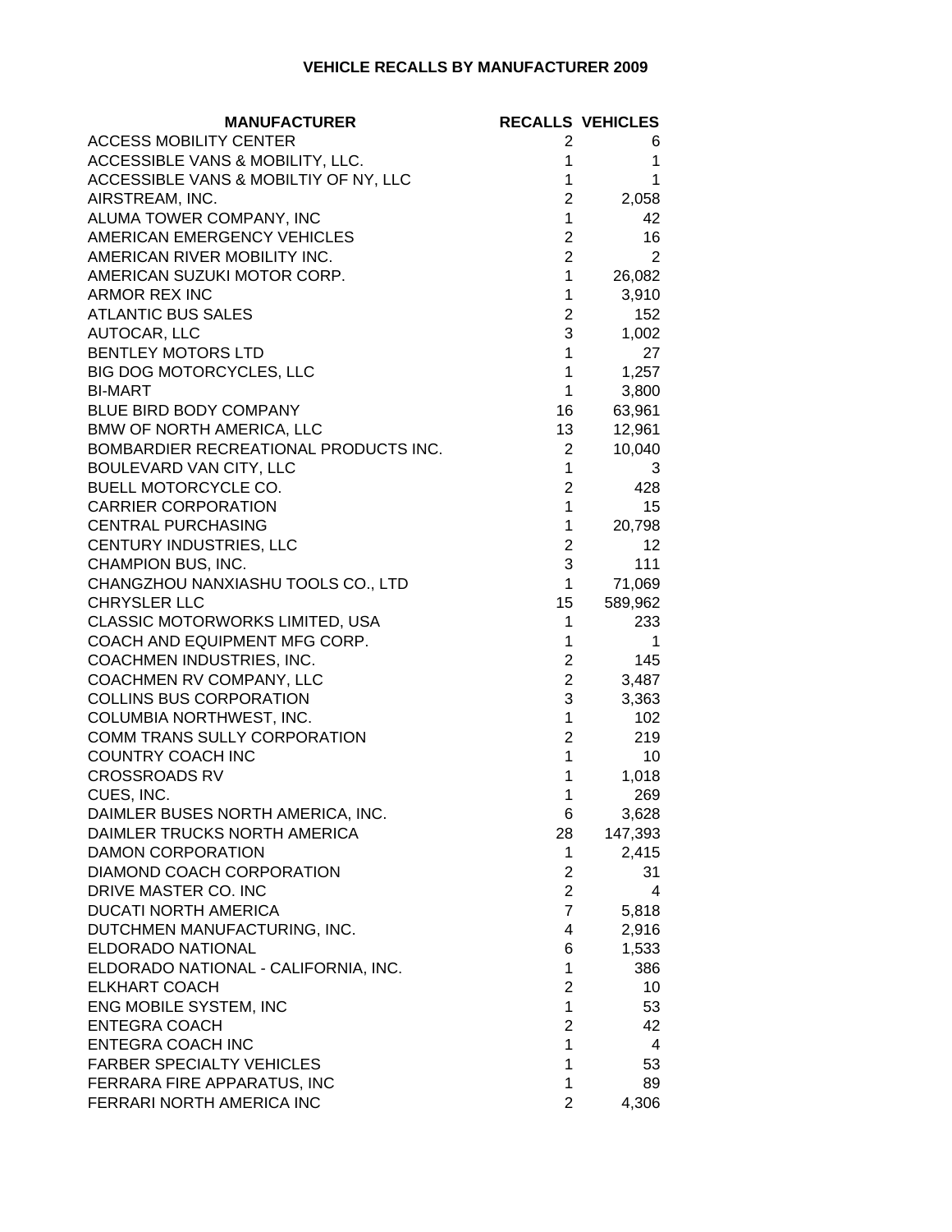## VEHICLE RECALLS BY MANUFACTURER 2009

| MANUFACTURER | RECALLS | VEHICLES |
|---|---|---|
| ACCESS MOBILITY CENTER | 2 | 6 |
| ACCESSIBLE VANS & MOBILITY, LLC. | 1 | 1 |
| ACCESSIBLE VANS & MOBILTIY OF NY, LLC | 1 | 1 |
| AIRSTREAM, INC. | 2 | 2,058 |
| ALUMA TOWER COMPANY, INC | 1 | 42 |
| AMERICAN EMERGENCY VEHICLES | 2 | 16 |
| AMERICAN RIVER MOBILITY INC. | 2 | 2 |
| AMERICAN SUZUKI MOTOR CORP. | 1 | 26,082 |
| ARMOR REX INC | 1 | 3,910 |
| ATLANTIC BUS SALES | 2 | 152 |
| AUTOCAR, LLC | 3 | 1,002 |
| BENTLEY MOTORS LTD | 1 | 27 |
| BIG DOG MOTORCYCLES, LLC | 1 | 1,257 |
| BI-MART | 1 | 3,800 |
| BLUE BIRD BODY COMPANY | 16 | 63,961 |
| BMW OF NORTH AMERICA, LLC | 13 | 12,961 |
| BOMBARDIER RECREATIONAL PRODUCTS INC. | 2 | 10,040 |
| BOULEVARD VAN CITY, LLC | 1 | 3 |
| BUELL MOTORCYCLE CO. | 2 | 428 |
| CARRIER CORPORATION | 1 | 15 |
| CENTRAL PURCHASING | 1 | 20,798 |
| CENTURY INDUSTRIES, LLC | 2 | 12 |
| CHAMPION BUS, INC. | 3 | 111 |
| CHANGZHOU NANXIASHU TOOLS CO., LTD | 1 | 71,069 |
| CHRYSLER LLC | 15 | 589,962 |
| CLASSIC MOTORWORKS LIMITED, USA | 1 | 233 |
| COACH AND EQUIPMENT MFG CORP. | 1 | 1 |
| COACHMEN INDUSTRIES, INC. | 2 | 145 |
| COACHMEN RV COMPANY, LLC | 2 | 3,487 |
| COLLINS BUS CORPORATION | 3 | 3,363 |
| COLUMBIA NORTHWEST, INC. | 1 | 102 |
| COMM TRANS SULLY CORPORATION | 2 | 219 |
| COUNTRY COACH INC | 1 | 10 |
| CROSSROADS RV | 1 | 1,018 |
| CUES, INC. | 1 | 269 |
| DAIMLER BUSES NORTH AMERICA, INC. | 6 | 3,628 |
| DAIMLER TRUCKS NORTH AMERICA | 28 | 147,393 |
| DAMON CORPORATION | 1 | 2,415 |
| DIAMOND COACH CORPORATION | 2 | 31 |
| DRIVE MASTER CO. INC | 2 | 4 |
| DUCATI NORTH AMERICA | 7 | 5,818 |
| DUTCHMEN MANUFACTURING, INC. | 4 | 2,916 |
| ELDORADO NATIONAL | 6 | 1,533 |
| ELDORADO NATIONAL - CALIFORNIA, INC. | 1 | 386 |
| ELKHART COACH | 2 | 10 |
| ENG MOBILE SYSTEM, INC | 1 | 53 |
| ENTEGRA COACH | 2 | 42 |
| ENTEGRA COACH INC | 1 | 4 |
| FARBER SPECIALTY VEHICLES | 1 | 53 |
| FERRARA FIRE APPARATUS, INC | 1 | 89 |
| FERRARI NORTH AMERICA INC | 2 | 4,306 |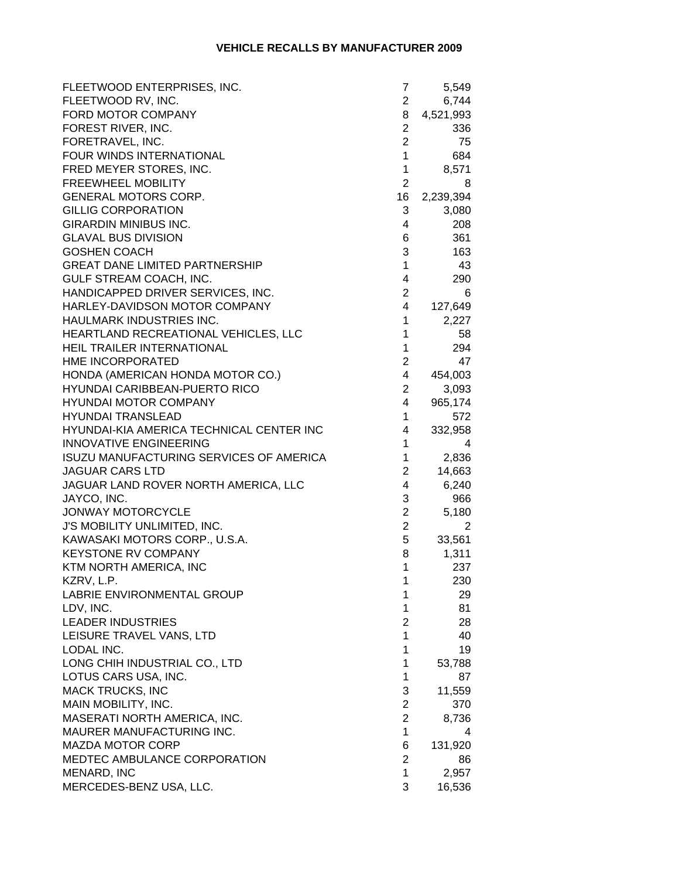**VEHICLE RECALLS BY MANUFACTURER 2009**

| | | |
|---|---|---|
| FLEETWOOD ENTERPRISES, INC. | 7 | 5,549 |
| FLEETWOOD RV, INC. | 2 | 6,744 |
| FORD MOTOR COMPANY | 8 | 4,521,993 |
| FOREST RIVER, INC. | 2 | 336 |
| FORETRAVEL, INC. | 2 | 75 |
| FOUR WINDS INTERNATIONAL | 1 | 684 |
| FRED MEYER STORES, INC. | 1 | 8,571 |
| FREEWHEEL MOBILITY | 2 | 8 |
| GENERAL MOTORS CORP. | 16 | 2,239,394 |
| GILLIG CORPORATION | 3 | 3,080 |
| GIRARDIN MINIBUS INC. | 4 | 208 |
| GLAVAL BUS DIVISION | 6 | 361 |
| GOSHEN COACH | 3 | 163 |
| GREAT DANE LIMITED PARTNERSHIP | 1 | 43 |
| GULF STREAM COACH, INC. | 4 | 290 |
| HANDICAPPED DRIVER SERVICES, INC. | 2 | 6 |
| HARLEY-DAVIDSON MOTOR COMPANY | 4 | 127,649 |
| HAULMARK INDUSTRIES INC. | 1 | 2,227 |
| HEARTLAND RECREATIONAL VEHICLES, LLC | 1 | 58 |
| HEIL TRAILER INTERNATIONAL | 1 | 294 |
| HME INCORPORATED | 2 | 47 |
| HONDA (AMERICAN HONDA MOTOR CO.) | 4 | 454,003 |
| HYUNDAI CARIBBEAN-PUERTO RICO | 2 | 3,093 |
| HYUNDAI MOTOR COMPANY | 4 | 965,174 |
| HYUNDAI TRANSLEAD | 1 | 572 |
| HYUNDAI-KIA AMERICA TECHNICAL CENTER INC | 4 | 332,958 |
| INNOVATIVE ENGINEERING | 1 | 4 |
| ISUZU MANUFACTURING SERVICES OF AMERICA | 1 | 2,836 |
| JAGUAR CARS LTD | 2 | 14,663 |
| JAGUAR LAND ROVER NORTH AMERICA, LLC | 4 | 6,240 |
| JAYCO, INC. | 3 | 966 |
| JONWAY MOTORCYCLE | 2 | 5,180 |
| J'S MOBILITY UNLIMITED, INC. | 2 | 2 |
| KAWASAKI MOTORS CORP., U.S.A. | 5 | 33,561 |
| KEYSTONE RV COMPANY | 8 | 1,311 |
| KTM NORTH AMERICA, INC | 1 | 237 |
| KZRV, L.P. | 1 | 230 |
| LABRIE ENVIRONMENTAL GROUP | 1 | 29 |
| LDV, INC. | 1 | 81 |
| LEADER INDUSTRIES | 2 | 28 |
| LEISURE TRAVEL VANS, LTD | 1 | 40 |
| LODAL INC. | 1 | 19 |
| LONG CHIH INDUSTRIAL CO., LTD | 1 | 53,788 |
| LOTUS CARS USA, INC. | 1 | 87 |
| MACK TRUCKS, INC | 3 | 11,559 |
| MAIN MOBILITY, INC. | 2 | 370 |
| MASERATI NORTH AMERICA, INC. | 2 | 8,736 |
| MAURER MANUFACTURING INC. | 1 | 4 |
| MAZDA MOTOR CORP | 6 | 131,920 |
| MEDTEC AMBULANCE CORPORATION | 2 | 86 |
| MENARD, INC | 1 | 2,957 |
| MERCEDES-BENZ USA, LLC. | 3 | 16,536 |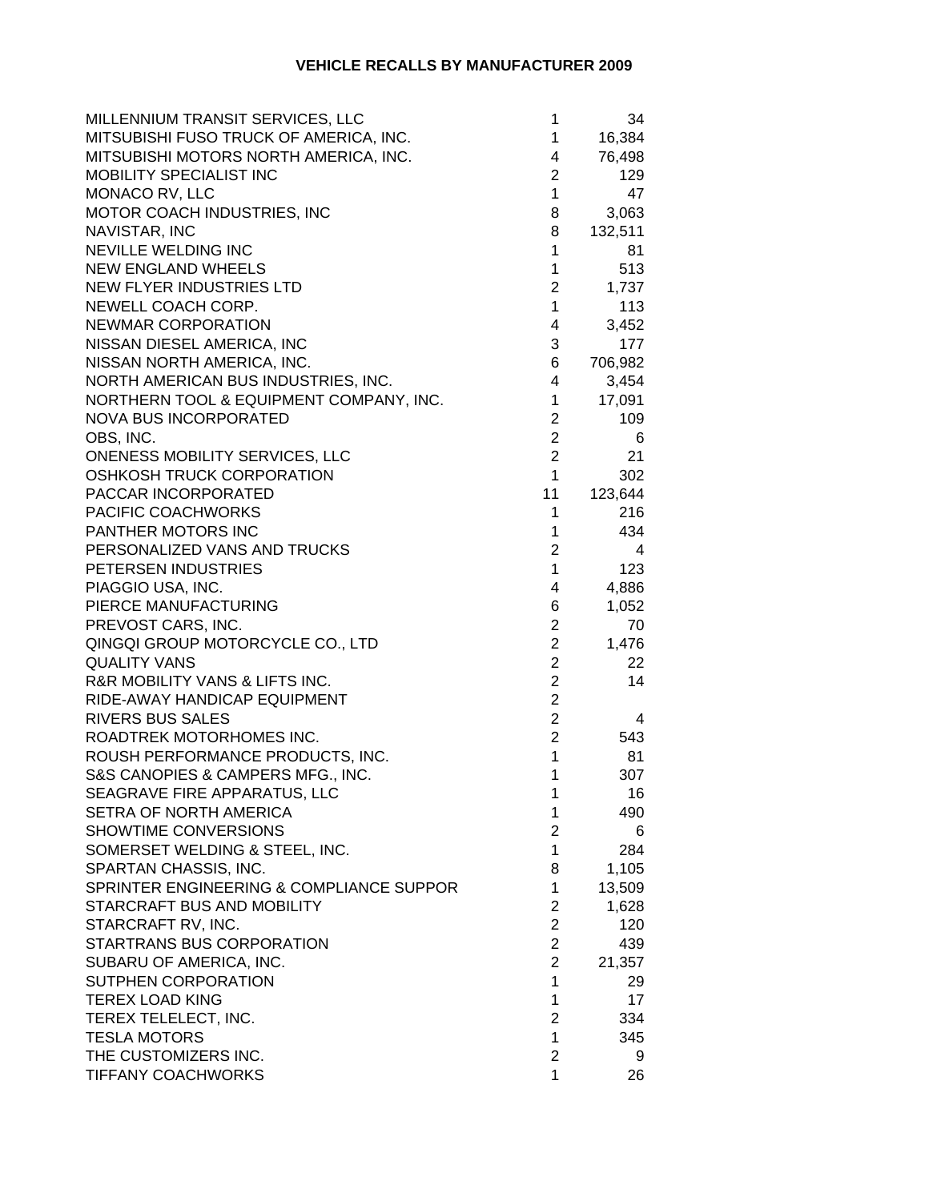**VEHICLE RECALLS BY MANUFACTURER 2009**

| | | |
|---|---|---|
| MILLENNIUM TRANSIT SERVICES, LLC | 1 | 34 |
| MITSUBISHI FUSO TRUCK OF AMERICA, INC. | 1 | 16,384 |
| MITSUBISHI MOTORS NORTH AMERICA, INC. | 4 | 76,498 |
| MOBILITY SPECIALIST INC | 2 | 129 |
| MONACO RV, LLC | 1 | 47 |
| MOTOR COACH INDUSTRIES, INC | 8 | 3,063 |
| NAVISTAR, INC | 8 | 132,511 |
| NEVILLE WELDING INC | 1 | 81 |
| NEW ENGLAND WHEELS | 1 | 513 |
| NEW FLYER INDUSTRIES LTD | 2 | 1,737 |
| NEWELL COACH CORP. | 1 | 113 |
| NEWMAR CORPORATION | 4 | 3,452 |
| NISSAN DIESEL AMERICA, INC | 3 | 177 |
| NISSAN NORTH AMERICA, INC. | 6 | 706,982 |
| NORTH AMERICAN BUS INDUSTRIES, INC. | 4 | 3,454 |
| NORTHERN TOOL & EQUIPMENT COMPANY, INC. | 1 | 17,091 |
| NOVA BUS INCORPORATED | 2 | 109 |
| OBS, INC. | 2 | 6 |
| ONENESS MOBILITY SERVICES, LLC | 2 | 21 |
| OSHKOSH TRUCK CORPORATION | 1 | 302 |
| PACCAR INCORPORATED | 11 | 123,644 |
| PACIFIC COACHWORKS | 1 | 216 |
| PANTHER MOTORS INC | 1 | 434 |
| PERSONALIZED VANS AND TRUCKS | 2 | 4 |
| PETERSEN INDUSTRIES | 1 | 123 |
| PIAGGIO USA, INC. | 4 | 4,886 |
| PIERCE MANUFACTURING | 6 | 1,052 |
| PREVOST CARS, INC. | 2 | 70 |
| QINGQI GROUP MOTORCYCLE CO., LTD | 2 | 1,476 |
| QUALITY VANS | 2 | 22 |
| R&R MOBILITY VANS & LIFTS INC. | 2 | 14 |
| RIDE-AWAY HANDICAP EQUIPMENT | 2 | |
| RIVERS BUS SALES | 2 | 4 |
| ROADTREK MOTORHOMES INC. | 2 | 543 |
| ROUSH PERFORMANCE PRODUCTS, INC. | 1 | 81 |
| S&S CANOPIES & CAMPERS MFG., INC. | 1 | 307 |
| SEAGRAVE FIRE APPARATUS, LLC | 1 | 16 |
| SETRA OF NORTH AMERICA | 1 | 490 |
| SHOWTIME CONVERSIONS | 2 | 6 |
| SOMERSET WELDING & STEEL, INC. | 1 | 284 |
| SPARTAN CHASSIS, INC. | 8 | 1,105 |
| SPRINTER ENGINEERING & COMPLIANCE SUPPOR | 1 | 13,509 |
| STARCRAFT BUS AND MOBILITY | 2 | 1,628 |
| STARCRAFT RV, INC. | 2 | 120 |
| STARTRANS BUS CORPORATION | 2 | 439 |
| SUBARU OF AMERICA, INC. | 2 | 21,357 |
| SUTPHEN CORPORATION | 1 | 29 |
| TEREX LOAD KING | 1 | 17 |
| TEREX TELELECT, INC. | 2 | 334 |
| TESLA MOTORS | 1 | 345 |
| THE CUSTOMIZERS INC. | 2 | 9 |
| TIFFANY COACHWORKS | 1 | 26 |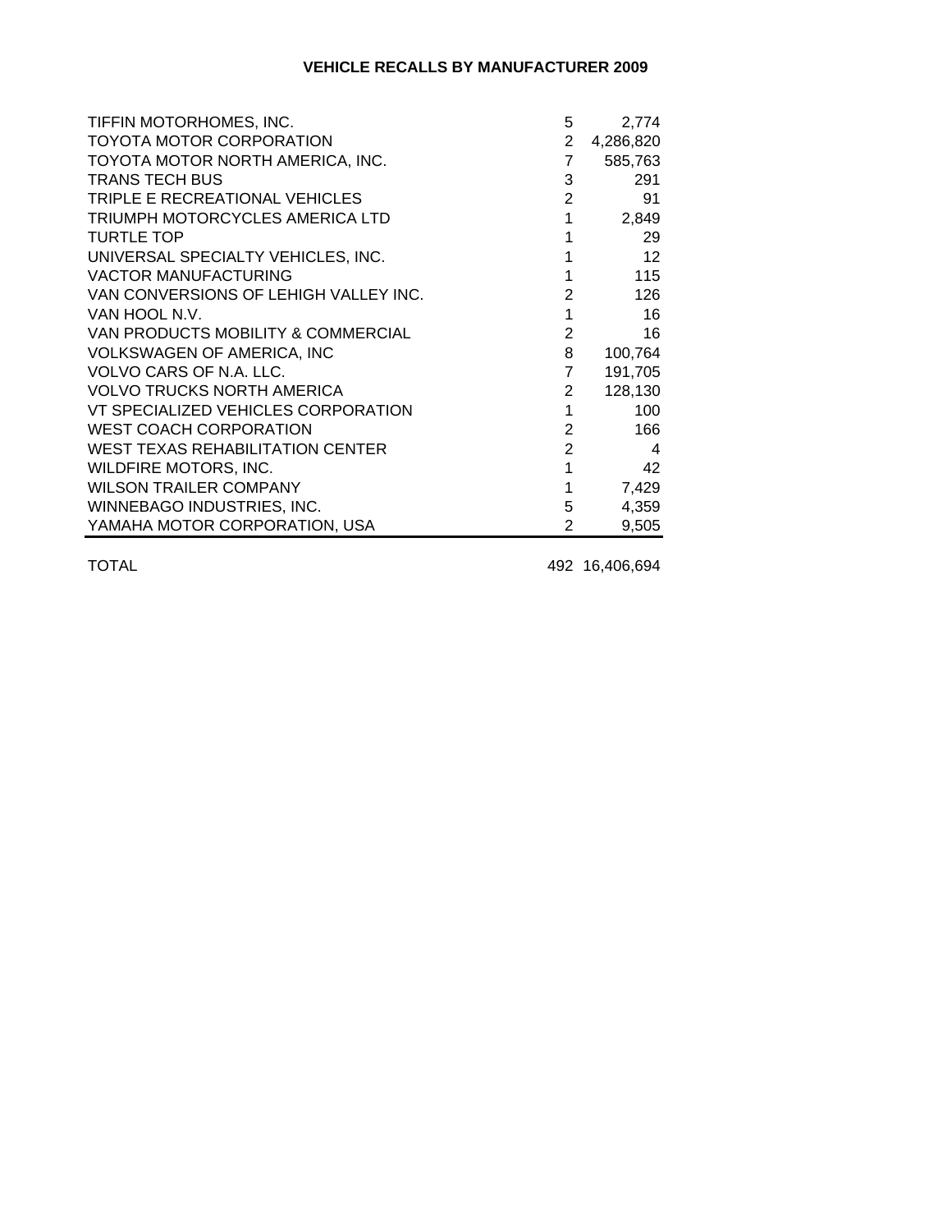## VEHICLE RECALLS BY MANUFACTURER 2009

| Manufacturer | Recalls | Vehicles |
|---|---|---|
| TIFFIN MOTORHOMES, INC. | 5 | 2,774 |
| TOYOTA MOTOR CORPORATION | 2 | 4,286,820 |
| TOYOTA MOTOR NORTH AMERICA, INC. | 7 | 585,763 |
| TRANS TECH BUS | 3 | 291 |
| TRIPLE E RECREATIONAL VEHICLES | 2 | 91 |
| TRIUMPH MOTORCYCLES AMERICA LTD | 1 | 2,849 |
| TURTLE TOP | 1 | 29 |
| UNIVERSAL SPECIALTY VEHICLES, INC. | 1 | 12 |
| VACTOR MANUFACTURING | 1 | 115 |
| VAN CONVERSIONS OF LEHIGH VALLEY INC. | 2 | 126 |
| VAN HOOL N.V. | 1 | 16 |
| VAN PRODUCTS MOBILITY & COMMERCIAL | 2 | 16 |
| VOLKSWAGEN OF AMERICA, INC | 8 | 100,764 |
| VOLVO CARS OF N.A. LLC. | 7 | 191,705 |
| VOLVO TRUCKS NORTH AMERICA | 2 | 128,130 |
| VT SPECIALIZED VEHICLES CORPORATION | 1 | 100 |
| WEST COACH CORPORATION | 2 | 166 |
| WEST TEXAS REHABILITATION CENTER | 2 | 4 |
| WILDFIRE MOTORS, INC. | 1 | 42 |
| WILSON TRAILER COMPANY | 1 | 7,429 |
| WINNEBAGO INDUSTRIES, INC. | 5 | 4,359 |
| YAMAHA MOTOR CORPORATION, USA | 2 | 9,505 |
| TOTAL | 492 | 16,406,694 |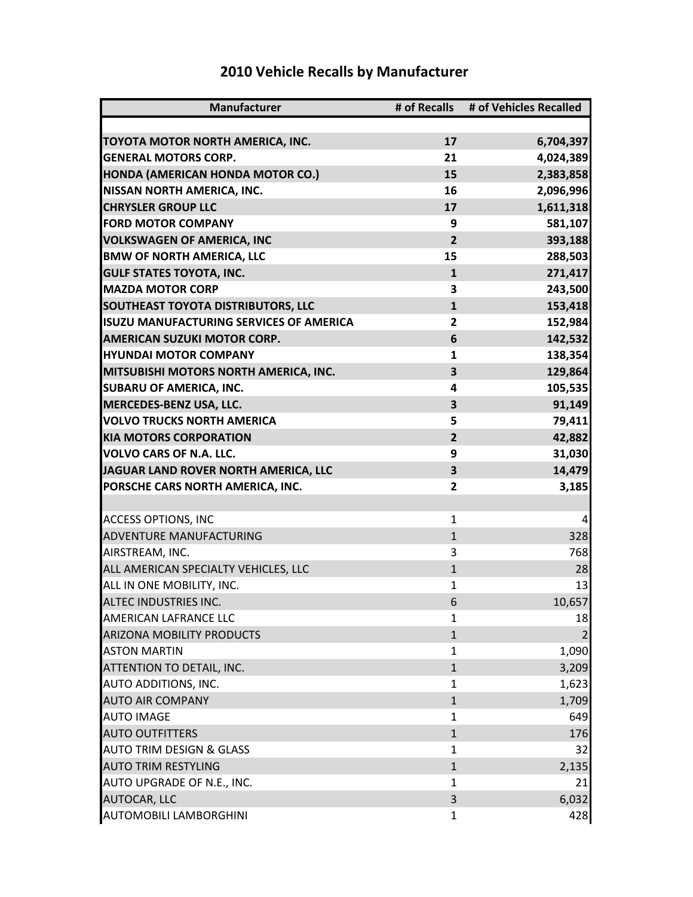# 2010 Vehicle Recalls by Manufacturer

| Manufacturer | # of Recalls | # of Vehicles Recalled |
|---|---|---|
| | | |
| **TOYOTA MOTOR NORTH AMERICA, INC.** | **17** | **6,704,397** |
| **GENERAL MOTORS CORP.** | **21** | **4,024,389** |
| **HONDA (AMERICAN HONDA MOTOR CO.)** | **15** | **2,383,858** |
| **NISSAN NORTH AMERICA, INC.** | **16** | **2,096,996** |
| **CHRYSLER GROUP LLC** | **17** | **1,611,318** |
| **FORD MOTOR COMPANY** | **9** | **581,107** |
| **VOLKSWAGEN OF AMERICA, INC** | **2** | **393,188** |
| **BMW OF NORTH AMERICA, LLC** | **15** | **288,503** |
| **GULF STATES TOYOTA, INC.** | **1** | **271,417** |
| **MAZDA MOTOR CORP** | **3** | **243,500** |
| **SOUTHEAST TOYOTA DISTRIBUTORS, LLC** | **1** | **153,418** |
| **ISUZU MANUFACTURING SERVICES OF AMERICA** | **2** | **152,984** |
| **AMERICAN SUZUKI MOTOR CORP.** | **6** | **142,532** |
| **HYUNDAI MOTOR COMPANY** | **1** | **138,354** |
| **MITSUBISHI MOTORS NORTH AMERICA, INC.** | **3** | **129,864** |
| **SUBARU OF AMERICA, INC.** | **4** | **105,535** |
| **MERCEDES-BENZ USA, LLC.** | **3** | **91,149** |
| **VOLVO TRUCKS NORTH AMERICA** | **5** | **79,411** |
| **KIA MOTORS CORPORATION** | **2** | **42,882** |
| **VOLVO CARS OF N.A. LLC.** | **9** | **31,030** |
| **JAGUAR LAND ROVER NORTH AMERICA, LLC** | **3** | **14,479** |
| **PORSCHE CARS NORTH AMERICA, INC.** | **2** | **3,185** |
| | | |
| ACCESS OPTIONS, INC | 1 | 4 |
| ADVENTURE MANUFACTURING | 1 | 328 |
| AIRSTREAM, INC. | 3 | 768 |
| ALL AMERICAN SPECIALTY VEHICLES, LLC | 1 | 28 |
| ALL IN ONE MOBILITY, INC. | 1 | 13 |
| ALTEC INDUSTRIES INC. | 6 | 10,657 |
| AMERICAN LAFRANCE LLC | 1 | 18 |
| ARIZONA MOBILITY PRODUCTS | 1 | 2 |
| ASTON MARTIN | 1 | 1,090 |
| ATTENTION TO DETAIL, INC. | 1 | 3,209 |
| AUTO ADDITIONS, INC. | 1 | 1,623 |
| AUTO AIR COMPANY | 1 | 1,709 |
| AUTO IMAGE | 1 | 649 |
| AUTO OUTFITTERS | 1 | 176 |
| AUTO TRIM DESIGN & GLASS | 1 | 32 |
| AUTO TRIM RESTYLING | 1 | 2,135 |
| AUTO UPGRADE OF N.E., INC. | 1 | 21 |
| AUTOCAR, LLC | 3 | 6,032 |
| AUTOMOBILI LAMBORGHINI | 1 | 428 |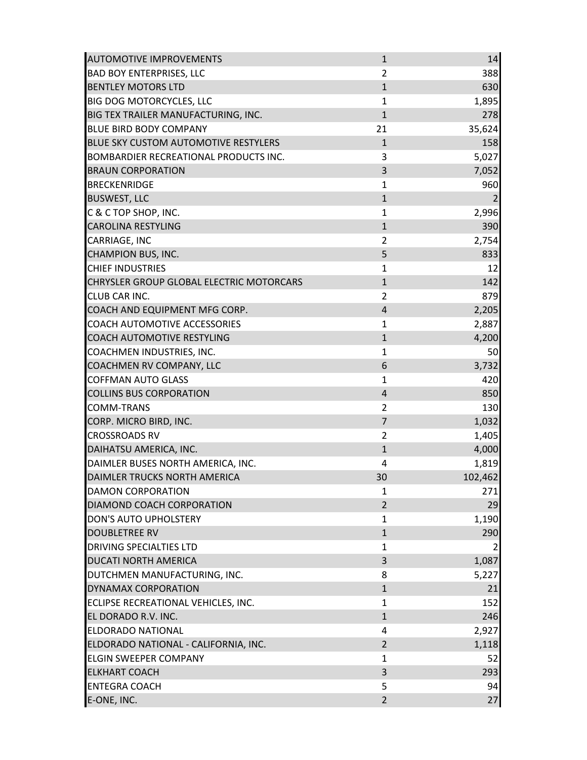| | | |
|---|---|---|
| AUTOMOTIVE IMPROVEMENTS | 1 | 14 |
| BAD BOY ENTERPRISES, LLC | 2 | 388 |
| BENTLEY MOTORS LTD | 1 | 630 |
| BIG DOG MOTORCYCLES, LLC | 1 | 1,895 |
| BIG TEX TRAILER MANUFACTURING, INC. | 1 | 278 |
| BLUE BIRD BODY COMPANY | 21 | 35,624 |
| BLUE SKY CUSTOM AUTOMOTIVE RESTYLERS | 1 | 158 |
| BOMBARDIER RECREATIONAL PRODUCTS INC. | 3 | 5,027 |
| BRAUN CORPORATION | 3 | 7,052 |
| BRECKENRIDGE | 1 | 960 |
| BUSWEST, LLC | 1 | 2 |
| C & C TOP SHOP, INC. | 1 | 2,996 |
| CAROLINA RESTYLING | 1 | 390 |
| CARRIAGE, INC | 2 | 2,754 |
| CHAMPION BUS, INC. | 5 | 833 |
| CHIEF INDUSTRIES | 1 | 12 |
| CHRYSLER GROUP GLOBAL ELECTRIC MOTORCARS | 1 | 142 |
| CLUB CAR INC. | 2 | 879 |
| COACH AND EQUIPMENT MFG CORP. | 4 | 2,205 |
| COACH AUTOMOTIVE ACCESSORIES | 1 | 2,887 |
| COACH AUTOMOTIVE RESTYLING | 1 | 4,200 |
| COACHMEN INDUSTRIES, INC. | 1 | 50 |
| COACHMEN RV COMPANY, LLC | 6 | 3,732 |
| COFFMAN AUTO GLASS | 1 | 420 |
| COLLINS BUS CORPORATION | 4 | 850 |
| COMM-TRANS | 2 | 130 |
| CORP. MICRO BIRD, INC. | 7 | 1,032 |
| CROSSROADS RV | 2 | 1,405 |
| DAIHATSU AMERICA, INC. | 1 | 4,000 |
| DAIMLER BUSES NORTH AMERICA, INC. | 4 | 1,819 |
| DAIMLER TRUCKS NORTH AMERICA | 30 | 102,462 |
| DAMON CORPORATION | 1 | 271 |
| DIAMOND COACH CORPORATION | 2 | 29 |
| DON'S AUTO UPHOLSTERY | 1 | 1,190 |
| DOUBLETREE RV | 1 | 290 |
| DRIVING SPECIALTIES LTD | 1 | 2 |
| DUCATI NORTH AMERICA | 3 | 1,087 |
| DUTCHMEN MANUFACTURING, INC. | 8 | 5,227 |
| DYNAMAX CORPORATION | 1 | 21 |
| ECLIPSE RECREATIONAL VEHICLES, INC. | 1 | 152 |
| EL DORADO R.V. INC. | 1 | 246 |
| ELDORADO NATIONAL | 4 | 2,927 |
| ELDORADO NATIONAL - CALIFORNIA, INC. | 2 | 1,118 |
| ELGIN SWEEPER COMPANY | 1 | 52 |
| ELKHART COACH | 3 | 293 |
| ENTEGRA COACH | 5 | 94 |
| E-ONE, INC. | 2 | 27 |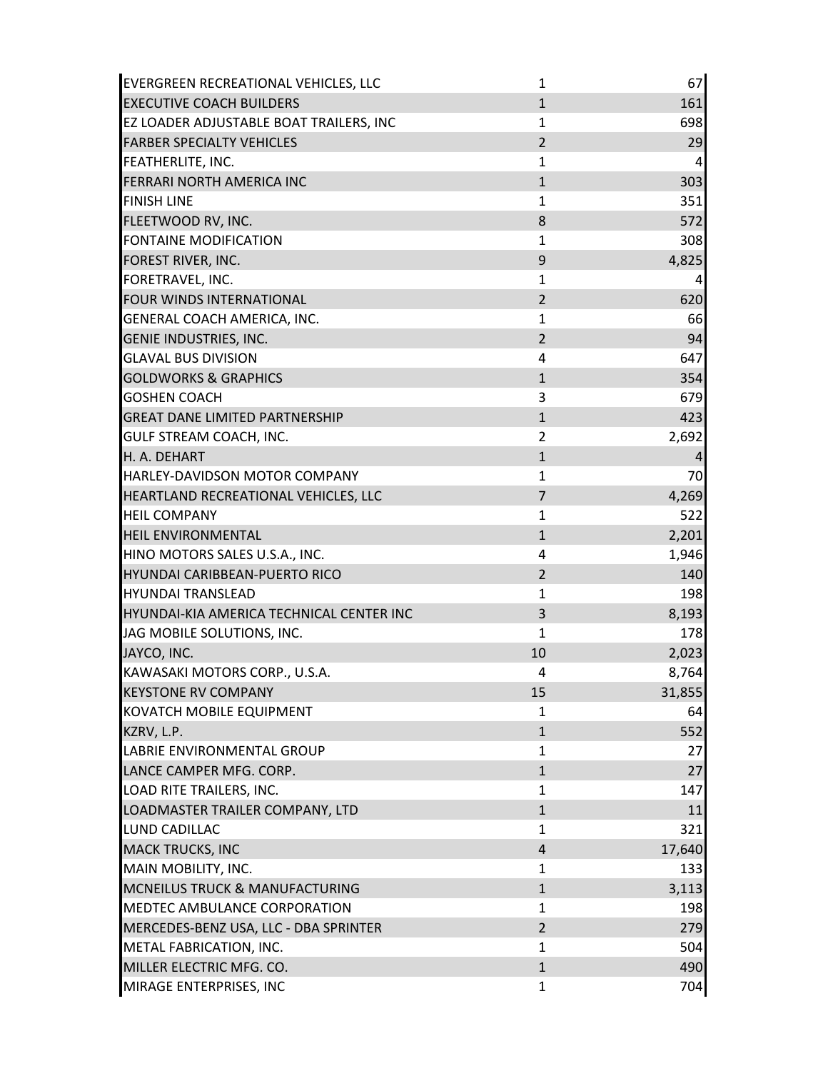| | | |
|---|---|---|
| EVERGREEN RECREATIONAL VEHICLES, LLC | 1 | 67 |
| EXECUTIVE COACH BUILDERS | 1 | 161 |
| EZ LOADER ADJUSTABLE BOAT TRAILERS, INC | 1 | 698 |
| FARBER SPECIALTY VEHICLES | 2 | 29 |
| FEATHERLITE, INC. | 1 | 4 |
| FERRARI NORTH AMERICA INC | 1 | 303 |
| FINISH LINE | 1 | 351 |
| FLEETWOOD RV, INC. | 8 | 572 |
| FONTAINE MODIFICATION | 1 | 308 |
| FOREST RIVER, INC. | 9 | 4,825 |
| FORETRAVEL, INC. | 1 | 4 |
| FOUR WINDS INTERNATIONAL | 2 | 620 |
| GENERAL COACH AMERICA, INC. | 1 | 66 |
| GENIE INDUSTRIES, INC. | 2 | 94 |
| GLAVAL BUS DIVISION | 4 | 647 |
| GOLDWORKS & GRAPHICS | 1 | 354 |
| GOSHEN COACH | 3 | 679 |
| GREAT DANE LIMITED PARTNERSHIP | 1 | 423 |
| GULF STREAM COACH, INC. | 2 | 2,692 |
| H. A. DEHART | 1 | 4 |
| HARLEY-DAVIDSON MOTOR COMPANY | 1 | 70 |
| HEARTLAND RECREATIONAL VEHICLES, LLC | 7 | 4,269 |
| HEIL COMPANY | 1 | 522 |
| HEIL ENVIRONMENTAL | 1 | 2,201 |
| HINO MOTORS SALES U.S.A., INC. | 4 | 1,946 |
| HYUNDAI CARIBBEAN-PUERTO RICO | 2 | 140 |
| HYUNDAI TRANSLEAD | 1 | 198 |
| HYUNDAI-KIA AMERICA TECHNICAL CENTER INC | 3 | 8,193 |
| JAG MOBILE SOLUTIONS, INC. | 1 | 178 |
| JAYCO, INC. | 10 | 2,023 |
| KAWASAKI MOTORS CORP., U.S.A. | 4 | 8,764 |
| KEYSTONE RV COMPANY | 15 | 31,855 |
| KOVATCH MOBILE EQUIPMENT | 1 | 64 |
| KZRV, L.P. | 1 | 552 |
| LABRIE ENVIRONMENTAL GROUP | 1 | 27 |
| LANCE CAMPER MFG. CORP. | 1 | 27 |
| LOAD RITE TRAILERS, INC. | 1 | 147 |
| LOADMASTER TRAILER COMPANY, LTD | 1 | 11 |
| LUND CADILLAC | 1 | 321 |
| MACK TRUCKS, INC | 4 | 17,640 |
| MAIN MOBILITY, INC. | 1 | 133 |
| MCNEILUS TRUCK & MANUFACTURING | 1 | 3,113 |
| MEDTEC AMBULANCE CORPORATION | 1 | 198 |
| MERCEDES-BENZ USA, LLC - DBA SPRINTER | 2 | 279 |
| METAL FABRICATION, INC. | 1 | 504 |
| MILLER ELECTRIC MFG. CO. | 1 | 490 |
| MIRAGE ENTERPRISES, INC | 1 | 704 |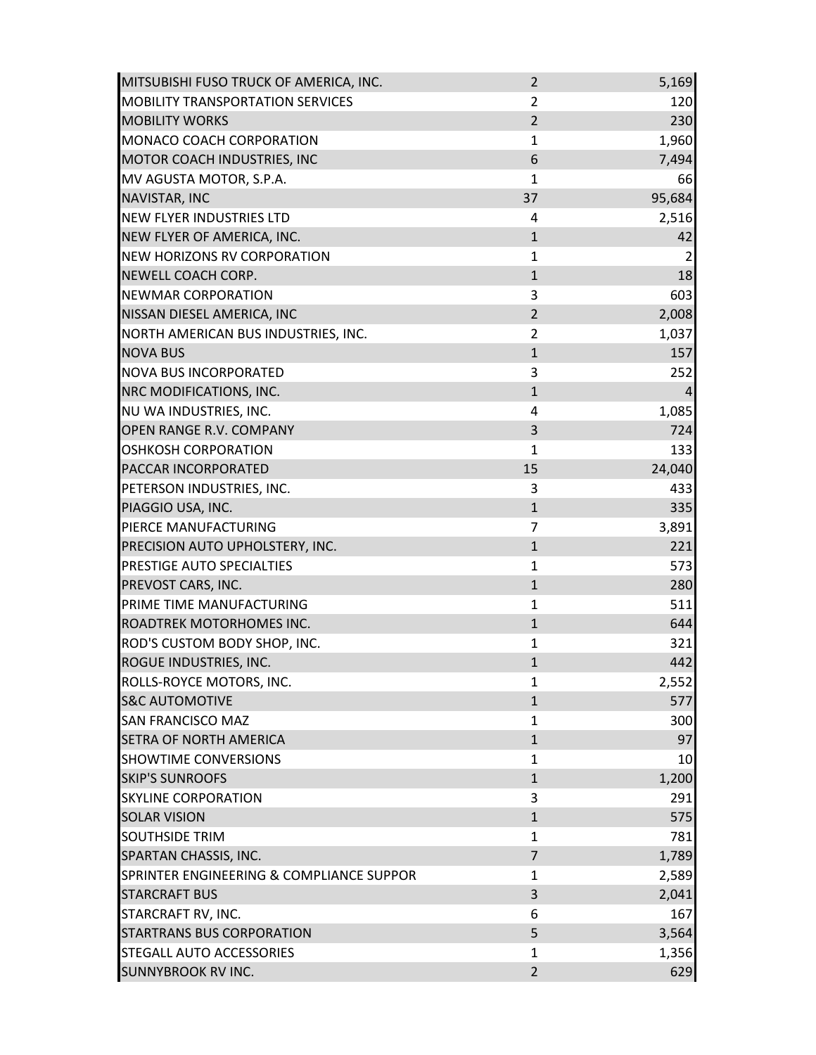| | | |
|---|---|---|
| MITSUBISHI FUSO TRUCK OF AMERICA, INC. | 2 | 5,169 |
| MOBILITY TRANSPORTATION SERVICES | 2 | 120 |
| MOBILITY WORKS | 2 | 230 |
| MONACO COACH CORPORATION | 1 | 1,960 |
| MOTOR COACH INDUSTRIES, INC | 6 | 7,494 |
| MV AGUSTA MOTOR, S.P.A. | 1 | 66 |
| NAVISTAR, INC | 37 | 95,684 |
| NEW FLYER INDUSTRIES LTD | 4 | 2,516 |
| NEW FLYER OF AMERICA, INC. | 1 | 42 |
| NEW HORIZONS RV CORPORATION | 1 | 2 |
| NEWELL COACH CORP. | 1 | 18 |
| NEWMAR CORPORATION | 3 | 603 |
| NISSAN DIESEL AMERICA, INC | 2 | 2,008 |
| NORTH AMERICAN BUS INDUSTRIES, INC. | 2 | 1,037 |
| NOVA BUS | 1 | 157 |
| NOVA BUS INCORPORATED | 3 | 252 |
| NRC MODIFICATIONS, INC. | 1 | 4 |
| NU WA INDUSTRIES, INC. | 4 | 1,085 |
| OPEN RANGE R.V. COMPANY | 3 | 724 |
| OSHKOSH CORPORATION | 1 | 133 |
| PACCAR INCORPORATED | 15 | 24,040 |
| PETERSON INDUSTRIES, INC. | 3 | 433 |
| PIAGGIO USA, INC. | 1 | 335 |
| PIERCE MANUFACTURING | 7 | 3,891 |
| PRECISION AUTO UPHOLSTERY, INC. | 1 | 221 |
| PRESTIGE AUTO SPECIALTIES | 1 | 573 |
| PREVOST CARS, INC. | 1 | 280 |
| PRIME TIME MANUFACTURING | 1 | 511 |
| ROADTREK MOTORHOMES INC. | 1 | 644 |
| ROD'S CUSTOM BODY SHOP, INC. | 1 | 321 |
| ROGUE INDUSTRIES, INC. | 1 | 442 |
| ROLLS-ROYCE MOTORS, INC. | 1 | 2,552 |
| S&C AUTOMOTIVE | 1 | 577 |
| SAN FRANCISCO MAZ | 1 | 300 |
| SETRA OF NORTH AMERICA | 1 | 97 |
| SHOWTIME CONVERSIONS | 1 | 10 |
| SKIP'S SUNROOFS | 1 | 1,200 |
| SKYLINE CORPORATION | 3 | 291 |
| SOLAR VISION | 1 | 575 |
| SOUTHSIDE TRIM | 1 | 781 |
| SPARTAN CHASSIS, INC. | 7 | 1,789 |
| SPRINTER ENGINEERING & COMPLIANCE SUPPOR | 1 | 2,589 |
| STARCRAFT BUS | 3 | 2,041 |
| STARCRAFT RV, INC. | 6 | 167 |
| STARTRANS BUS CORPORATION | 5 | 3,564 |
| STEGALL AUTO ACCESSORIES | 1 | 1,356 |
| SUNNYBROOK RV INC. | 2 | 629 |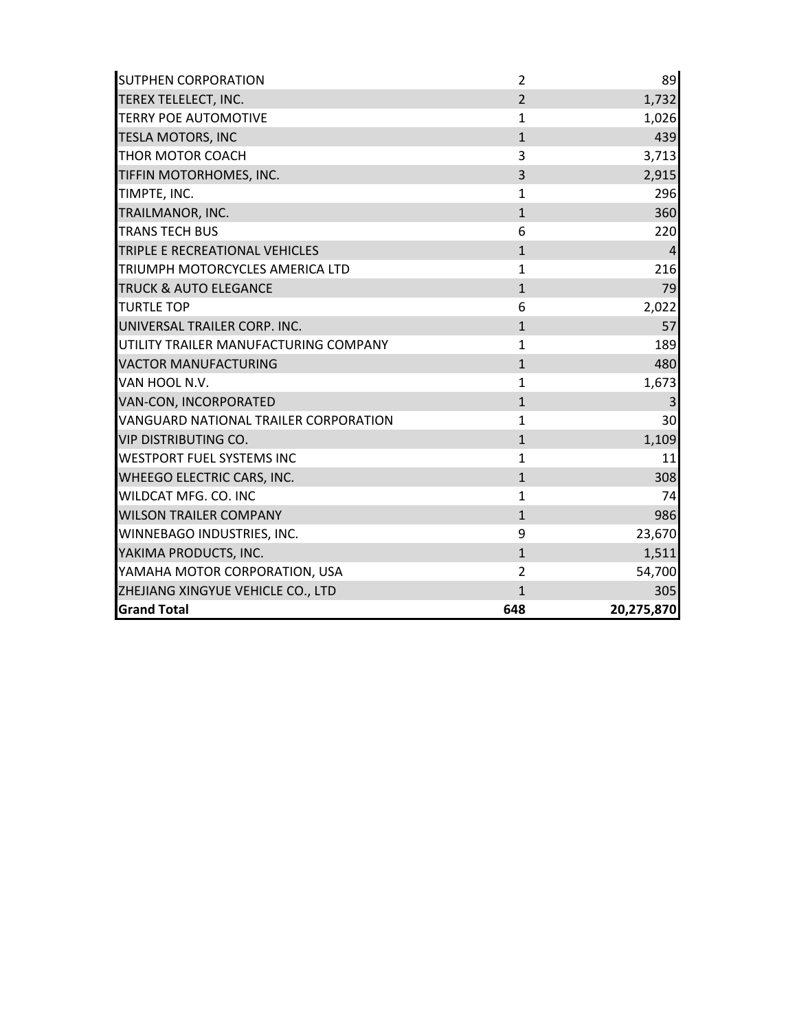| | | |
|---|---|---|
| SUTPHEN CORPORATION | 2 | 89 |
| TEREX TELELECT, INC. | 2 | 1,732 |
| TERRY POE AUTOMOTIVE | 1 | 1,026 |
| TESLA MOTORS, INC | 1 | 439 |
| THOR MOTOR COACH | 3 | 3,713 |
| TIFFIN MOTORHOMES, INC. | 3 | 2,915 |
| TIMPTE, INC. | 1 | 296 |
| TRAILMANOR, INC. | 1 | 360 |
| TRANS TECH BUS | 6 | 220 |
| TRIPLE E RECREATIONAL VEHICLES | 1 | 4 |
| TRIUMPH MOTORCYCLES AMERICA LTD | 1 | 216 |
| TRUCK & AUTO ELEGANCE | 1 | 79 |
| TURTLE TOP | 6 | 2,022 |
| UNIVERSAL TRAILER CORP. INC. | 1 | 57 |
| UTILITY TRAILER MANUFACTURING COMPANY | 1 | 189 |
| VACTOR MANUFACTURING | 1 | 480 |
| VAN HOOL N.V. | 1 | 1,673 |
| VAN-CON, INCORPORATED | 1 | 3 |
| VANGUARD NATIONAL TRAILER CORPORATION | 1 | 30 |
| VIP DISTRIBUTING CO. | 1 | 1,109 |
| WESTPORT FUEL SYSTEMS INC | 1 | 11 |
| WHEEGO ELECTRIC CARS, INC. | 1 | 308 |
| WILDCAT MFG. CO. INC | 1 | 74 |
| WILSON TRAILER COMPANY | 1 | 986 |
| WINNEBAGO INDUSTRIES, INC. | 9 | 23,670 |
| YAKIMA PRODUCTS, INC. | 1 | 1,511 |
| YAMAHA MOTOR CORPORATION, USA | 2 | 54,700 |
| ZHEJIANG XINGYUE VEHICLE CO., LTD | 1 | 305 |
| **Grand Total** | **648** | **20,275,870** |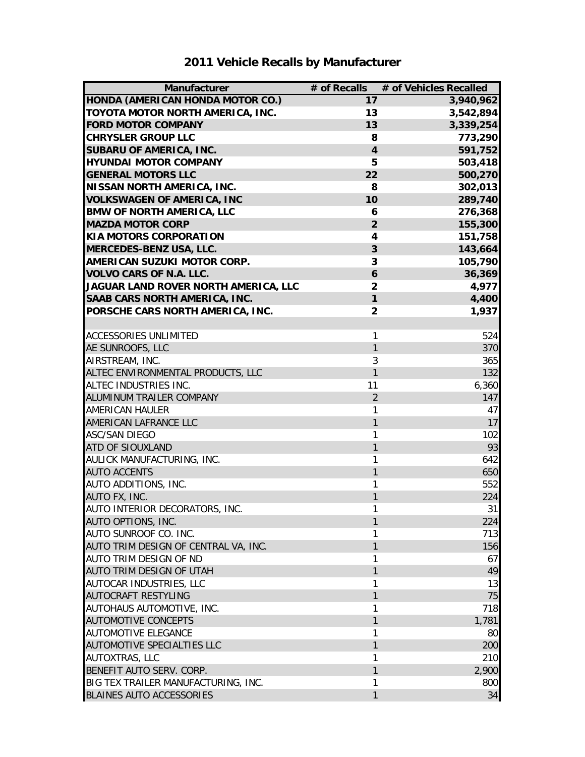# 2011 Vehicle Recalls by Manufacturer

| Manufacturer | # of Recalls | # of Vehicles Recalled |
|---|---|---|
| **HONDA (AMERICAN HONDA MOTOR CO.)** | **17** | **3,940,962** |
| **TOYOTA MOTOR NORTH AMERICA, INC.** | **13** | **3,542,894** |
| **FORD MOTOR COMPANY** | **13** | **3,339,254** |
| **CHRYSLER GROUP LLC** | **8** | **773,290** |
| **SUBARU OF AMERICA, INC.** | **4** | **591,752** |
| **HYUNDAI MOTOR COMPANY** | **5** | **503,418** |
| **GENERAL MOTORS LLC** | **22** | **500,270** |
| **NISSAN NORTH AMERICA, INC.** | **8** | **302,013** |
| **VOLKSWAGEN OF AMERICA, INC** | **10** | **289,740** |
| **BMW OF NORTH AMERICA, LLC** | **6** | **276,368** |
| **MAZDA MOTOR CORP** | **2** | **155,300** |
| **KIA MOTORS CORPORATION** | **4** | **151,758** |
| **MERCEDES-BENZ USA, LLC.** | **3** | **143,664** |
| **AMERICAN SUZUKI MOTOR CORP.** | **3** | **105,790** |
| **VOLVO CARS OF N.A. LLC.** | **6** | **36,369** |
| **JAGUAR LAND ROVER NORTH AMERICA, LLC** | **2** | **4,977** |
| **SAAB CARS NORTH AMERICA, INC.** | **1** | **4,400** |
| **PORSCHE CARS NORTH AMERICA, INC.** | **2** | **1,937** |
| | | |
| ACCESSORIES UNLIMITED | 1 | 524 |
| AE SUNROOFS, LLC | 1 | 370 |
| AIRSTREAM, INC. | 3 | 365 |
| ALTEC ENVIRONMENTAL PRODUCTS, LLC | 1 | 132 |
| ALTEC INDUSTRIES INC. | 11 | 6,360 |
| ALUMINUM TRAILER COMPANY | 2 | 147 |
| AMERICAN HAULER | 1 | 47 |
| AMERICAN LAFRANCE LLC | 1 | 17 |
| ASC/SAN DIEGO | 1 | 102 |
| ATD OF SIOUXLAND | 1 | 93 |
| AULICK MANUFACTURING, INC. | 1 | 642 |
| AUTO ACCENTS | 1 | 650 |
| AUTO ADDITIONS, INC. | 1 | 552 |
| AUTO FX, INC. | 1 | 224 |
| AUTO INTERIOR DECORATORS, INC. | 1 | 31 |
| AUTO OPTIONS, INC. | 1 | 224 |
| AUTO SUNROOF CO. INC. | 1 | 713 |
| AUTO TRIM DESIGN OF CENTRAL VA, INC. | 1 | 156 |
| AUTO TRIM DESIGN OF ND | 1 | 67 |
| AUTO TRIM DESIGN OF UTAH | 1 | 49 |
| AUTOCAR INDUSTRIES, LLC | 1 | 13 |
| AUTOCRAFT RESTYLING | 1 | 75 |
| AUTOHAUS AUTOMOTIVE, INC. | 1 | 718 |
| AUTOMOTIVE CONCEPTS | 1 | 1,781 |
| AUTOMOTIVE ELEGANCE | 1 | 80 |
| AUTOMOTIVE SPECIALTIES LLC | 1 | 200 |
| AUTOXTRAS, LLC | 1 | 210 |
| BENEFIT AUTO SERV. CORP. | 1 | 2,900 |
| BIG TEX TRAILER MANUFACTURING, INC. | 1 | 800 |
| BLAINES AUTO ACCESSORIES | 1 | 34 |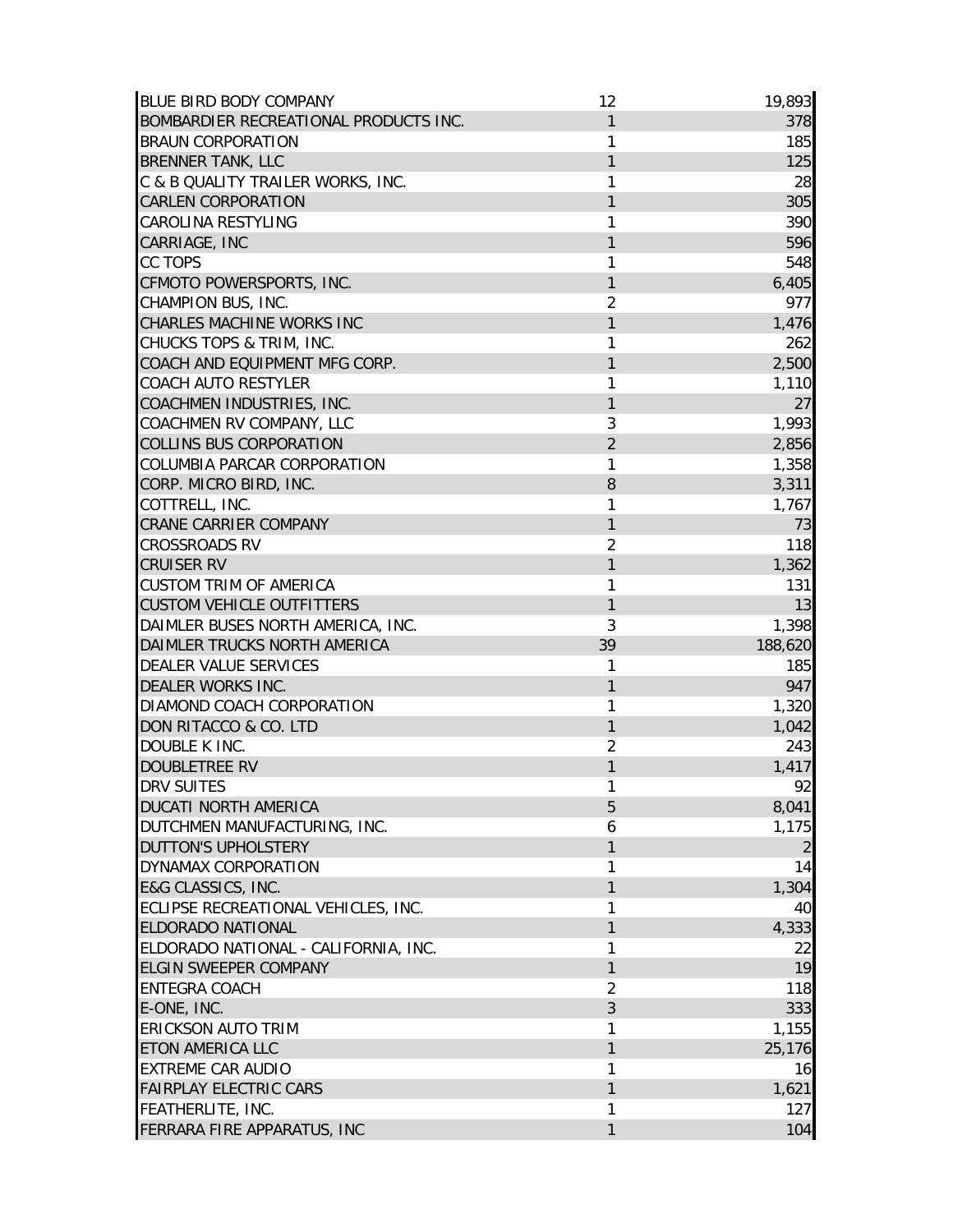| | | |
|---|---|---|
| BLUE BIRD BODY COMPANY | 12 | 19,893 |
| BOMBARDIER RECREATIONAL PRODUCTS INC. | 1 | 378 |
| BRAUN CORPORATION | 1 | 185 |
| BRENNER TANK, LLC | 1 | 125 |
| C & B QUALITY TRAILER WORKS, INC. | 1 | 28 |
| CARLEN CORPORATION | 1 | 305 |
| CAROLINA RESTYLING | 1 | 390 |
| CARRIAGE, INC | 1 | 596 |
| CC TOPS | 1 | 548 |
| CFMOTO POWERSPORTS, INC. | 1 | 6,405 |
| CHAMPION BUS, INC. | 2 | 977 |
| CHARLES MACHINE WORKS INC | 1 | 1,476 |
| CHUCKS TOPS & TRIM, INC. | 1 | 262 |
| COACH AND EQUIPMENT MFG CORP. | 1 | 2,500 |
| COACH AUTO RESTYLER | 1 | 1,110 |
| COACHMEN INDUSTRIES, INC. | 1 | 27 |
| COACHMEN RV COMPANY, LLC | 3 | 1,993 |
| COLLINS BUS CORPORATION | 2 | 2,856 |
| COLUMBIA PARCAR CORPORATION | 1 | 1,358 |
| CORP. MICRO BIRD, INC. | 8 | 3,311 |
| COTTRELL, INC. | 1 | 1,767 |
| CRANE CARRIER COMPANY | 1 | 73 |
| CROSSROADS RV | 2 | 118 |
| CRUISER RV | 1 | 1,362 |
| CUSTOM TRIM OF AMERICA | 1 | 131 |
| CUSTOM VEHICLE OUTFITTERS | 1 | 13 |
| DAIMLER BUSES NORTH AMERICA, INC. | 3 | 1,398 |
| DAIMLER TRUCKS NORTH AMERICA | 39 | 188,620 |
| DEALER VALUE SERVICES | 1 | 185 |
| DEALER WORKS INC. | 1 | 947 |
| DIAMOND COACH CORPORATION | 1 | 1,320 |
| DON RITACCO & CO. LTD | 1 | 1,042 |
| DOUBLE K INC. | 2 | 243 |
| DOUBLETREE RV | 1 | 1,417 |
| DRV SUITES | 1 | 92 |
| DUCATI NORTH AMERICA | 5 | 8,041 |
| DUTCHMEN MANUFACTURING, INC. | 6 | 1,175 |
| DUTTON'S UPHOLSTERY | 1 | 2 |
| DYNAMAX CORPORATION | 1 | 14 |
| E&G CLASSICS, INC. | 1 | 1,304 |
| ECLIPSE RECREATIONAL VEHICLES, INC. | 1 | 40 |
| ELDORADO NATIONAL | 1 | 4,333 |
| ELDORADO NATIONAL - CALIFORNIA, INC. | 1 | 22 |
| ELGIN SWEEPER COMPANY | 1 | 19 |
| ENTEGRA COACH | 2 | 118 |
| E-ONE, INC. | 3 | 333 |
| ERICKSON AUTO TRIM | 1 | 1,155 |
| ETON AMERICA LLC | 1 | 25,176 |
| EXTREME CAR AUDIO | 1 | 16 |
| FAIRPLAY ELECTRIC CARS | 1 | 1,621 |
| FEATHERLITE, INC. | 1 | 127 |
| FERRARA FIRE APPARATUS, INC | 1 | 104 |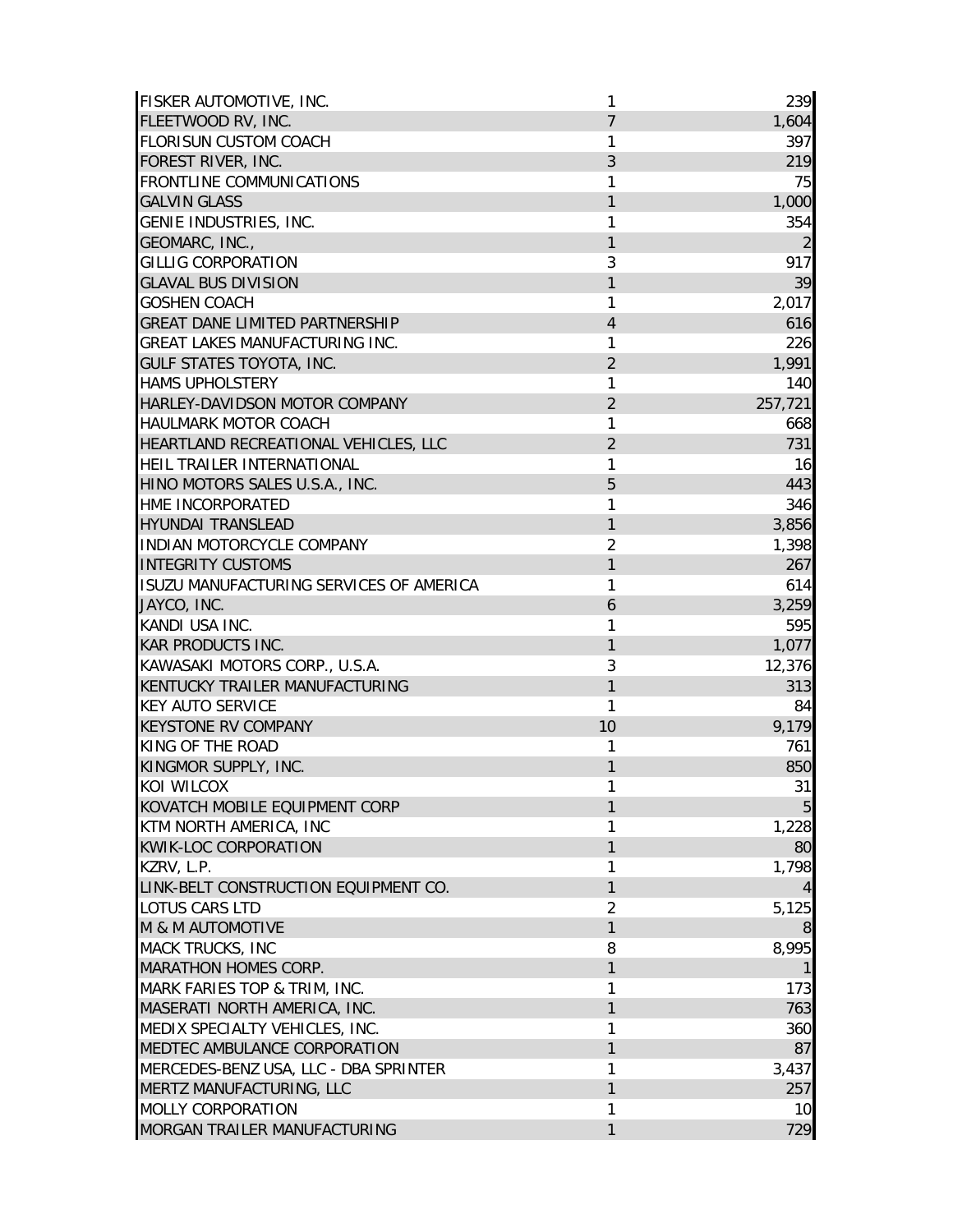| | | |
|---|---|---|
| FISKER AUTOMOTIVE, INC. | 1 | 239 |
| FLEETWOOD RV, INC. | 7 | 1,604 |
| FLORISUN CUSTOM COACH | 1 | 397 |
| FOREST RIVER, INC. | 3 | 219 |
| FRONTLINE COMMUNICATIONS | 1 | 75 |
| GALVIN GLASS | 1 | 1,000 |
| GENIE INDUSTRIES, INC. | 1 | 354 |
| GEOMARC, INC., | 1 | 2 |
| GILLIG CORPORATION | 3 | 917 |
| GLAVAL BUS DIVISION | 1 | 39 |
| GOSHEN COACH | 1 | 2,017 |
| GREAT DANE LIMITED PARTNERSHIP | 4 | 616 |
| GREAT LAKES MANUFACTURING INC. | 1 | 226 |
| GULF STATES TOYOTA, INC. | 2 | 1,991 |
| HAMS UPHOLSTERY | 1 | 140 |
| HARLEY-DAVIDSON MOTOR COMPANY | 2 | 257,721 |
| HAULMARK MOTOR COACH | 1 | 668 |
| HEARTLAND RECREATIONAL VEHICLES, LLC | 2 | 731 |
| HEIL TRAILER INTERNATIONAL | 1 | 16 |
| HINO MOTORS SALES U.S.A., INC. | 5 | 443 |
| HME INCORPORATED | 1 | 346 |
| HYUNDAI TRANSLEAD | 1 | 3,856 |
| INDIAN MOTORCYCLE COMPANY | 2 | 1,398 |
| INTEGRITY CUSTOMS | 1 | 267 |
| ISUZU MANUFACTURING SERVICES OF AMERICA | 1 | 614 |
| JAYCO, INC. | 6 | 3,259 |
| KANDI USA INC. | 1 | 595 |
| KAR PRODUCTS INC. | 1 | 1,077 |
| KAWASAKI MOTORS CORP., U.S.A. | 3 | 12,376 |
| KENTUCKY TRAILER MANUFACTURING | 1 | 313 |
| KEY AUTO SERVICE | 1 | 84 |
| KEYSTONE RV COMPANY | 10 | 9,179 |
| KING OF THE ROAD | 1 | 761 |
| KINGMOR SUPPLY, INC. | 1 | 850 |
| KOI WILCOX | 1 | 31 |
| KOVATCH MOBILE EQUIPMENT CORP | 1 | 5 |
| KTM NORTH AMERICA, INC | 1 | 1,228 |
| KWIK-LOC CORPORATION | 1 | 80 |
| KZRV, L.P. | 1 | 1,798 |
| LINK-BELT CONSTRUCTION EQUIPMENT CO. | 1 | 4 |
| LOTUS CARS LTD | 2 | 5,125 |
| M & M AUTOMOTIVE | 1 | 8 |
| MACK TRUCKS, INC | 8 | 8,995 |
| MARATHON HOMES CORP. | 1 | 1 |
| MARK FARIES TOP & TRIM, INC. | 1 | 173 |
| MASERATI NORTH AMERICA, INC. | 1 | 763 |
| MEDIX SPECIALTY VEHICLES, INC. | 1 | 360 |
| MEDTEC AMBULANCE CORPORATION | 1 | 87 |
| MERCEDES-BENZ USA, LLC - DBA SPRINTER | 1 | 3,437 |
| MERTZ MANUFACTURING, LLC | 1 | 257 |
| MOLLY CORPORATION | 1 | 10 |
| MORGAN TRAILER MANUFACTURING | 1 | 729 |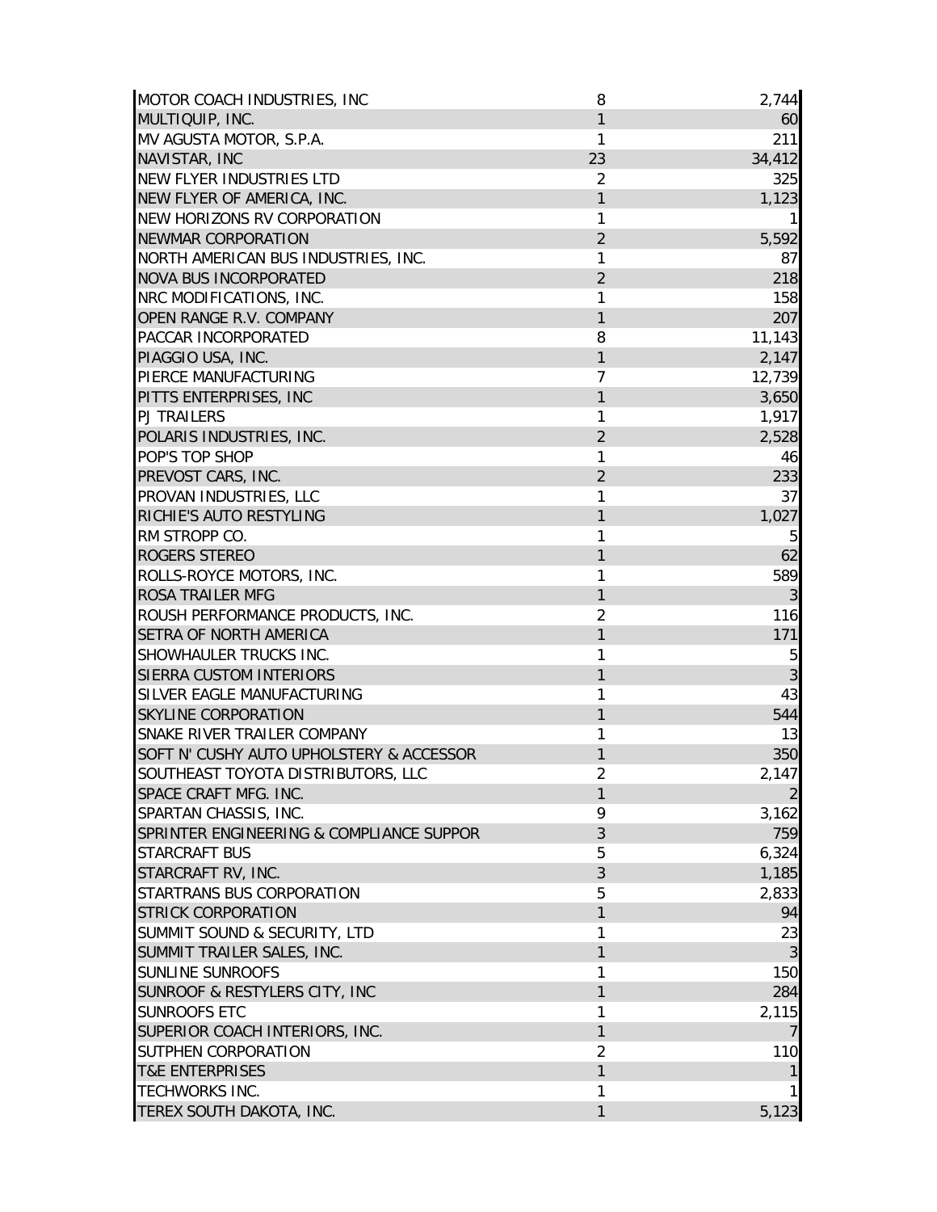| | | |
|---|---|---|
| MOTOR COACH INDUSTRIES, INC | 8 | 2,744 |
| MULTIQUIP, INC. | 1 | 60 |
| MV AGUSTA MOTOR, S.P.A. | 1 | 211 |
| NAVISTAR, INC | 23 | 34,412 |
| NEW FLYER INDUSTRIES LTD | 2 | 325 |
| NEW FLYER OF AMERICA, INC. | 1 | 1,123 |
| NEW HORIZONS RV CORPORATION | 1 | 1 |
| NEWMAR CORPORATION | 2 | 5,592 |
| NORTH AMERICAN BUS INDUSTRIES, INC. | 1 | 87 |
| NOVA BUS INCORPORATED | 2 | 218 |
| NRC MODIFICATIONS, INC. | 1 | 158 |
| OPEN RANGE R.V. COMPANY | 1 | 207 |
| PACCAR INCORPORATED | 8 | 11,143 |
| PIAGGIO USA, INC. | 1 | 2,147 |
| PIERCE MANUFACTURING | 7 | 12,739 |
| PITTS ENTERPRISES, INC | 1 | 3,650 |
| PJ TRAILERS | 1 | 1,917 |
| POLARIS INDUSTRIES, INC. | 2 | 2,528 |
| POP'S TOP SHOP | 1 | 46 |
| PREVOST CARS, INC. | 2 | 233 |
| PROVAN INDUSTRIES, LLC | 1 | 37 |
| RICHIE'S AUTO RESTYLING | 1 | 1,027 |
| RM STROPP CO. | 1 | 5 |
| ROGERS STEREO | 1 | 62 |
| ROLLS-ROYCE MOTORS, INC. | 1 | 589 |
| ROSA TRAILER MFG | 1 | 3 |
| ROUSH PERFORMANCE PRODUCTS, INC. | 2 | 116 |
| SETRA OF NORTH AMERICA | 1 | 171 |
| SHOWHAULER TRUCKS INC. | 1 | 5 |
| SIERRA CUSTOM INTERIORS | 1 | 3 |
| SILVER EAGLE MANUFACTURING | 1 | 43 |
| SKYLINE CORPORATION | 1 | 544 |
| SNAKE RIVER TRAILER COMPANY | 1 | 13 |
| SOFT N' CUSHY AUTO UPHOLSTERY & ACCESSOR | 1 | 350 |
| SOUTHEAST TOYOTA DISTRIBUTORS, LLC | 2 | 2,147 |
| SPACE CRAFT MFG. INC. | 1 | 2 |
| SPARTAN CHASSIS, INC. | 9 | 3,162 |
| SPRINTER ENGINEERING & COMPLIANCE SUPPOR | 3 | 759 |
| STARCRAFT BUS | 5 | 6,324 |
| STARCRAFT RV, INC. | 3 | 1,185 |
| STARTRANS BUS CORPORATION | 5 | 2,833 |
| STRICK CORPORATION | 1 | 94 |
| SUMMIT SOUND & SECURITY, LTD | 1 | 23 |
| SUMMIT TRAILER SALES, INC. | 1 | 3 |
| SUNLINE SUNROOFS | 1 | 150 |
| SUNROOF & RESTYLERS CITY, INC | 1 | 284 |
| SUNROOFS ETC | 1 | 2,115 |
| SUPERIOR COACH INTERIORS, INC. | 1 | 7 |
| SUTPHEN CORPORATION | 2 | 110 |
| T&E ENTERPRISES | 1 | 1 |
| TECHWORKS INC. | 1 | 1 |
| TEREX SOUTH DAKOTA, INC. | 1 | 5,123 |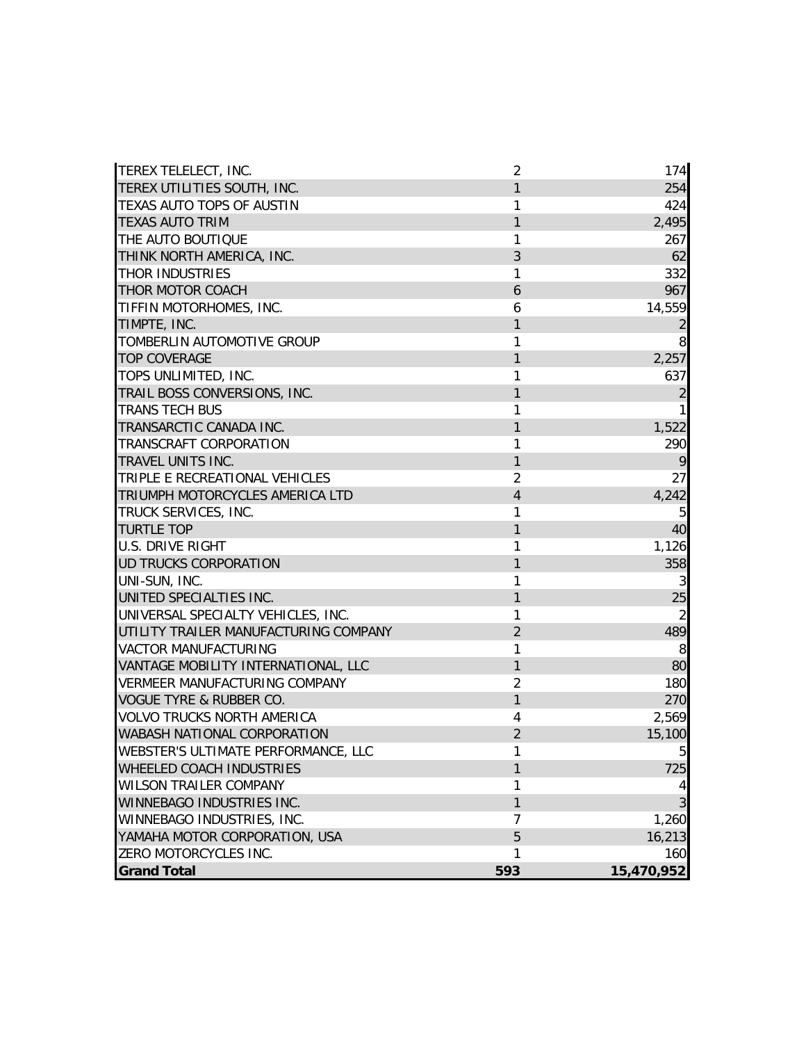| | | |
|---|---|---|
| TEREX TELELECT, INC. | 2 | 174 |
| TEREX UTILITIES SOUTH, INC. | 1 | 254 |
| TEXAS AUTO TOPS OF AUSTIN | 1 | 424 |
| TEXAS AUTO TRIM | 1 | 2,495 |
| THE AUTO BOUTIQUE | 1 | 267 |
| THINK NORTH AMERICA, INC. | 3 | 62 |
| THOR INDUSTRIES | 1 | 332 |
| THOR MOTOR COACH | 6 | 967 |
| TIFFIN MOTORHOMES, INC. | 6 | 14,559 |
| TIMPTE, INC. | 1 | 2 |
| TOMBERLIN AUTOMOTIVE GROUP | 1 | 8 |
| TOP COVERAGE | 1 | 2,257 |
| TOPS UNLIMITED, INC. | 1 | 637 |
| TRAIL BOSS CONVERSIONS, INC. | 1 | 2 |
| TRANS TECH BUS | 1 | 1 |
| TRANSARCTIC CANADA INC. | 1 | 1,522 |
| TRANSCRAFT CORPORATION | 1 | 290 |
| TRAVEL UNITS INC. | 1 | 9 |
| TRIPLE E RECREATIONAL VEHICLES | 2 | 27 |
| TRIUMPH MOTORCYCLES AMERICA LTD | 4 | 4,242 |
| TRUCK SERVICES, INC. | 1 | 5 |
| TURTLE TOP | 1 | 40 |
| U.S. DRIVE RIGHT | 1 | 1,126 |
| UD TRUCKS CORPORATION | 1 | 358 |
| UNI-SUN, INC. | 1 | 3 |
| UNITED SPECIALTIES INC. | 1 | 25 |
| UNIVERSAL SPECIALTY VEHICLES, INC. | 1 | 2 |
| UTILITY TRAILER MANUFACTURING COMPANY | 2 | 489 |
| VACTOR MANUFACTURING | 1 | 8 |
| VANTAGE MOBILITY INTERNATIONAL, LLC | 1 | 80 |
| VERMEER MANUFACTURING COMPANY | 2 | 180 |
| VOGUE TYRE & RUBBER CO. | 1 | 270 |
| VOLVO TRUCKS NORTH AMERICA | 4 | 2,569 |
| WABASH NATIONAL CORPORATION | 2 | 15,100 |
| WEBSTER'S ULTIMATE PERFORMANCE, LLC | 1 | 5 |
| WHEELED COACH INDUSTRIES | 1 | 725 |
| WILSON TRAILER COMPANY | 1 | 4 |
| WINNEBAGO INDUSTRIES INC. | 1 | 3 |
| WINNEBAGO INDUSTRIES, INC. | 7 | 1,260 |
| YAMAHA MOTOR CORPORATION, USA | 5 | 16,213 |
| ZERO MOTORCYCLES INC. | 1 | 160 |
| **Grand Total** | **593** | **15,470,952** |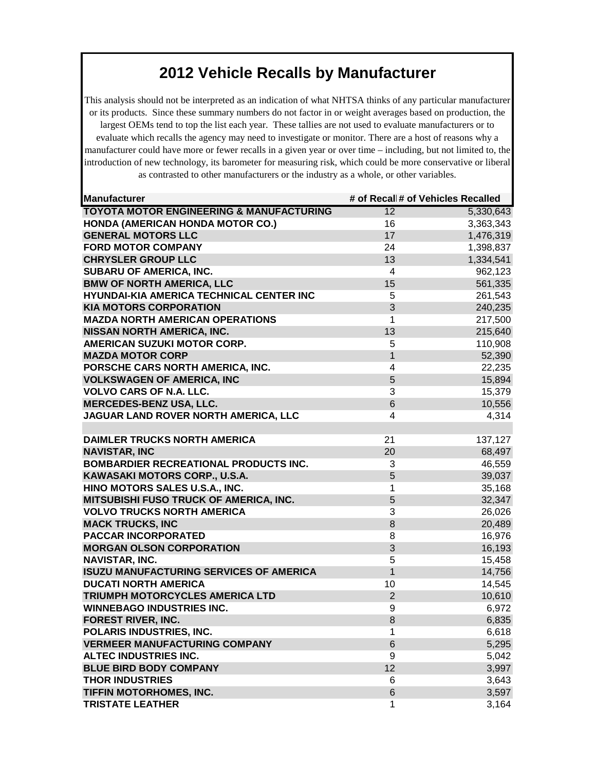# 2012 Vehicle Recalls by Manufacturer

This analysis should not be interpreted as an indication of what NHTSA thinks of any particular manufacturer or its products. Since these summary numbers do not factor in or weight averages based on production, the largest OEMs tend to top the list each year. These tallies are not used to evaluate manufacturers or to evaluate which recalls the agency may need to investigate or monitor. There are a host of reasons why a manufacturer could have more or fewer recalls in a given year or over time – including, but not limited to, the introduction of new technology, its barometer for measuring risk, which could be more conservative or liberal as contrasted to other manufacturers or the industry as a whole, or other variables.

| Manufacturer | # of Recall | # of Vehicles Recalled |
|---|---|---|
| TOYOTA MOTOR ENGINEERING & MANUFACTURING | 12 | 5,330,643 |
| HONDA (AMERICAN HONDA MOTOR CO.) | 16 | 3,363,343 |
| GENERAL MOTORS LLC | 17 | 1,476,319 |
| FORD MOTOR COMPANY | 24 | 1,398,837 |
| CHRYSLER GROUP LLC | 13 | 1,334,541 |
| SUBARU OF AMERICA, INC. | 4 | 962,123 |
| BMW OF NORTH AMERICA, LLC | 15 | 561,335 |
| HYUNDAI-KIA AMERICA TECHNICAL CENTER INC | 5 | 261,543 |
| KIA MOTORS CORPORATION | 3 | 240,235 |
| MAZDA NORTH AMERICAN OPERATIONS | 1 | 217,500 |
| NISSAN NORTH AMERICA, INC. | 13 | 215,640 |
| AMERICAN SUZUKI MOTOR CORP. | 5 | 110,908 |
| MAZDA MOTOR CORP | 1 | 52,390 |
| PORSCHE CARS NORTH AMERICA, INC. | 4 | 22,235 |
| VOLKSWAGEN OF AMERICA, INC | 5 | 15,894 |
| VOLVO CARS OF N.A. LLC. | 3 | 15,379 |
| MERCEDES-BENZ USA, LLC. | 6 | 10,556 |
| JAGUAR LAND ROVER NORTH AMERICA, LLC | 4 | 4,314 |
| | | |
| DAIMLER TRUCKS NORTH AMERICA | 21 | 137,127 |
| NAVISTAR, INC | 20 | 68,497 |
| BOMBARDIER RECREATIONAL PRODUCTS INC. | 3 | 46,559 |
| KAWASAKI MOTORS CORP., U.S.A. | 5 | 39,037 |
| HINO MOTORS SALES U.S.A., INC. | 1 | 35,168 |
| MITSUBISHI FUSO TRUCK OF AMERICA, INC. | 5 | 32,347 |
| VOLVO TRUCKS NORTH AMERICA | 3 | 26,026 |
| MACK TRUCKS, INC | 8 | 20,489 |
| PACCAR INCORPORATED | 8 | 16,976 |
| MORGAN OLSON CORPORATION | 3 | 16,193 |
| NAVISTAR, INC. | 5 | 15,458 |
| ISUZU MANUFACTURING SERVICES OF AMERICA | 1 | 14,756 |
| DUCATI NORTH AMERICA | 10 | 14,545 |
| TRIUMPH MOTORCYCLES AMERICA LTD | 2 | 10,610 |
| WINNEBAGO INDUSTRIES INC. | 9 | 6,972 |
| FOREST RIVER, INC. | 8 | 6,835 |
| POLARIS INDUSTRIES, INC. | 1 | 6,618 |
| VERMEER MANUFACTURING COMPANY | 6 | 5,295 |
| ALTEC INDUSTRIES INC. | 9 | 5,042 |
| BLUE BIRD BODY COMPANY | 12 | 3,997 |
| THOR INDUSTRIES | 6 | 3,643 |
| TIFFIN MOTORHOMES, INC. | 6 | 3,597 |
| TRISTATE LEATHER | 1 | 3,164 |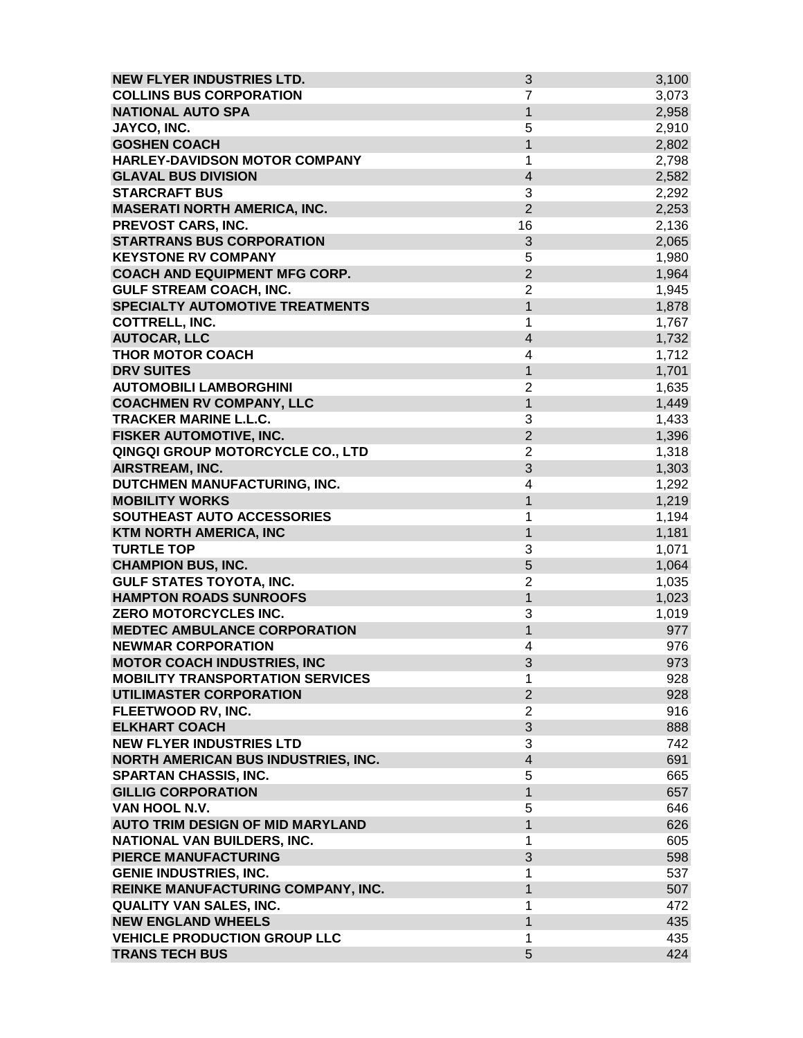| | | |
|---|---|---|
| NEW FLYER INDUSTRIES LTD. | 3 | 3,100 |
| COLLINS BUS CORPORATION | 7 | 3,073 |
| NATIONAL AUTO SPA | 1 | 2,958 |
| JAYCO, INC. | 5 | 2,910 |
| GOSHEN COACH | 1 | 2,802 |
| HARLEY-DAVIDSON MOTOR COMPANY | 1 | 2,798 |
| GLAVAL BUS DIVISION | 4 | 2,582 |
| STARCRAFT BUS | 3 | 2,292 |
| MASERATI NORTH AMERICA, INC. | 2 | 2,253 |
| PREVOST CARS, INC. | 16 | 2,136 |
| STARTRANS BUS CORPORATION | 3 | 2,065 |
| KEYSTONE RV COMPANY | 5 | 1,980 |
| COACH AND EQUIPMENT MFG CORP. | 2 | 1,964 |
| GULF STREAM COACH, INC. | 2 | 1,945 |
| SPECIALTY AUTOMOTIVE TREATMENTS | 1 | 1,878 |
| COTTRELL, INC. | 1 | 1,767 |
| AUTOCAR, LLC | 4 | 1,732 |
| THOR MOTOR COACH | 4 | 1,712 |
| DRV SUITES | 1 | 1,701 |
| AUTOMOBILI LAMBORGHINI | 2 | 1,635 |
| COACHMEN RV COMPANY, LLC | 1 | 1,449 |
| TRACKER MARINE L.L.C. | 3 | 1,433 |
| FISKER AUTOMOTIVE, INC. | 2 | 1,396 |
| QINGQI GROUP MOTORCYCLE CO., LTD | 2 | 1,318 |
| AIRSTREAM, INC. | 3 | 1,303 |
| DUTCHMEN MANUFACTURING, INC. | 4 | 1,292 |
| MOBILITY WORKS | 1 | 1,219 |
| SOUTHEAST AUTO ACCESSORIES | 1 | 1,194 |
| KTM NORTH AMERICA, INC | 1 | 1,181 |
| TURTLE TOP | 3 | 1,071 |
| CHAMPION BUS, INC. | 5 | 1,064 |
| GULF STATES TOYOTA, INC. | 2 | 1,035 |
| HAMPTON ROADS SUNROOFS | 1 | 1,023 |
| ZERO MOTORCYCLES INC. | 3 | 1,019 |
| MEDTEC AMBULANCE CORPORATION | 1 | 977 |
| NEWMAR CORPORATION | 4 | 976 |
| MOTOR COACH INDUSTRIES, INC | 3 | 973 |
| MOBILITY TRANSPORTATION SERVICES | 1 | 928 |
| UTILIMASTER CORPORATION | 2 | 928 |
| FLEETWOOD RV, INC. | 2 | 916 |
| ELKHART COACH | 3 | 888 |
| NEW FLYER INDUSTRIES LTD | 3 | 742 |
| NORTH AMERICAN BUS INDUSTRIES, INC. | 4 | 691 |
| SPARTAN CHASSIS, INC. | 5 | 665 |
| GILLIG CORPORATION | 1 | 657 |
| VAN HOOL N.V. | 5 | 646 |
| AUTO TRIM DESIGN OF MID MARYLAND | 1 | 626 |
| NATIONAL VAN BUILDERS, INC. | 1 | 605 |
| PIERCE MANUFACTURING | 3 | 598 |
| GENIE INDUSTRIES, INC. | 1 | 537 |
| REINKE MANUFACTURING COMPANY, INC. | 1 | 507 |
| QUALITY VAN SALES, INC. | 1 | 472 |
| NEW ENGLAND WHEELS | 1 | 435 |
| VEHICLE PRODUCTION GROUP LLC | 1 | 435 |
| TRANS TECH BUS | 5 | 424 |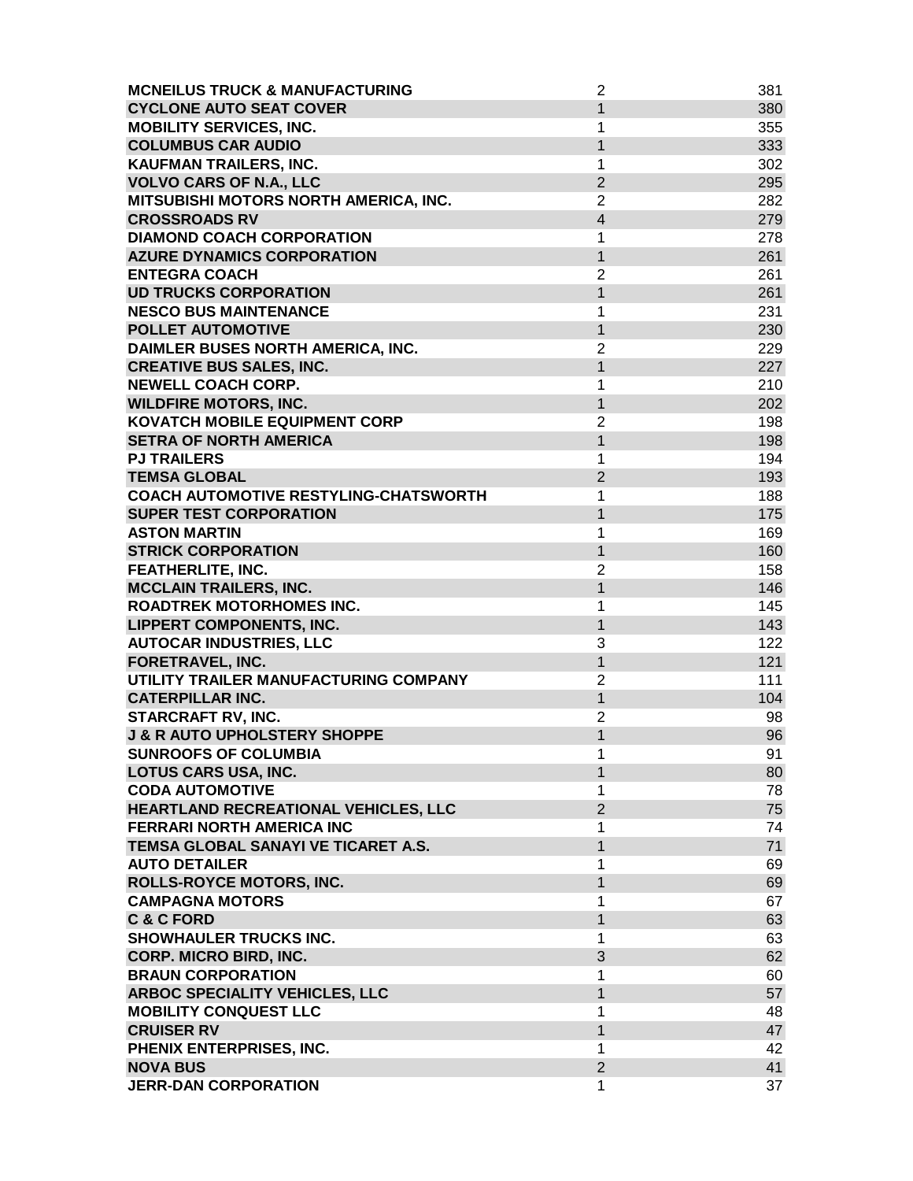| | | |
|---|---|---|
| **MCNEILUS TRUCK & MANUFACTURING** | 2 | 381 |
| **CYCLONE AUTO SEAT COVER** | 1 | 380 |
| **MOBILITY SERVICES, INC.** | 1 | 355 |
| **COLUMBUS CAR AUDIO** | 1 | 333 |
| **KAUFMAN TRAILERS, INC.** | 1 | 302 |
| **VOLVO CARS OF N.A., LLC** | 2 | 295 |
| **MITSUBISHI MOTORS NORTH AMERICA, INC.** | 2 | 282 |
| **CROSSROADS RV** | 4 | 279 |
| **DIAMOND COACH CORPORATION** | 1 | 278 |
| **AZURE DYNAMICS CORPORATION** | 1 | 261 |
| **ENTEGRA COACH** | 2 | 261 |
| **UD TRUCKS CORPORATION** | 1 | 261 |
| **NESCO BUS MAINTENANCE** | 1 | 231 |
| **POLLET AUTOMOTIVE** | 1 | 230 |
| **DAIMLER BUSES NORTH AMERICA, INC.** | 2 | 229 |
| **CREATIVE BUS SALES, INC.** | 1 | 227 |
| **NEWELL COACH CORP.** | 1 | 210 |
| **WILDFIRE MOTORS, INC.** | 1 | 202 |
| **KOVATCH MOBILE EQUIPMENT CORP** | 2 | 198 |
| **SETRA OF NORTH AMERICA** | 1 | 198 |
| **PJ TRAILERS** | 1 | 194 |
| **TEMSA GLOBAL** | 2 | 193 |
| **COACH AUTOMOTIVE RESTYLING-CHATSWORTH** | 1 | 188 |
| **SUPER TEST CORPORATION** | 1 | 175 |
| **ASTON MARTIN** | 1 | 169 |
| **STRICK CORPORATION** | 1 | 160 |
| **FEATHERLITE, INC.** | 2 | 158 |
| **MCCLAIN TRAILERS, INC.** | 1 | 146 |
| **ROADTREK MOTORHOMES INC.** | 1 | 145 |
| **LIPPERT COMPONENTS, INC.** | 1 | 143 |
| **AUTOCAR INDUSTRIES, LLC** | 3 | 122 |
| **FORETRAVEL, INC.** | 1 | 121 |
| **UTILITY TRAILER MANUFACTURING COMPANY** | 2 | 111 |
| **CATERPILLAR INC.** | 1 | 104 |
| **STARCRAFT RV, INC.** | 2 | 98 |
| **J & R AUTO UPHOLSTERY SHOPPE** | 1 | 96 |
| **SUNROOFS OF COLUMBIA** | 1 | 91 |
| **LOTUS CARS USA, INC.** | 1 | 80 |
| **CODA AUTOMOTIVE** | 1 | 78 |
| **HEARTLAND RECREATIONAL VEHICLES, LLC** | 2 | 75 |
| **FERRARI NORTH AMERICA INC** | 1 | 74 |
| **TEMSA GLOBAL SANAYI VE TICARET A.S.** | 1 | 71 |
| **AUTO DETAILER** | 1 | 69 |
| **ROLLS-ROYCE MOTORS, INC.** | 1 | 69 |
| **CAMPAGNA MOTORS** | 1 | 67 |
| **C & C FORD** | 1 | 63 |
| **SHOWHAULER TRUCKS INC.** | 1 | 63 |
| **CORP. MICRO BIRD, INC.** | 3 | 62 |
| **BRAUN CORPORATION** | 1 | 60 |
| **ARBOC SPECIALITY VEHICLES, LLC** | 1 | 57 |
| **MOBILITY CONQUEST LLC** | 1 | 48 |
| **CRUISER RV** | 1 | 47 |
| **PHENIX ENTERPRISES, INC.** | 1 | 42 |
| **NOVA BUS** | 2 | 41 |
| **JERR-DAN CORPORATION** | 1 | 37 |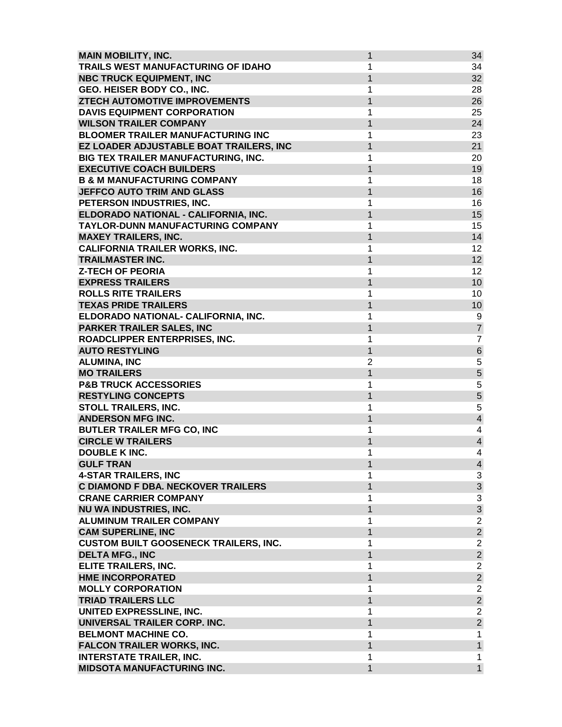| | | |
|---|---|---|
| MAIN MOBILITY, INC. | 1 | 34 |
| TRAILS WEST MANUFACTURING OF IDAHO | 1 | 34 |
| NBC TRUCK EQUIPMENT, INC | 1 | 32 |
| GEO. HEISER BODY CO., INC. | 1 | 28 |
| ZTECH AUTOMOTIVE IMPROVEMENTS | 1 | 26 |
| DAVIS EQUIPMENT CORPORATION | 1 | 25 |
| WILSON TRAILER COMPANY | 1 | 24 |
| BLOOMER TRAILER MANUFACTURING INC | 1 | 23 |
| EZ LOADER ADJUSTABLE BOAT TRAILERS, INC | 1 | 21 |
| BIG TEX TRAILER MANUFACTURING, INC. | 1 | 20 |
| EXECUTIVE COACH BUILDERS | 1 | 19 |
| B & M MANUFACTURING COMPANY | 1 | 18 |
| JEFFCO AUTO TRIM AND GLASS | 1 | 16 |
| PETERSON INDUSTRIES, INC. | 1 | 16 |
| ELDORADO NATIONAL - CALIFORNIA, INC. | 1 | 15 |
| TAYLOR-DUNN MANUFACTURING COMPANY | 1 | 15 |
| MAXEY TRAILERS, INC. | 1 | 14 |
| CALIFORNIA TRAILER WORKS, INC. | 1 | 12 |
| TRAILMASTER INC. | 1 | 12 |
| Z-TECH OF PEORIA | 1 | 12 |
| EXPRESS TRAILERS | 1 | 10 |
| ROLLS RITE TRAILERS | 1 | 10 |
| TEXAS PRIDE TRAILERS | 1 | 10 |
| ELDORADO NATIONAL- CALIFORNIA, INC. | 1 | 9 |
| PARKER TRAILER SALES, INC | 1 | 7 |
| ROADCLIPPER ENTERPRISES, INC. | 1 | 7 |
| AUTO RESTYLING | 1 | 6 |
| ALUMINA, INC | 2 | 5 |
| MO TRAILERS | 1 | 5 |
| P&B TRUCK ACCESSORIES | 1 | 5 |
| RESTYLING CONCEPTS | 1 | 5 |
| STOLL TRAILERS, INC. | 1 | 5 |
| ANDERSON MFG INC. | 1 | 4 |
| BUTLER TRAILER MFG CO, INC | 1 | 4 |
| CIRCLE W TRAILERS | 1 | 4 |
| DOUBLE K INC. | 1 | 4 |
| GULF TRAN | 1 | 4 |
| 4-STAR TRAILERS, INC | 1 | 3 |
| C DIAMOND F DBA. NECKOVER TRAILERS | 1 | 3 |
| CRANE CARRIER COMPANY | 1 | 3 |
| NU WA INDUSTRIES, INC. | 1 | 3 |
| ALUMINUM TRAILER COMPANY | 1 | 2 |
| CAM SUPERLINE, INC | 1 | 2 |
| CUSTOM BUILT GOOSENECK TRAILERS, INC. | 1 | 2 |
| DELTA MFG., INC | 1 | 2 |
| ELITE TRAILERS, INC. | 1 | 2 |
| HME INCORPORATED | 1 | 2 |
| MOLLY CORPORATION | 1 | 2 |
| TRIAD TRAILERS LLC | 1 | 2 |
| UNITED EXPRESSLINE, INC. | 1 | 2 |
| UNIVERSAL TRAILER CORP. INC. | 1 | 2 |
| BELMONT MACHINE CO. | 1 | 1 |
| FALCON TRAILER WORKS, INC. | 1 | 1 |
| INTERSTATE TRAILER, INC. | 1 | 1 |
| MIDSOTA MANUFACTURING INC. | 1 | 1 |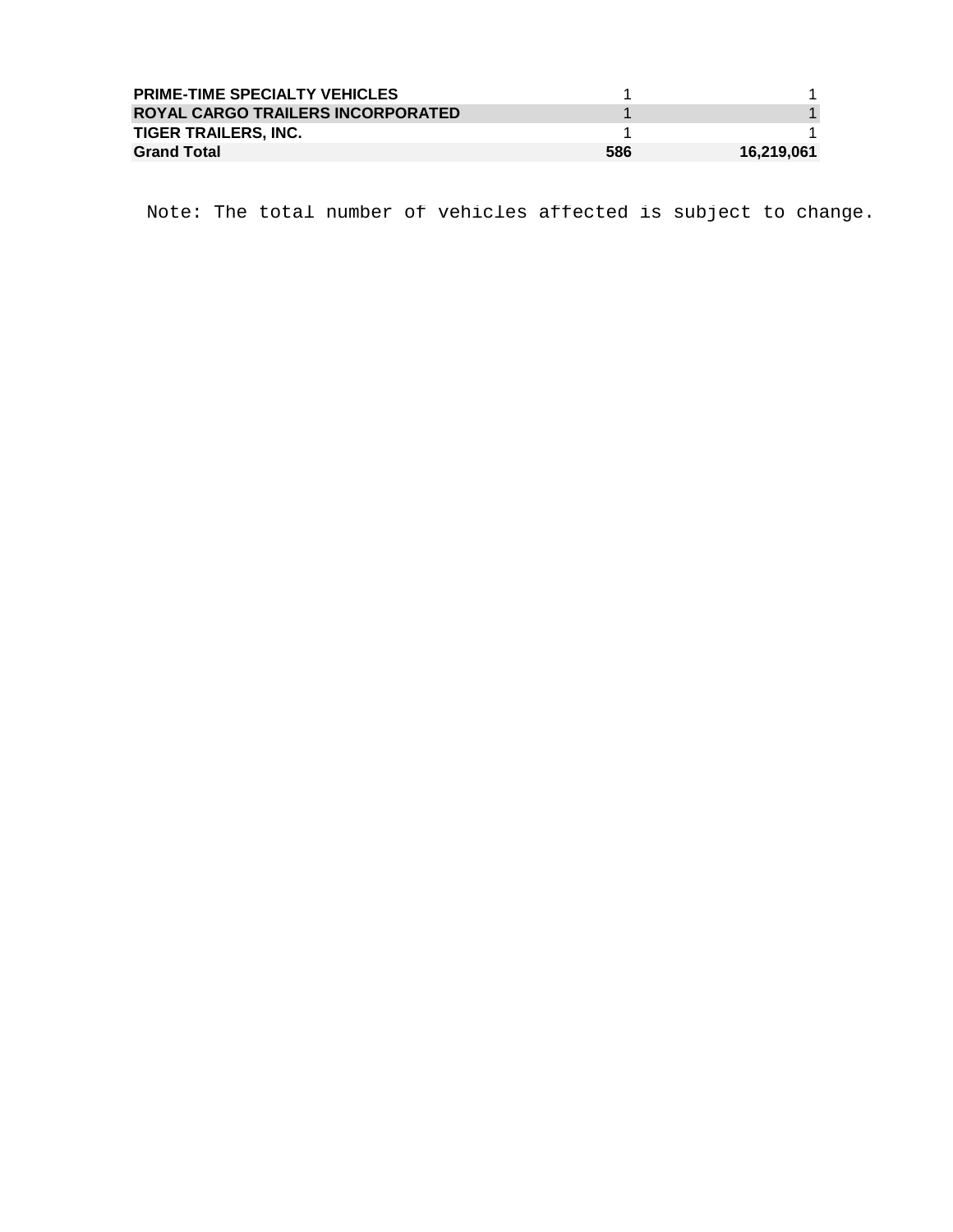| | | |
|---|---|---|
| **PRIME-TIME SPECIALTY VEHICLES** | 1 | 1 |
| **ROYAL CARGO TRAILERS INCORPORATED** | 1 | 1 |
| **TIGER TRAILERS, INC.** | 1 | 1 |
| **Grand Total** | **586** | **16,219,061** |

Note: The total number of vehicles affected is subject to change.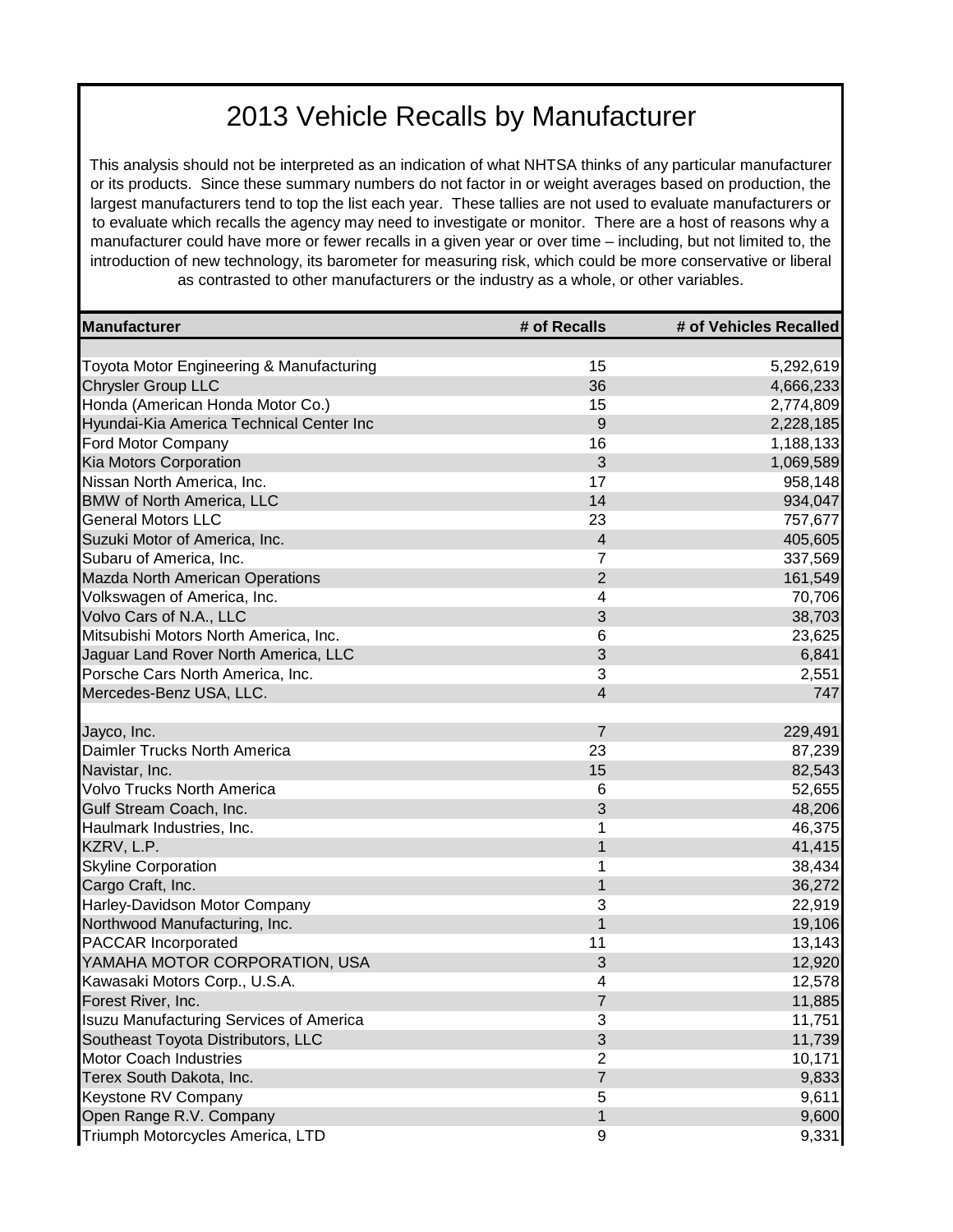# 2013 Vehicle Recalls by Manufacturer

This analysis should not be interpreted as an indication of what NHTSA thinks of any particular manufacturer or its products. Since these summary numbers do not factor in or weight averages based on production, the largest manufacturers tend to top the list each year. These tallies are not used to evaluate manufacturers or to evaluate which recalls the agency may need to investigate or monitor. There are a host of reasons why a manufacturer could have more or fewer recalls in a given year or over time – including, but not limited to, the introduction of new technology, its barometer for measuring risk, which could be more conservative or liberal as contrasted to other manufacturers or the industry as a whole, or other variables.

| Manufacturer | # of Recalls | # of Vehicles Recalled |
|---|---|---|
| | | |
| Toyota Motor Engineering & Manufacturing | 15 | 5,292,619 |
| Chrysler Group LLC | 36 | 4,666,233 |
| Honda (American Honda Motor Co.) | 15 | 2,774,809 |
| Hyundai-Kia America Technical Center Inc | 9 | 2,228,185 |
| Ford Motor Company | 16 | 1,188,133 |
| Kia Motors Corporation | 3 | 1,069,589 |
| Nissan North America, Inc. | 17 | 958,148 |
| BMW of North America, LLC | 14 | 934,047 |
| General Motors LLC | 23 | 757,677 |
| Suzuki Motor of America, Inc. | 4 | 405,605 |
| Subaru of America, Inc. | 7 | 337,569 |
| Mazda North American Operations | 2 | 161,549 |
| Volkswagen of America, Inc. | 4 | 70,706 |
| Volvo Cars of N.A., LLC | 3 | 38,703 |
| Mitsubishi Motors North America, Inc. | 6 | 23,625 |
| Jaguar Land Rover North America, LLC | 3 | 6,841 |
| Porsche Cars North America, Inc. | 3 | 2,551 |
| Mercedes-Benz USA, LLC. | 4 | 747 |
| | | |
| Jayco, Inc. | 7 | 229,491 |
| Daimler Trucks North America | 23 | 87,239 |
| Navistar, Inc. | 15 | 82,543 |
| Volvo Trucks North America | 6 | 52,655 |
| Gulf Stream Coach, Inc. | 3 | 48,206 |
| Haulmark Industries, Inc. | 1 | 46,375 |
| KZRV, L.P. | 1 | 41,415 |
| Skyline Corporation | 1 | 38,434 |
| Cargo Craft, Inc. | 1 | 36,272 |
| Harley-Davidson Motor Company | 3 | 22,919 |
| Northwood Manufacturing, Inc. | 1 | 19,106 |
| PACCAR Incorporated | 11 | 13,143 |
| YAMAHA MOTOR CORPORATION, USA | 3 | 12,920 |
| Kawasaki Motors Corp., U.S.A. | 4 | 12,578 |
| Forest River, Inc. | 7 | 11,885 |
| Isuzu Manufacturing Services of America | 3 | 11,751 |
| Southeast Toyota Distributors, LLC | 3 | 11,739 |
| Motor Coach Industries | 2 | 10,171 |
| Terex South Dakota, Inc. | 7 | 9,833 |
| Keystone RV Company | 5 | 9,611 |
| Open Range R.V. Company | 1 | 9,600 |
| Triumph Motorcycles America, LTD | 9 | 9,331 |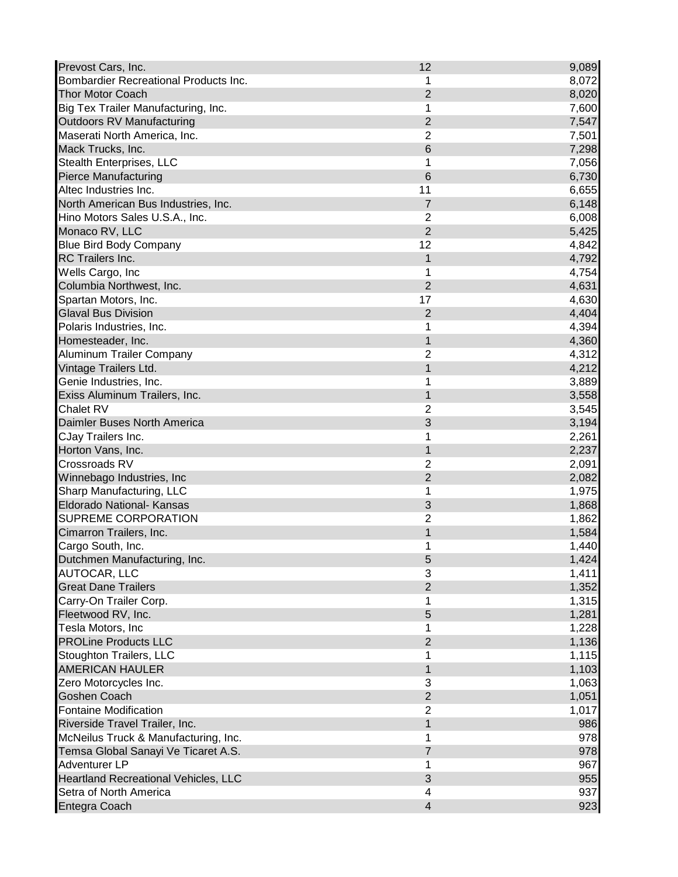| | | |
|---|---|---|
| Prevost Cars, Inc. | 12 | 9,089 |
| Bombardier Recreational Products Inc. | 1 | 8,072 |
| Thor Motor Coach | 2 | 8,020 |
| Big Tex Trailer Manufacturing, Inc. | 1 | 7,600 |
| Outdoors RV Manufacturing | 2 | 7,547 |
| Maserati North America, Inc. | 2 | 7,501 |
| Mack Trucks, Inc. | 6 | 7,298 |
| Stealth Enterprises, LLC | 1 | 7,056 |
| Pierce Manufacturing | 6 | 6,730 |
| Altec Industries Inc. | 11 | 6,655 |
| North American Bus Industries, Inc. | 7 | 6,148 |
| Hino Motors Sales U.S.A., Inc. | 2 | 6,008 |
| Monaco RV, LLC | 2 | 5,425 |
| Blue Bird Body Company | 12 | 4,842 |
| RC Trailers Inc. | 1 | 4,792 |
| Wells Cargo, Inc | 1 | 4,754 |
| Columbia Northwest, Inc. | 2 | 4,631 |
| Spartan Motors, Inc. | 17 | 4,630 |
| Glaval Bus Division | 2 | 4,404 |
| Polaris Industries, Inc. | 1 | 4,394 |
| Homesteader, Inc. | 1 | 4,360 |
| Aluminum Trailer Company | 2 | 4,312 |
| Vintage Trailers Ltd. | 1 | 4,212 |
| Genie Industries, Inc. | 1 | 3,889 |
| Exiss Aluminum Trailers, Inc. | 1 | 3,558 |
| Chalet RV | 2 | 3,545 |
| Daimler Buses North America | 3 | 3,194 |
| CJay Trailers Inc. | 1 | 2,261 |
| Horton Vans, Inc. | 1 | 2,237 |
| Crossroads RV | 2 | 2,091 |
| Winnebago Industries, Inc | 2 | 2,082 |
| Sharp Manufacturing, LLC | 1 | 1,975 |
| Eldorado National- Kansas | 3 | 1,868 |
| SUPREME CORPORATION | 2 | 1,862 |
| Cimarron Trailers, Inc. | 1 | 1,584 |
| Cargo South, Inc. | 1 | 1,440 |
| Dutchmen Manufacturing, Inc. | 5 | 1,424 |
| AUTOCAR, LLC | 3 | 1,411 |
| Great Dane Trailers | 2 | 1,352 |
| Carry-On Trailer Corp. | 1 | 1,315 |
| Fleetwood RV, Inc. | 5 | 1,281 |
| Tesla Motors, Inc | 1 | 1,228 |
| PROLine Products LLC | 2 | 1,136 |
| Stoughton Trailers, LLC | 1 | 1,115 |
| AMERICAN HAULER | 1 | 1,103 |
| Zero Motorcycles Inc. | 3 | 1,063 |
| Goshen Coach | 2 | 1,051 |
| Fontaine Modification | 2 | 1,017 |
| Riverside Travel Trailer, Inc. | 1 | 986 |
| McNeilus Truck & Manufacturing, Inc. | 1 | 978 |
| Temsa Global Sanayi Ve Ticaret A.S. | 7 | 978 |
| Adventurer LP | 1 | 967 |
| Heartland Recreational Vehicles, LLC | 3 | 955 |
| Setra of North America | 4 | 937 |
| Entegra Coach | 4 | 923 |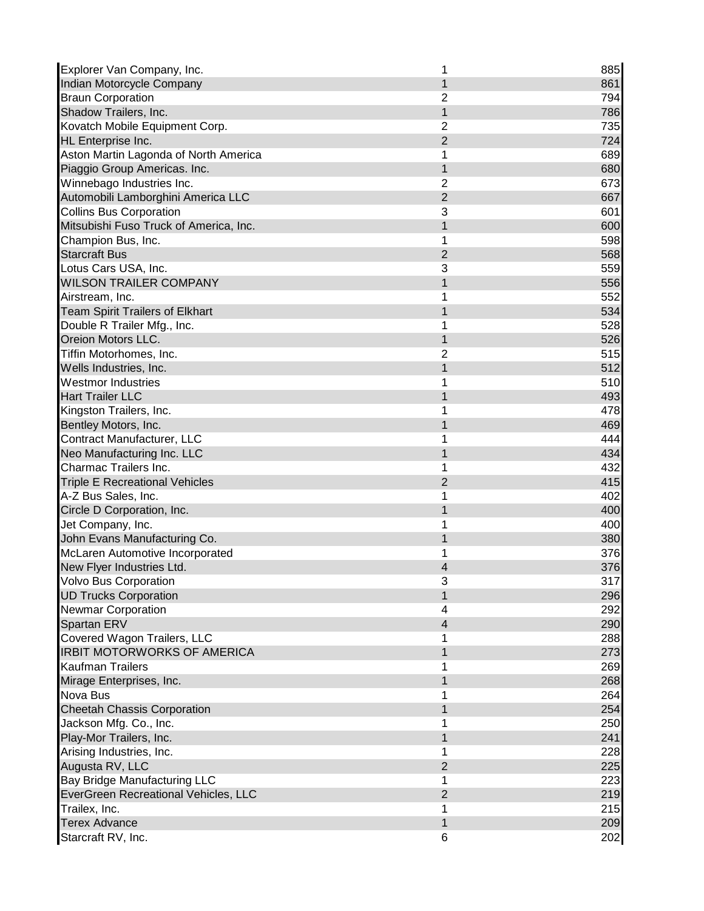| | | |
|---|---|---|
| Explorer Van Company, Inc. | 1 | 885 |
| Indian Motorcycle Company | 1 | 861 |
| Braun Corporation | 2 | 794 |
| Shadow Trailers, Inc. | 1 | 786 |
| Kovatch Mobile Equipment Corp. | 2 | 735 |
| HL Enterprise Inc. | 2 | 724 |
| Aston Martin Lagonda of North America | 1 | 689 |
| Piaggio Group Americas. Inc. | 1 | 680 |
| Winnebago Industries Inc. | 2 | 673 |
| Automobili Lamborghini America LLC | 2 | 667 |
| Collins Bus Corporation | 3 | 601 |
| Mitsubishi Fuso Truck of America, Inc. | 1 | 600 |
| Champion Bus, Inc. | 1 | 598 |
| Starcraft Bus | 2 | 568 |
| Lotus Cars USA, Inc. | 3 | 559 |
| WILSON TRAILER COMPANY | 1 | 556 |
| Airstream, Inc. | 1 | 552 |
| Team Spirit Trailers of Elkhart | 1 | 534 |
| Double R Trailer Mfg., Inc. | 1 | 528 |
| Oreion Motors LLC. | 1 | 526 |
| Tiffin Motorhomes, Inc. | 2 | 515 |
| Wells Industries, Inc. | 1 | 512 |
| Westmor Industries | 1 | 510 |
| Hart Trailer LLC | 1 | 493 |
| Kingston Trailers, Inc. | 1 | 478 |
| Bentley Motors, Inc. | 1 | 469 |
| Contract Manufacturer, LLC | 1 | 444 |
| Neo Manufacturing Inc. LLC | 1 | 434 |
| Charmac Trailers Inc. | 1 | 432 |
| Triple E Recreational Vehicles | 2 | 415 |
| A-Z Bus Sales, Inc. | 1 | 402 |
| Circle D Corporation, Inc. | 1 | 400 |
| Jet Company, Inc. | 1 | 400 |
| John Evans Manufacturing Co. | 1 | 380 |
| McLaren Automotive Incorporated | 1 | 376 |
| New Flyer Industries Ltd. | 4 | 376 |
| Volvo Bus Corporation | 3 | 317 |
| UD Trucks Corporation | 1 | 296 |
| Newmar Corporation | 4 | 292 |
| Spartan ERV | 4 | 290 |
| Covered Wagon Trailers, LLC | 1 | 288 |
| IRBIT MOTORWORKS OF AMERICA | 1 | 273 |
| Kaufman Trailers | 1 | 269 |
| Mirage Enterprises, Inc. | 1 | 268 |
| Nova Bus | 1 | 264 |
| Cheetah Chassis Corporation | 1 | 254 |
| Jackson Mfg. Co., Inc. | 1 | 250 |
| Play-Mor Trailers, Inc. | 1 | 241 |
| Arising Industries, Inc. | 1 | 228 |
| Augusta RV, LLC | 2 | 225 |
| Bay Bridge Manufacturing LLC | 1 | 223 |
| EverGreen Recreational Vehicles, LLC | 2 | 219 |
| Trailex, Inc. | 1 | 215 |
| Terex Advance | 1 | 209 |
| Starcraft RV, Inc. | 6 | 202 |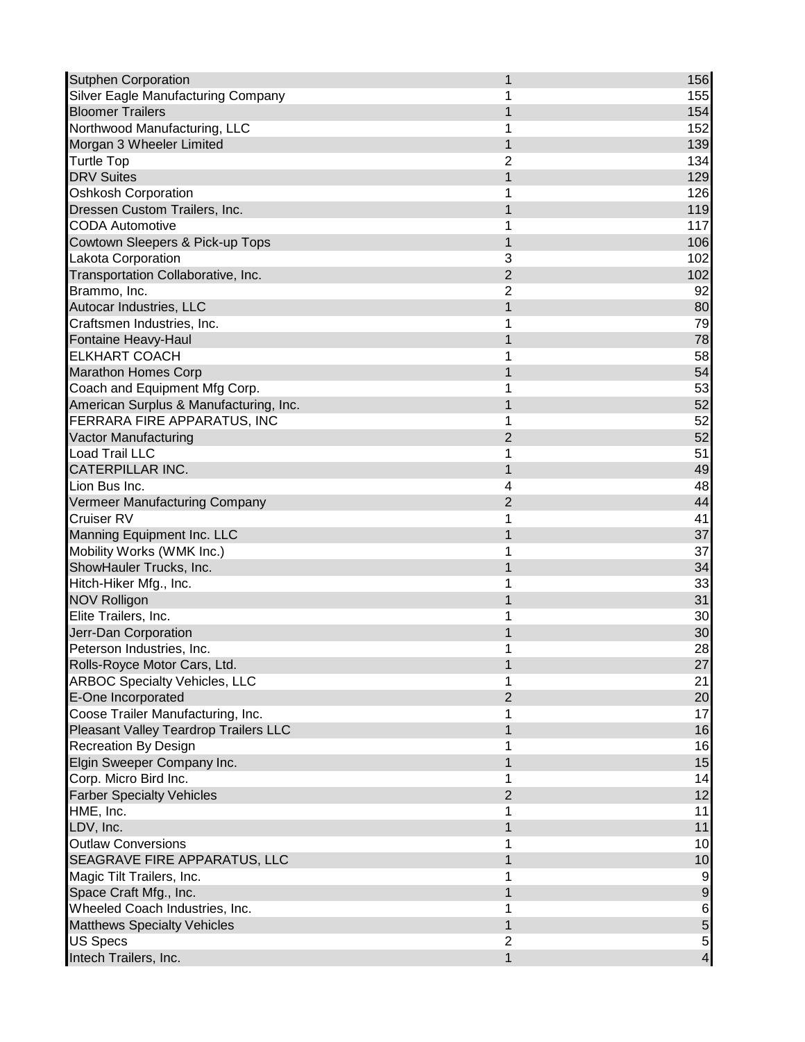| | | |
|---|---|---|
| Sutphen Corporation | 1 | 156 |
| Silver Eagle Manufacturing Company | 1 | 155 |
| Bloomer Trailers | 1 | 154 |
| Northwood Manufacturing, LLC | 1 | 152 |
| Morgan 3 Wheeler Limited | 1 | 139 |
| Turtle Top | 2 | 134 |
| DRV Suites | 1 | 129 |
| Oshkosh Corporation | 1 | 126 |
| Dressen Custom Trailers, Inc. | 1 | 119 |
| CODA Automotive | 1 | 117 |
| Cowtown Sleepers & Pick-up Tops | 1 | 106 |
| Lakota Corporation | 3 | 102 |
| Transportation Collaborative, Inc. | 2 | 102 |
| Brammo, Inc. | 2 | 92 |
| Autocar Industries, LLC | 1 | 80 |
| Craftsmen Industries, Inc. | 1 | 79 |
| Fontaine Heavy-Haul | 1 | 78 |
| ELKHART COACH | 1 | 58 |
| Marathon Homes Corp | 1 | 54 |
| Coach and Equipment Mfg Corp. | 1 | 53 |
| American Surplus & Manufacturing, Inc. | 1 | 52 |
| FERRARA FIRE APPARATUS, INC | 1 | 52 |
| Vactor Manufacturing | 2 | 52 |
| Load Trail LLC | 1 | 51 |
| CATERPILLAR INC. | 1 | 49 |
| Lion Bus Inc. | 4 | 48 |
| Vermeer Manufacturing Company | 2 | 44 |
| Cruiser RV | 1 | 41 |
| Manning Equipment Inc. LLC | 1 | 37 |
| Mobility Works (WMK Inc.) | 1 | 37 |
| ShowHauler Trucks, Inc. | 1 | 34 |
| Hitch-Hiker Mfg., Inc. | 1 | 33 |
| NOV Rolligon | 1 | 31 |
| Elite Trailers, Inc. | 1 | 30 |
| Jerr-Dan Corporation | 1 | 30 |
| Peterson Industries, Inc. | 1 | 28 |
| Rolls-Royce Motor Cars, Ltd. | 1 | 27 |
| ARBOC Specialty Vehicles, LLC | 1 | 21 |
| E-One Incorporated | 2 | 20 |
| Coose Trailer Manufacturing, Inc. | 1 | 17 |
| Pleasant Valley Teardrop Trailers LLC | 1 | 16 |
| Recreation By Design | 1 | 16 |
| Elgin Sweeper Company Inc. | 1 | 15 |
| Corp. Micro Bird Inc. | 1 | 14 |
| Farber Specialty Vehicles | 2 | 12 |
| HME, Inc. | 1 | 11 |
| LDV, Inc. | 1 | 11 |
| Outlaw Conversions | 1 | 10 |
| SEAGRAVE FIRE APPARATUS, LLC | 1 | 10 |
| Magic Tilt Trailers, Inc. | 1 | 9 |
| Space Craft Mfg., Inc. | 1 | 9 |
| Wheeled Coach Industries, Inc. | 1 | 6 |
| Matthews Specialty Vehicles | 1 | 5 |
| US Specs | 2 | 5 |
| Intech Trailers, Inc. | 1 | 4 |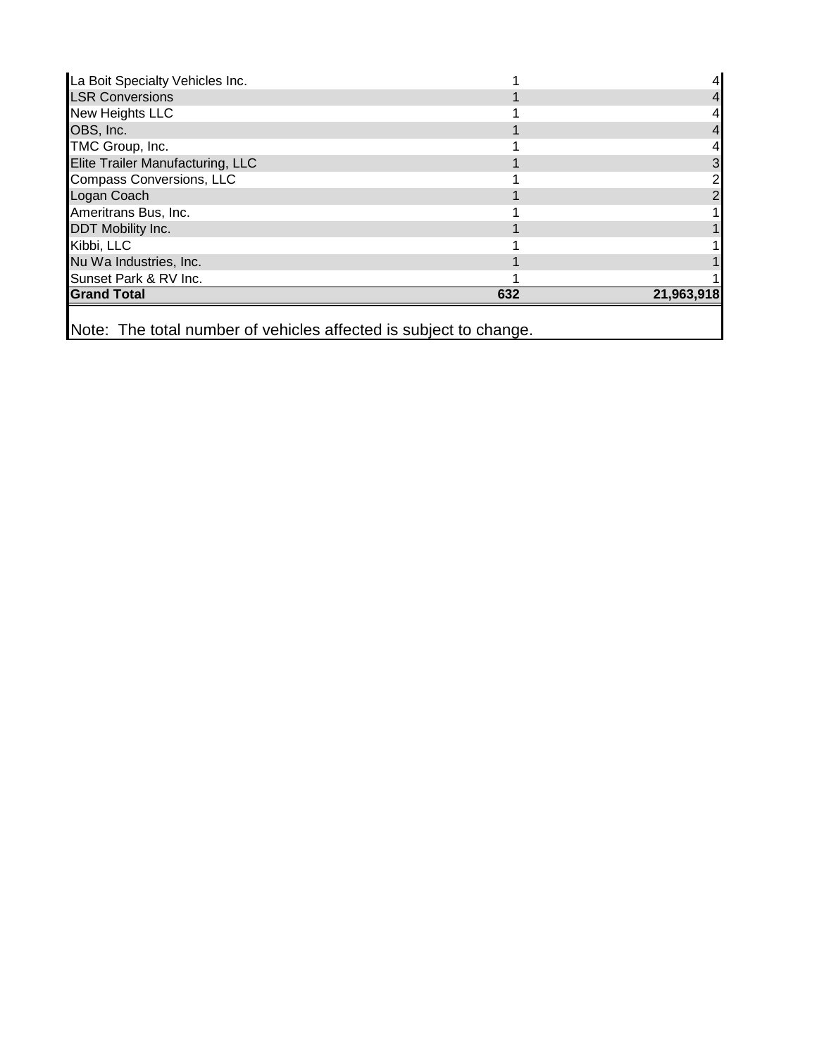| | | |
|---|---|---|
| La Boit Specialty Vehicles Inc. | 1 | 4 |
| LSR Conversions | 1 | 4 |
| New Heights LLC | 1 | 4 |
| OBS, Inc. | 1 | 4 |
| TMC Group, Inc. | 1 | 4 |
| Elite Trailer Manufacturing, LLC | 1 | 3 |
| Compass Conversions, LLC | 1 | 2 |
| Logan Coach | 1 | 2 |
| Ameritrans Bus, Inc. | 1 | 1 |
| DDT Mobility Inc. | 1 | 1 |
| Kibbi, LLC | 1 | 1 |
| Nu Wa Industries, Inc. | 1 | 1 |
| Sunset Park & RV Inc. | 1 | 1 |
| **Grand Total** | **632** | **21,963,918** |

Note: The total number of vehicles affected is subject to change.